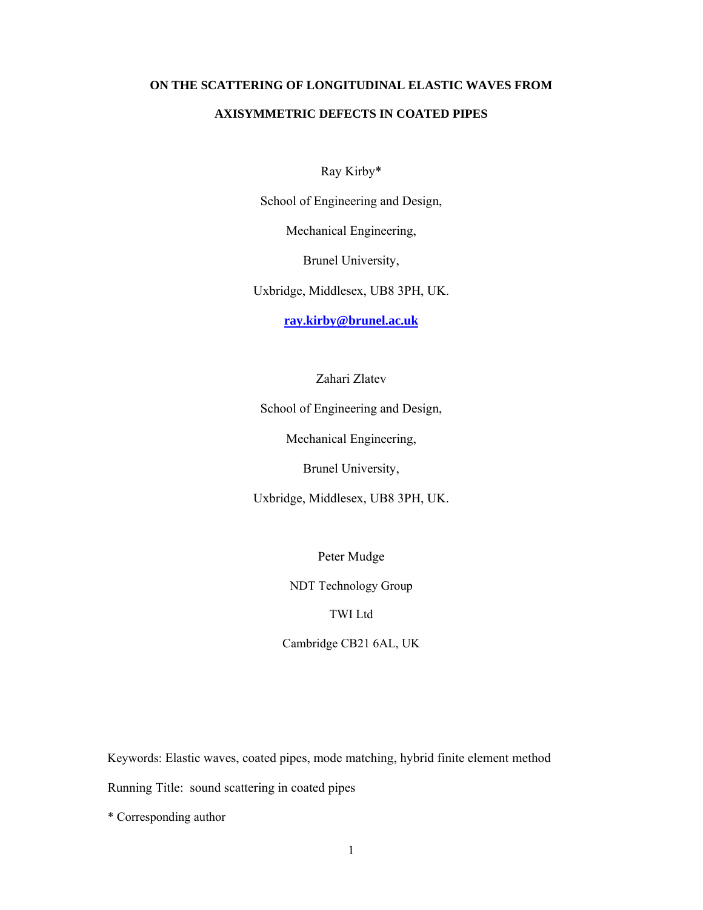# ON THE SCATTERING OF LONGITUDINAL ELASTIC WAVES FROM AXISYMMETRIC DEFECTS IN COATED PIPES

Ray Kirby*

School of Engineering and Design,

Mechanical Engineering,

Brunel University,

Uxbridge, Middlesex, UB8 3PH, UK.

**ray.kirby@brunel.ac.uk**

Zahari Zlatev

School of Engineering and Design,

Mechanical Engineering,

Brunel University,

Uxbridge, Middlesex, UB8 3PH, UK.

Peter Mudge

NDT Technology Group

TWI Ltd

Cambridge CB21 6AL, UK

Keywords: Elastic waves, coated pipes, mode matching, hybrid finite element method

Running Title: sound scattering in coated pipes

\* Corresponding author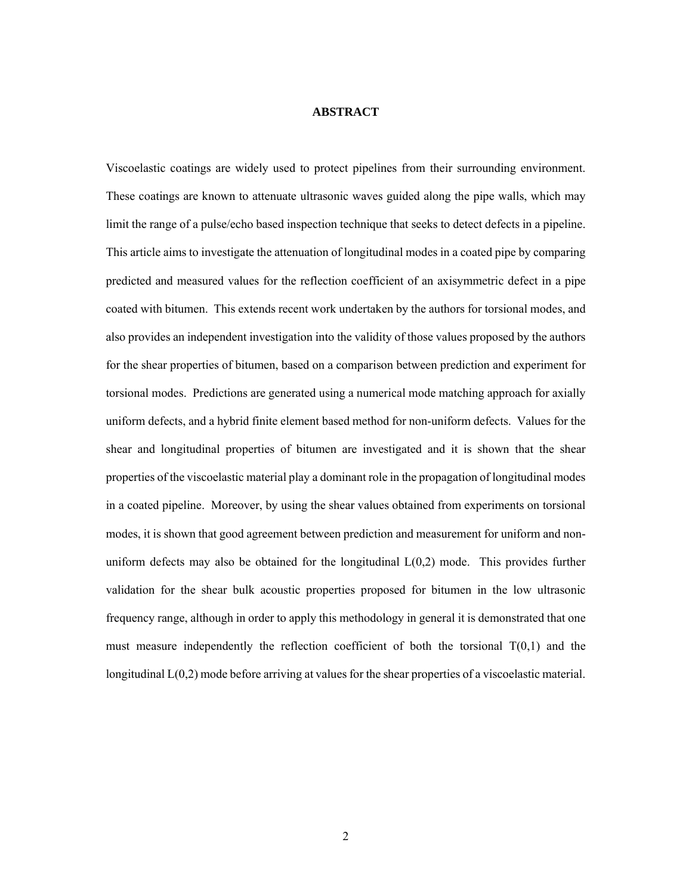## ABSTRACT

Viscoelastic coatings are widely used to protect pipelines from their surrounding environment. These coatings are known to attenuate ultrasonic waves guided along the pipe walls, which may limit the range of a pulse/echo based inspection technique that seeks to detect defects in a pipeline. This article aims to investigate the attenuation of longitudinal modes in a coated pipe by comparing predicted and measured values for the reflection coefficient of an axisymmetric defect in a pipe coated with bitumen. This extends recent work undertaken by the authors for torsional modes, and also provides an independent investigation into the validity of those values proposed by the authors for the shear properties of bitumen, based on a comparison between prediction and experiment for torsional modes. Predictions are generated using a numerical mode matching approach for axially uniform defects, and a hybrid finite element based method for non-uniform defects. Values for the shear and longitudinal properties of bitumen are investigated and it is shown that the shear properties of the viscoelastic material play a dominant role in the propagation of longitudinal modes in a coated pipeline. Moreover, by using the shear values obtained from experiments on torsional modes, it is shown that good agreement between prediction and measurement for uniform and non-uniform defects may also be obtained for the longitudinal L(0,2) mode. This provides further validation for the shear bulk acoustic properties proposed for bitumen in the low ultrasonic frequency range, although in order to apply this methodology in general it is demonstrated that one must measure independently the reflection coefficient of both the torsional T(0,1) and the longitudinal L(0,2) mode before arriving at values for the shear properties of a viscoelastic material.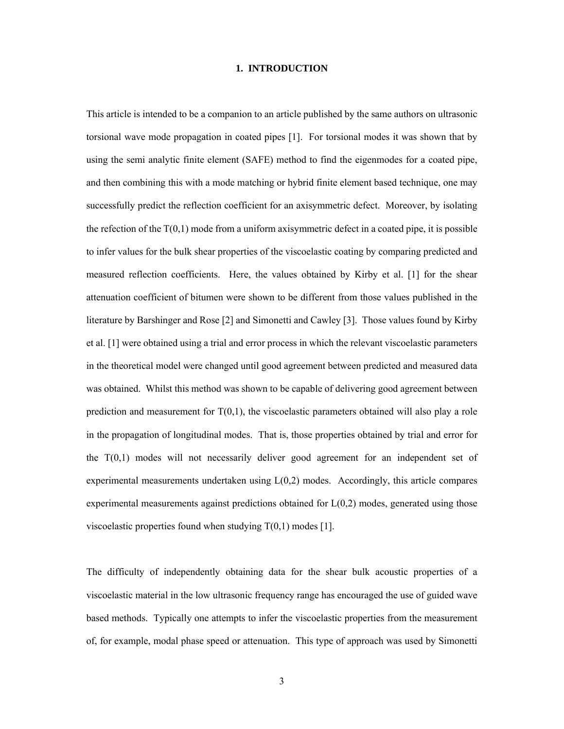# 1. INTRODUCTION

This article is intended to be a companion to an article published by the same authors on ultrasonic torsional wave mode propagation in coated pipes [1]. For torsional modes it was shown that by using the semi analytic finite element (SAFE) method to find the eigenmodes for a coated pipe, and then combining this with a mode matching or hybrid finite element based technique, one may successfully predict the reflection coefficient for an axisymmetric defect. Moreover, by isolating the refection of the T(0,1) mode from a uniform axisymmetric defect in a coated pipe, it is possible to infer values for the bulk shear properties of the viscoelastic coating by comparing predicted and measured reflection coefficients. Here, the values obtained by Kirby et al. [1] for the shear attenuation coefficient of bitumen were shown to be different from those values published in the literature by Barshinger and Rose [2] and Simonetti and Cawley [3]. Those values found by Kirby et al. [1] were obtained using a trial and error process in which the relevant viscoelastic parameters in the theoretical model were changed until good agreement between predicted and measured data was obtained. Whilst this method was shown to be capable of delivering good agreement between prediction and measurement for T(0,1), the viscoelastic parameters obtained will also play a role in the propagation of longitudinal modes. That is, those properties obtained by trial and error for the T(0,1) modes will not necessarily deliver good agreement for an independent set of experimental measurements undertaken using L(0,2) modes. Accordingly, this article compares experimental measurements against predictions obtained for L(0,2) modes, generated using those viscoelastic properties found when studying T(0,1) modes [1].

The difficulty of independently obtaining data for the shear bulk acoustic properties of a viscoelastic material in the low ultrasonic frequency range has encouraged the use of guided wave based methods. Typically one attempts to infer the viscoelastic properties from the measurement of, for example, modal phase speed or attenuation. This type of approach was used by Simonetti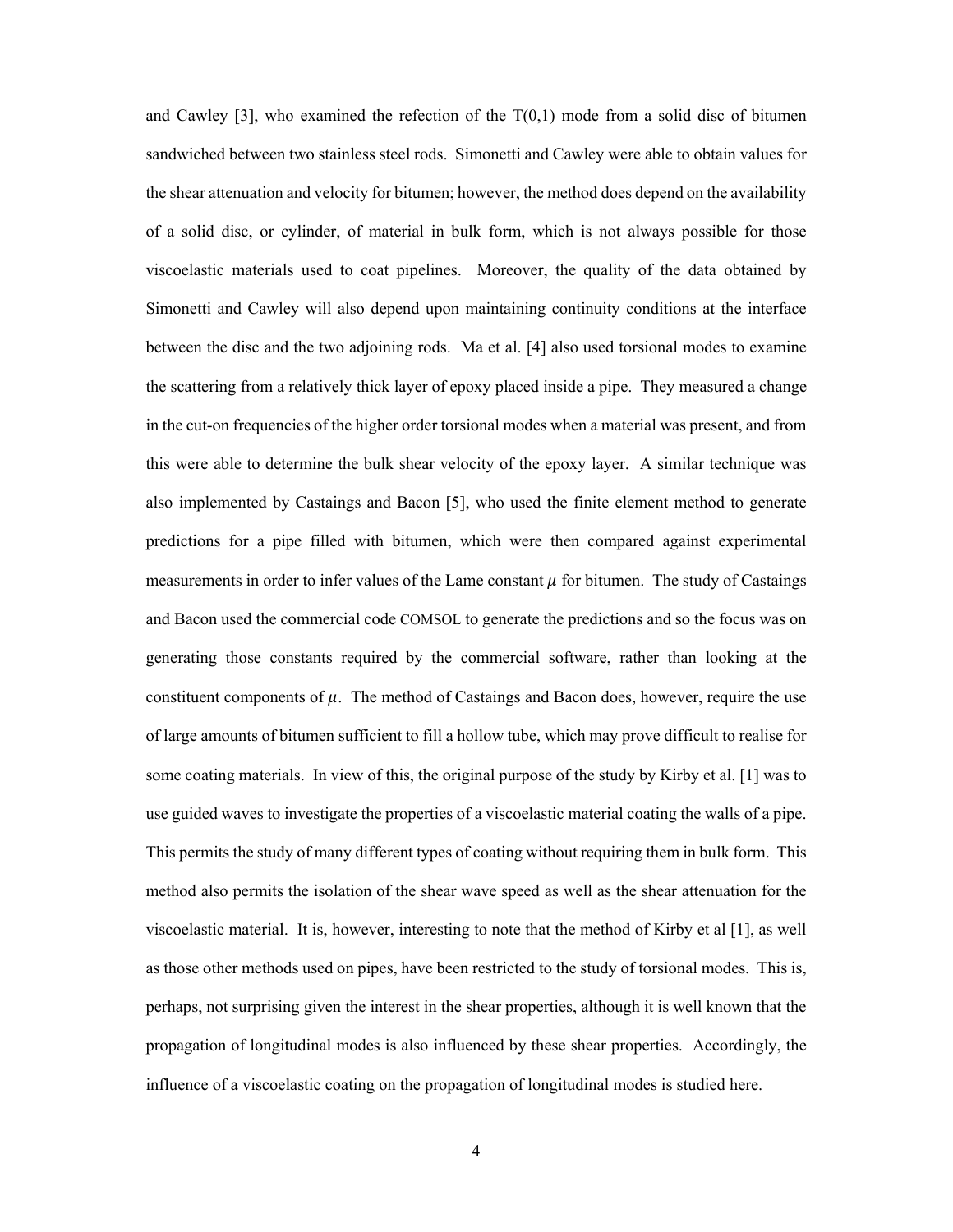and Cawley [3], who examined the refection of the T(0,1) mode from a solid disc of bitumen sandwiched between two stainless steel rods. Simonetti and Cawley were able to obtain values for the shear attenuation and velocity for bitumen; however, the method does depend on the availability of a solid disc, or cylinder, of material in bulk form, which is not always possible for those viscoelastic materials used to coat pipelines. Moreover, the quality of the data obtained by Simonetti and Cawley will also depend upon maintaining continuity conditions at the interface between the disc and the two adjoining rods. Ma et al. [4] also used torsional modes to examine the scattering from a relatively thick layer of epoxy placed inside a pipe. They measured a change in the cut-on frequencies of the higher order torsional modes when a material was present, and from this were able to determine the bulk shear velocity of the epoxy layer. A similar technique was also implemented by Castaings and Bacon [5], who used the finite element method to generate predictions for a pipe filled with bitumen, which were then compared against experimental measurements in order to infer values of the Lame constant $\mu$ for bitumen. The study of Castaings and Bacon used the commercial code COMSOL to generate the predictions and so the focus was on generating those constants required by the commercial software, rather than looking at the constituent components of $\mu$. The method of Castaings and Bacon does, however, require the use of large amounts of bitumen sufficient to fill a hollow tube, which may prove difficult to realise for some coating materials. In view of this, the original purpose of the study by Kirby et al. [1] was to use guided waves to investigate the properties of a viscoelastic material coating the walls of a pipe. This permits the study of many different types of coating without requiring them in bulk form. This method also permits the isolation of the shear wave speed as well as the shear attenuation for the viscoelastic material. It is, however, interesting to note that the method of Kirby et al [1], as well as those other methods used on pipes, have been restricted to the study of torsional modes. This is, perhaps, not surprising given the interest in the shear properties, although it is well known that the propagation of longitudinal modes is also influenced by these shear properties. Accordingly, the influence of a viscoelastic coating on the propagation of longitudinal modes is studied here.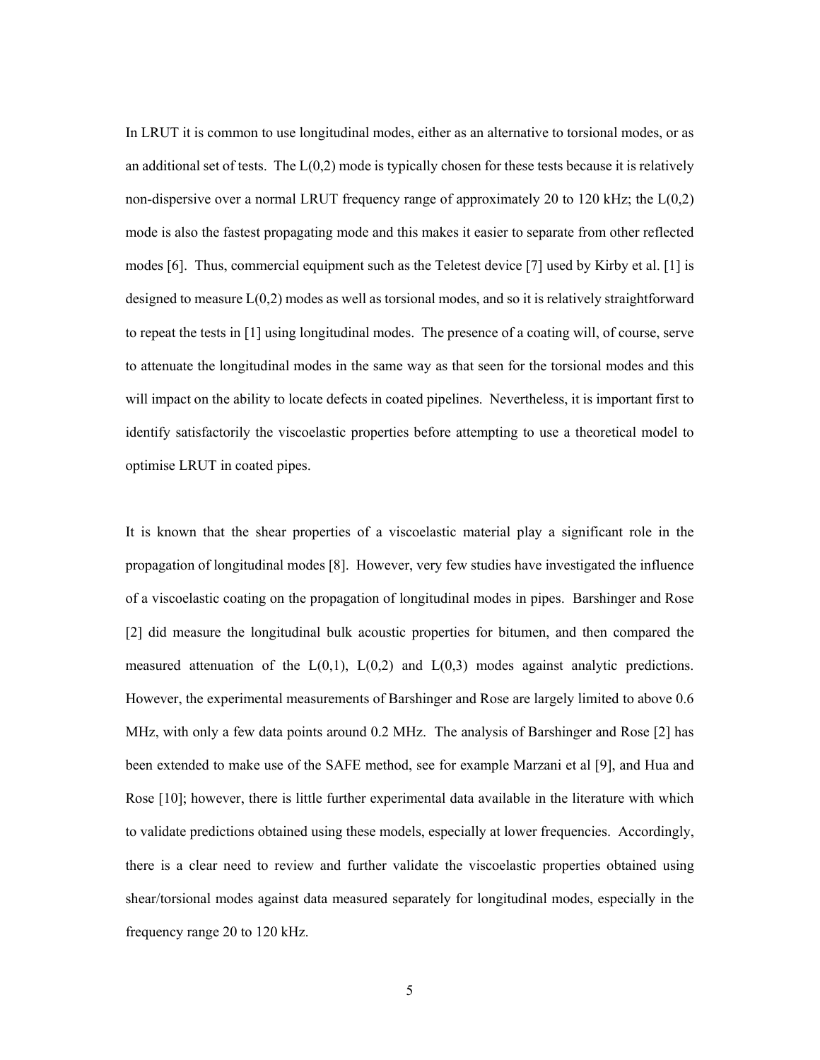In LRUT it is common to use longitudinal modes, either as an alternative to torsional modes, or as an additional set of tests. The L(0,2) mode is typically chosen for these tests because it is relatively non-dispersive over a normal LRUT frequency range of approximately 20 to 120 kHz; the L(0,2) mode is also the fastest propagating mode and this makes it easier to separate from other reflected modes [6]. Thus, commercial equipment such as the Teletest device [7] used by Kirby et al. [1] is designed to measure L(0,2) modes as well as torsional modes, and so it is relatively straightforward to repeat the tests in [1] using longitudinal modes. The presence of a coating will, of course, serve to attenuate the longitudinal modes in the same way as that seen for the torsional modes and this will impact on the ability to locate defects in coated pipelines. Nevertheless, it is important first to identify satisfactorily the viscoelastic properties before attempting to use a theoretical model to optimise LRUT in coated pipes.

It is known that the shear properties of a viscoelastic material play a significant role in the propagation of longitudinal modes [8]. However, very few studies have investigated the influence of a viscoelastic coating on the propagation of longitudinal modes in pipes. Barshinger and Rose [2] did measure the longitudinal bulk acoustic properties for bitumen, and then compared the measured attenuation of the L(0,1), L(0,2) and L(0,3) modes against analytic predictions. However, the experimental measurements of Barshinger and Rose are largely limited to above 0.6 MHz, with only a few data points around 0.2 MHz. The analysis of Barshinger and Rose [2] has been extended to make use of the SAFE method, see for example Marzani et al [9], and Hua and Rose [10]; however, there is little further experimental data available in the literature with which to validate predictions obtained using these models, especially at lower frequencies. Accordingly, there is a clear need to review and further validate the viscoelastic properties obtained using shear/torsional modes against data measured separately for longitudinal modes, especially in the frequency range 20 to 120 kHz.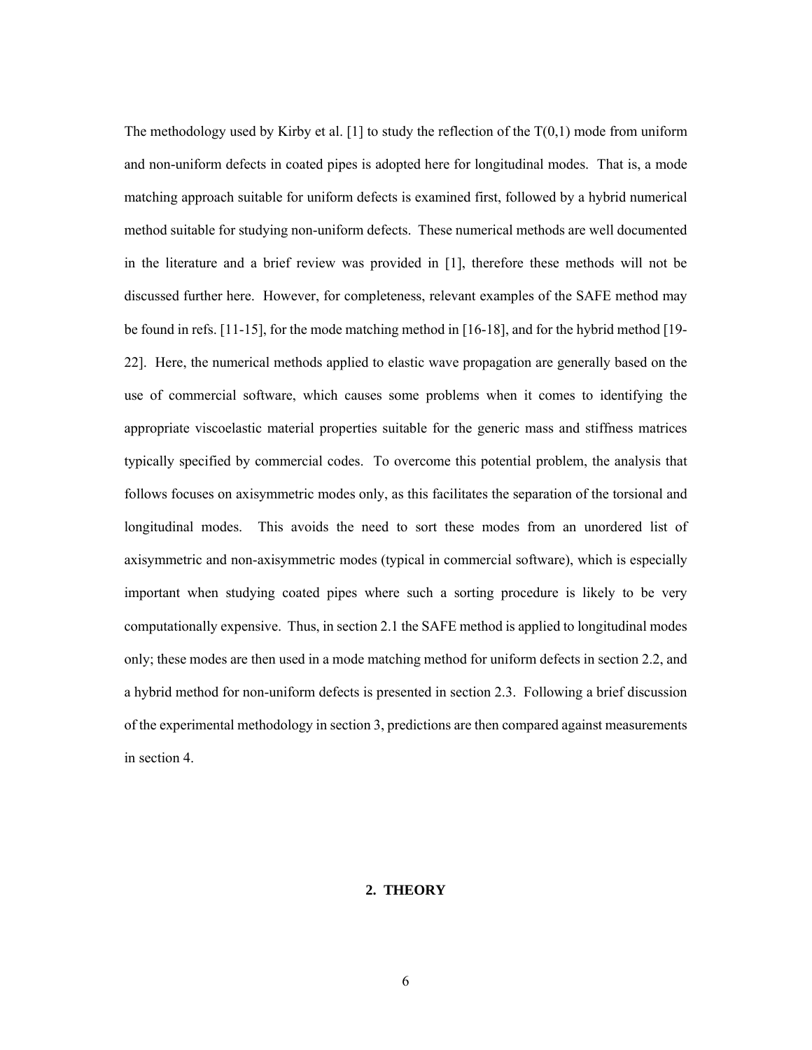The methodology used by Kirby et al. [1] to study the reflection of the T(0,1) mode from uniform and non-uniform defects in coated pipes is adopted here for longitudinal modes. That is, a mode matching approach suitable for uniform defects is examined first, followed by a hybrid numerical method suitable for studying non-uniform defects. These numerical methods are well documented in the literature and a brief review was provided in [1], therefore these methods will not be discussed further here. However, for completeness, relevant examples of the SAFE method may be found in refs. [11-15], for the mode matching method in [16-18], and for the hybrid method [19-22]. Here, the numerical methods applied to elastic wave propagation are generally based on the use of commercial software, which causes some problems when it comes to identifying the appropriate viscoelastic material properties suitable for the generic mass and stiffness matrices typically specified by commercial codes. To overcome this potential problem, the analysis that follows focuses on axisymmetric modes only, as this facilitates the separation of the torsional and longitudinal modes. This avoids the need to sort these modes from an unordered list of axisymmetric and non-axisymmetric modes (typical in commercial software), which is especially important when studying coated pipes where such a sorting procedure is likely to be very computationally expensive. Thus, in section 2.1 the SAFE method is applied to longitudinal modes only; these modes are then used in a mode matching method for uniform defects in section 2.2, and a hybrid method for non-uniform defects is presented in section 2.3. Following a brief discussion of the experimental methodology in section 3, predictions are then compared against measurements in section 4.

## 2. THEORY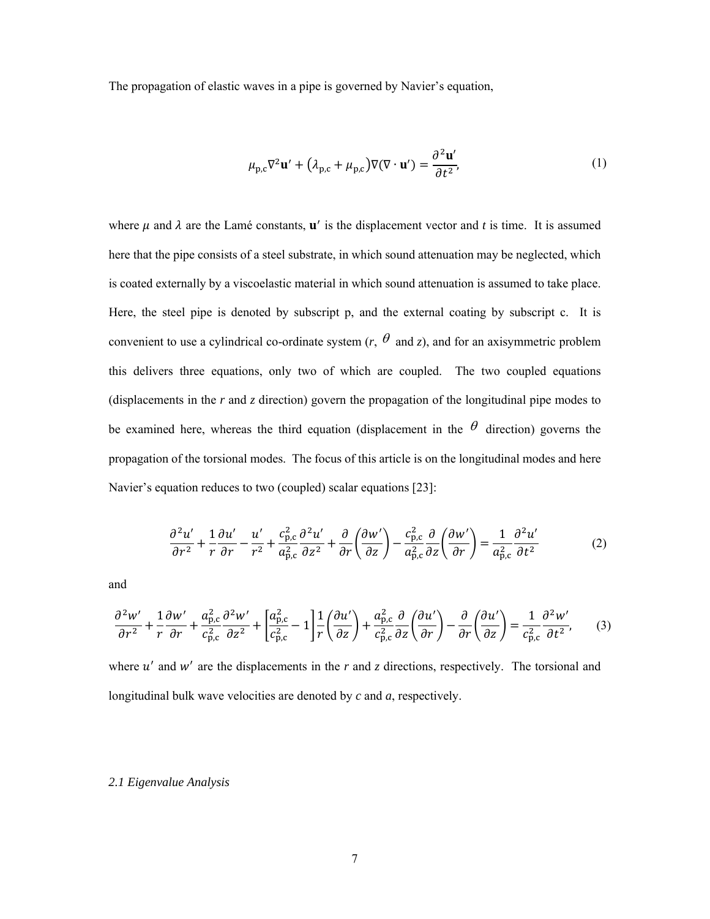The propagation of elastic waves in a pipe is governed by Navier's equation,

$$\mu_{\mathrm{p,c}}\nabla^2\mathbf{u}' + \left(\lambda_{\mathrm{p,c}} + \mu_{\mathrm{p,c}}\right)\nabla(\nabla\cdot\mathbf{u}') = \frac{\partial^2\mathbf{u}'}{\partial t^2}, \tag{1}$$

where $\mu$ and $\lambda$ are the Lamé constants, $\mathbf{u}'$ is the displacement vector and $t$ is time. It is assumed here that the pipe consists of a steel substrate, in which sound attenuation may be neglected, which is coated externally by a viscoelastic material in which sound attenuation is assumed to take place. Here, the steel pipe is denoted by subscript p, and the external coating by subscript c. It is convenient to use a cylindrical co-ordinate system ($r$, $\theta$ and $z$), and for an axisymmetric problem this delivers three equations, only two of which are coupled. The two coupled equations (displacements in the $r$ and $z$ direction) govern the propagation of the longitudinal pipe modes to be examined here, whereas the third equation (displacement in the $\theta$ direction) governs the propagation of the torsional modes. The focus of this article is on the longitudinal modes and here Navier's equation reduces to two (coupled) scalar equations [23]:

$$\frac{\partial^2 u'}{\partial r^2} + \frac{1}{r}\frac{\partial u'}{\partial r} - \frac{u'}{r^2} + \frac{c_{\mathrm{p,c}}^2}{a_{\mathrm{p,c}}^2}\frac{\partial^2 u'}{\partial z^2} + \frac{\partial}{\partial r}\left(\frac{\partial w'}{\partial z}\right) - \frac{c_{\mathrm{p,c}}^2}{a_{\mathrm{p,c}}^2}\frac{\partial}{\partial z}\left(\frac{\partial w'}{\partial r}\right) = \frac{1}{a_{\mathrm{p,c}}^2}\frac{\partial^2 u'}{\partial t^2} \tag{2}$$

and

$$\frac{\partial^2 w'}{\partial r^2} + \frac{1}{r}\frac{\partial w'}{\partial r} + \frac{a_{\mathrm{p,c}}^2}{c_{\mathrm{p,c}}^2}\frac{\partial^2 w'}{\partial z^2} + \left[\frac{a_{\mathrm{p,c}}^2}{c_{\mathrm{p,c}}^2} - 1\right]\frac{1}{r}\left(\frac{\partial u'}{\partial z}\right) + \frac{a_{\mathrm{p,c}}^2}{c_{\mathrm{p,c}}^2}\frac{\partial}{\partial z}\left(\frac{\partial u'}{\partial r}\right) - \frac{\partial}{\partial r}\left(\frac{\partial u'}{\partial z}\right) = \frac{1}{c_{\mathrm{p,c}}^2}\frac{\partial^2 w'}{\partial t^2}, \tag{3}$$

where $u'$ and $w'$ are the displacements in the $r$ and $z$ directions, respectively. The torsional and longitudinal bulk wave velocities are denoted by $c$ and $a$, respectively.

### *2.1 Eigenvalue Analysis*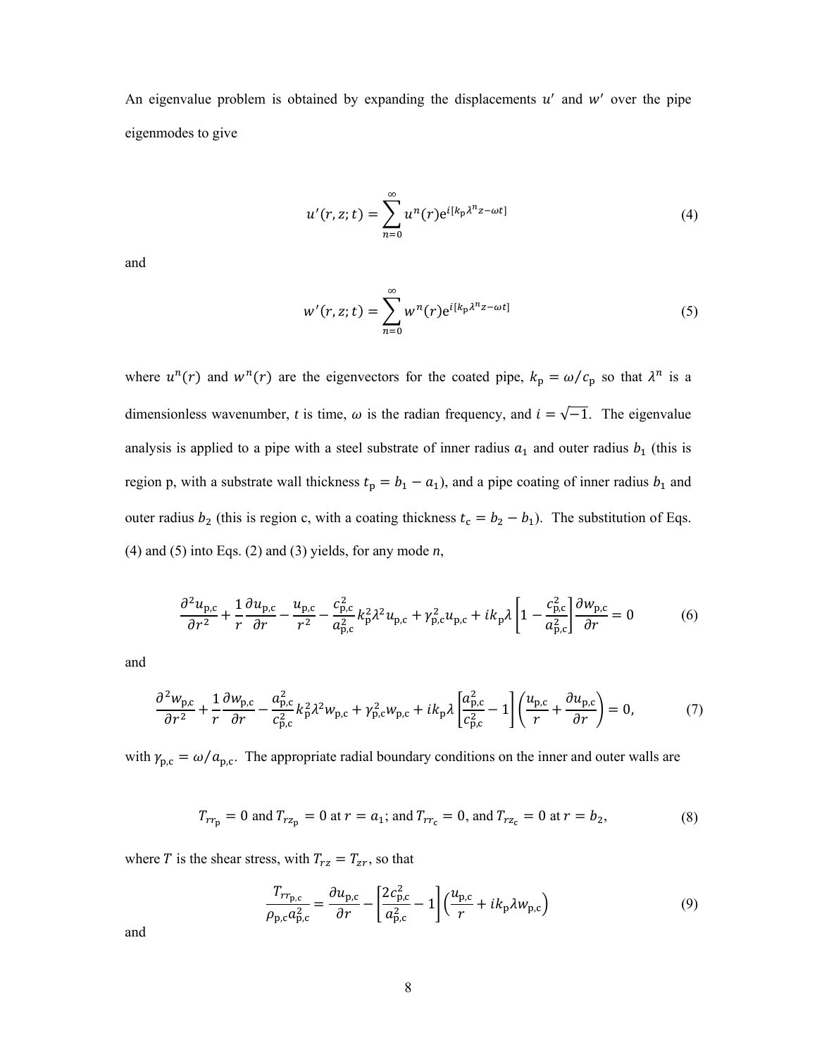An eigenvalue problem is obtained by expanding the displacements $u'$ and $w'$ over the pipe eigenmodes to give

$$u'(r,z;t) = \sum_{n=0}^{\infty} u^n(r) \mathrm{e}^{i[k_\mathrm{p}\lambda^n z - \omega t]} \tag{4}$$

and

$$w'(r,z;t) = \sum_{n=0}^{\infty} w^n(r) \mathrm{e}^{i[k_\mathrm{p}\lambda^n z - \omega t]} \tag{5}$$

where $u^n(r)$ and $w^n(r)$ are the eigenvectors for the coated pipe, $k_\mathrm{p} = \omega/c_\mathrm{p}$ so that $\lambda^n$ is a dimensionless wavenumber, $t$ is time, $\omega$ is the radian frequency, and $i = \sqrt{-1}$. The eigenvalue analysis is applied to a pipe with a steel substrate of inner radius $a_1$ and outer radius $b_1$ (this is region p, with a substrate wall thickness $t_\mathrm{p} = b_1 - a_1$), and a pipe coating of inner radius $b_1$ and outer radius $b_2$ (this is region c, with a coating thickness $t_\mathrm{c} = b_2 - b_1$). The substitution of Eqs. (4) and (5) into Eqs. (2) and (3) yields, for any mode $n$,

$$\frac{\partial^2 u_{\mathrm{p,c}}}{\partial r^2} + \frac{1}{r}\frac{\partial u_{\mathrm{p,c}}}{\partial r} - \frac{u_{\mathrm{p,c}}}{r^2} - \frac{c_{\mathrm{p,c}}^2}{a_{\mathrm{p,c}}^2} k_\mathrm{p}^2 \lambda^2 u_{\mathrm{p,c}} + \gamma_{\mathrm{p,c}}^2 u_{\mathrm{p,c}} + i k_\mathrm{p} \lambda \left[1 - \frac{c_{\mathrm{p,c}}^2}{a_{\mathrm{p,c}}^2}\right] \frac{\partial w_{\mathrm{p,c}}}{\partial r} = 0 \tag{6}$$

and

$$\frac{\partial^2 w_{\mathrm{p,c}}}{\partial r^2} + \frac{1}{r}\frac{\partial w_{\mathrm{p,c}}}{\partial r} - \frac{a_{\mathrm{p,c}}^2}{c_{\mathrm{p,c}}^2} k_\mathrm{p}^2 \lambda^2 w_{\mathrm{p,c}} + \gamma_{\mathrm{p,c}}^2 w_{\mathrm{p,c}} + i k_\mathrm{p} \lambda \left[\frac{a_{\mathrm{p,c}}^2}{c_{\mathrm{p,c}}^2} - 1\right] \left(\frac{u_{\mathrm{p,c}}}{r} + \frac{\partial u_{\mathrm{p,c}}}{\partial r}\right) = 0, \tag{7}$$

with $\gamma_{\mathrm{p,c}} = \omega/a_{\mathrm{p,c}}$. The appropriate radial boundary conditions on the inner and outer walls are

$$T_{rr_\mathrm{p}} = 0 \text{ and } T_{rz_\mathrm{p}} = 0 \text{ at } r = a_1; \text{ and } T_{rr_\mathrm{c}} = 0, \text{ and } T_{rz_\mathrm{c}} = 0 \text{ at } r = b_2, \tag{8}$$

where $T$ is the shear stress, with $T_{rz} = T_{zr}$, so that

$$\frac{T_{rr_{\mathrm{p,c}}}}{\rho_{\mathrm{p,c}} a_{\mathrm{p,c}}^2} = \frac{\partial u_{\mathrm{p,c}}}{\partial r} - \left[\frac{2 c_{\mathrm{p,c}}^2}{a_{\mathrm{p,c}}^2} - 1\right] \left(\frac{u_{\mathrm{p,c}}}{r} + i k_\mathrm{p} \lambda w_{\mathrm{p,c}}\right) \tag{9}$$

and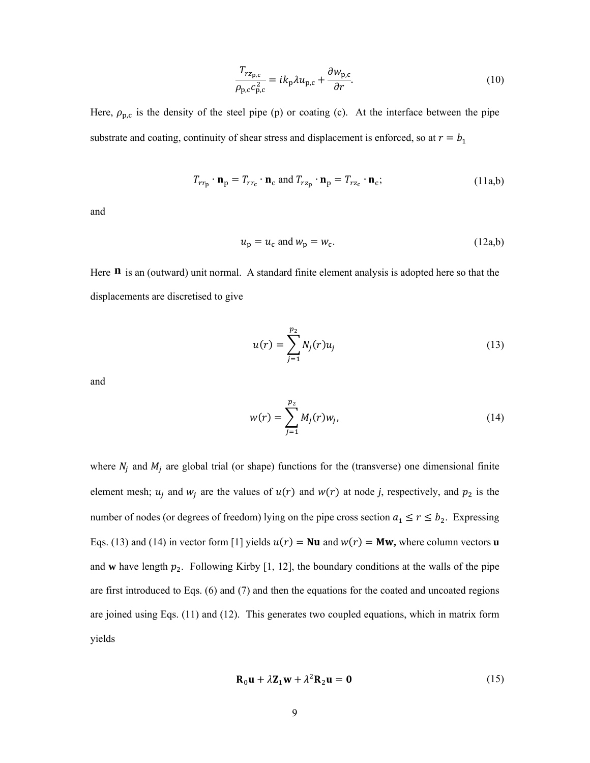$$\frac{T_{rz_{\mathrm{p,c}}}}{\rho_{\mathrm{p,c}} c_{\mathrm{p,c}}^2} = i k_{\mathrm{p}} \lambda u_{\mathrm{p,c}} + \frac{\partial w_{\mathrm{p,c}}}{\partial r}. \tag{10}$$

Here, $\rho_{\mathrm{p,c}}$ is the density of the steel pipe (p) or coating (c). At the interface between the pipe substrate and coating, continuity of shear stress and displacement is enforced, so at $r = b_1$

$$T_{rr_{\mathrm{p}}} \cdot \mathbf{n}_{\mathrm{p}} = T_{rr_{\mathrm{c}}} \cdot \mathbf{n}_{\mathrm{c}} \text{ and } T_{rz_{\mathrm{p}}} \cdot \mathbf{n}_{\mathrm{p}} = T_{rz_{\mathrm{c}}} \cdot \mathbf{n}_{\mathrm{c}}; \tag{11a,b}$$

and

$$u_{\mathrm{p}} = u_{\mathrm{c}} \text{ and } w_{\mathrm{p}} = w_{\mathrm{c}}. \tag{12a,b}$$

Here $\mathbf{n}$ is an (outward) unit normal. A standard finite element analysis is adopted here so that the displacements are discretised to give

$$u(r) = \sum_{j=1}^{p_2} N_j(r) u_j \tag{13}$$

and

$$w(r) = \sum_{j=1}^{p_2} M_j(r) w_j, \tag{14}$$

where $N_j$ and $M_j$ are global trial (or shape) functions for the (transverse) one dimensional finite element mesh; $u_j$ and $w_j$ are the values of $u(r)$ and $w(r)$ at node $j$, respectively, and $p_2$ is the number of nodes (or degrees of freedom) lying on the pipe cross section $a_1 \leq r \leq b_2$. Expressing Eqs. (13) and (14) in vector form [1] yields $u(r) = \mathbf{N}\mathbf{u}$ and $w(r) = \mathbf{M}\mathbf{w}$, where column vectors $\mathbf{u}$ and $\mathbf{w}$ have length $p_2$. Following Kirby [1, 12], the boundary conditions at the walls of the pipe are first introduced to Eqs. (6) and (7) and then the equations for the coated and uncoated regions are joined using Eqs. (11) and (12). This generates two coupled equations, which in matrix form yields

$$\mathbf{R}_0 \mathbf{u} + \lambda \mathbf{Z}_1 \mathbf{w} + \lambda^2 \mathbf{R}_2 \mathbf{u} = \mathbf{0} \tag{15}$$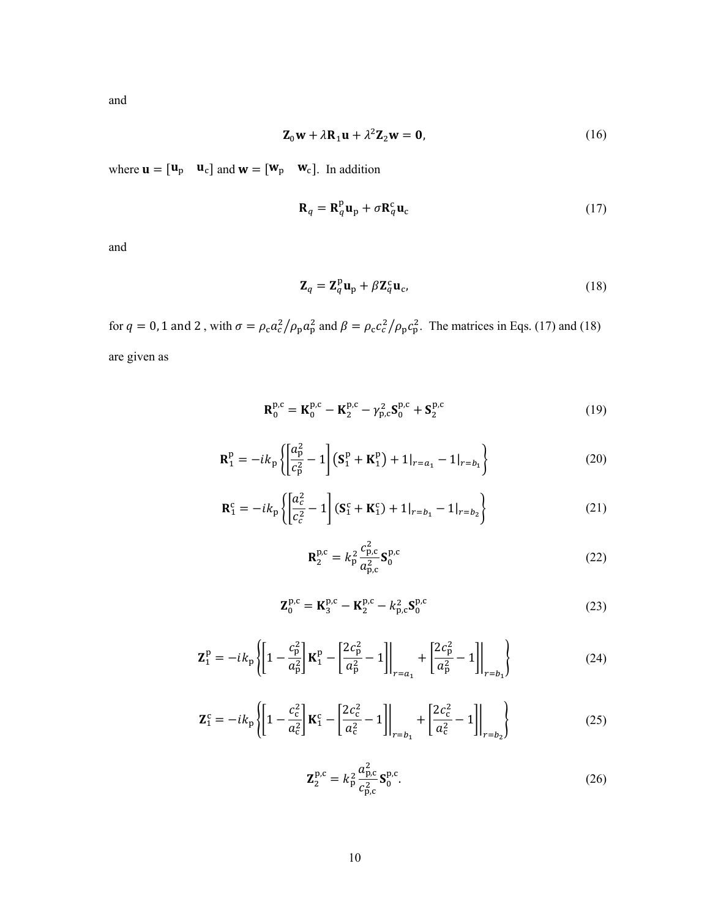and

$$\mathbf{Z}_0\mathbf{w} + \lambda\mathbf{R}_1\mathbf{u} + \lambda^2\mathbf{Z}_2\mathbf{w} = \mathbf{0}, \tag{16}$$

where $\mathbf{u} = [\mathbf{u}_\mathrm{p} \quad \mathbf{u}_\mathrm{c}]$ and $\mathbf{w} = [\mathbf{w}_\mathrm{p} \quad \mathbf{w}_\mathrm{c}]$. In addition

$$\mathbf{R}_q = \mathbf{R}_q^\mathrm{p}\mathbf{u}_\mathrm{p} + \sigma\mathbf{R}_q^\mathrm{c}\mathbf{u}_\mathrm{c} \tag{17}$$

and

$$\mathbf{Z}_q = \mathbf{Z}_q^\mathrm{p}\mathbf{u}_\mathrm{p} + \beta\mathbf{Z}_q^\mathrm{c}\mathbf{u}_\mathrm{c}, \tag{18}$$

for $q = 0, 1$ and $2$, with $\sigma = \rho_\mathrm{c}a_c^2/\rho_\mathrm{p}a_\mathrm{p}^2$ and $\beta = \rho_\mathrm{c}c_c^2/\rho_\mathrm{p}c_\mathrm{p}^2$. The matrices in Eqs. (17) and (18) are given as

$$\mathbf{R}_0^\mathrm{p,c} = \mathbf{K}_0^\mathrm{p,c} - \mathbf{K}_2^\mathrm{p,c} - \gamma_\mathrm{p,c}^2\mathbf{S}_0^\mathrm{p,c} + \mathbf{S}_2^\mathrm{p,c} \tag{19}$$

$$\mathbf{R}_1^\mathrm{p} = -ik_\mathrm{p}\left\{\left[\frac{a_\mathrm{p}^2}{c_\mathrm{p}^2} - 1\right]\left(\mathbf{S}_1^\mathrm{p} + \mathbf{K}_1^\mathrm{p}\right) + 1|_{r=a_1} - 1|_{r=b_1}\right\} \tag{20}$$

$$\mathbf{R}_1^\mathrm{c} = -ik_\mathrm{p}\left\{\left[\frac{a_c^2}{c_c^2} - 1\right]\left(\mathbf{S}_1^\mathrm{c} + \mathbf{K}_1^\mathrm{c}\right) + 1|_{r=b_1} - 1|_{r=b_2}\right\} \tag{21}$$

$$\mathbf{R}_2^\mathrm{p,c} = k_\mathrm{p}^2\frac{c_\mathrm{p,c}^2}{a_\mathrm{p,c}^2}\mathbf{S}_0^\mathrm{p,c} \tag{22}$$

$$\mathbf{Z}_0^\mathrm{p,c} = \mathbf{K}_3^\mathrm{p,c} - \mathbf{K}_2^\mathrm{p,c} - k_\mathrm{p,c}^2\mathbf{S}_0^\mathrm{p,c} \tag{23}$$

$$\mathbf{Z}_1^\mathrm{p} = -ik_\mathrm{p}\left\{\left[1 - \frac{c_\mathrm{p}^2}{a_\mathrm{p}^2}\right]\mathbf{K}_1^\mathrm{p} - \left[\frac{2c_\mathrm{p}^2}{a_\mathrm{p}^2} - 1\right]\bigg|_{r=a_1} + \left[\frac{2c_\mathrm{p}^2}{a_\mathrm{p}^2} - 1\right]\bigg|_{r=b_1}\right\} \tag{24}$$

$$\mathbf{Z}_1^\mathrm{c} = -ik_\mathrm{p}\left\{\left[1 - \frac{c_\mathrm{c}^2}{a_\mathrm{c}^2}\right]\mathbf{K}_1^\mathrm{c} - \left[\frac{2c_\mathrm{c}^2}{a_\mathrm{c}^2} - 1\right]\bigg|_{r=b_1} + \left[\frac{2c_\mathrm{c}^2}{a_\mathrm{c}^2} - 1\right]\bigg|_{r=b_2}\right\} \tag{25}$$

$$\mathbf{Z}_2^\mathrm{p,c} = k_\mathrm{p}^2\frac{a_\mathrm{p,c}^2}{c_\mathrm{p,c}^2}\mathbf{S}_0^\mathrm{p,c}. \tag{26}$$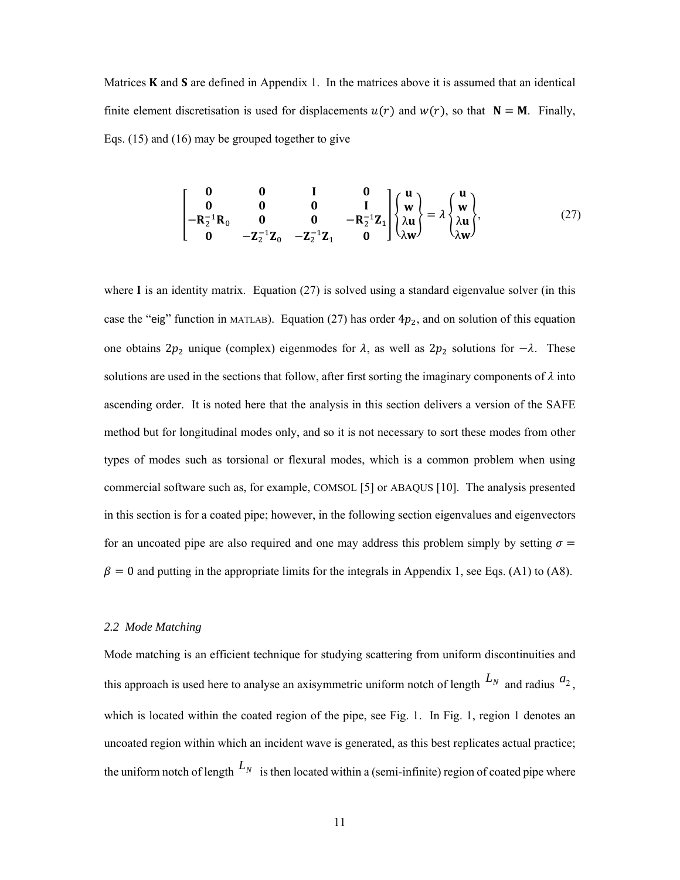Matrices **K** and **S** are defined in Appendix 1. In the matrices above it is assumed that an identical finite element discretisation is used for displacements $u(r)$ and $w(r)$, so that $\mathbf{N} = \mathbf{M}$. Finally, Eqs. (15) and (16) may be grouped together to give

$$\begin{bmatrix} \mathbf{0} & \mathbf{0} & \mathbf{I} & \mathbf{0} \\ \mathbf{0} & \mathbf{0} & \mathbf{0} & \mathbf{I} \\ -\mathbf{R}_2^{-1}\mathbf{R}_0 & \mathbf{0} & \mathbf{0} & -\mathbf{R}_2^{-1}\mathbf{Z}_1 \\ \mathbf{0} & -\mathbf{Z}_2^{-1}\mathbf{Z}_0 & -\mathbf{Z}_2^{-1}\mathbf{Z}_1 & \mathbf{0} \end{bmatrix} \begin{Bmatrix} \mathbf{u} \\ \mathbf{w} \\ \lambda\mathbf{u} \\ \lambda\mathbf{w} \end{Bmatrix} = \lambda \begin{Bmatrix} \mathbf{u} \\ \mathbf{w} \\ \lambda\mathbf{u} \\ \lambda\mathbf{w} \end{Bmatrix}, \tag{27}$$

where **I** is an identity matrix. Equation (27) is solved using a standard eigenvalue solver (in this case the "eig" function in MATLAB). Equation (27) has order $4p_2$, and on solution of this equation one obtains $2p_2$ unique (complex) eigenmodes for $\lambda$, as well as $2p_2$ solutions for $-\lambda$. These solutions are used in the sections that follow, after first sorting the imaginary components of $\lambda$ into ascending order. It is noted here that the analysis in this section delivers a version of the SAFE method but for longitudinal modes only, and so it is not necessary to sort these modes from other types of modes such as torsional or flexural modes, which is a common problem when using commercial software such as, for example, COMSOL [5] or ABAQUS [10]. The analysis presented in this section is for a coated pipe; however, in the following section eigenvalues and eigenvectors for an uncoated pipe are also required and one may address this problem simply by setting $\sigma = \beta = 0$ and putting in the appropriate limits for the integrals in Appendix 1, see Eqs. (A1) to (A8).

### *2.2 Mode Matching*

Mode matching is an efficient technique for studying scattering from uniform discontinuities and this approach is used here to analyse an axisymmetric uniform notch of length $L_N$ and radius $a_2$, which is located within the coated region of the pipe, see Fig. 1. In Fig. 1, region 1 denotes an uncoated region within which an incident wave is generated, as this best replicates actual practice; the uniform notch of length $L_N$ is then located within a (semi-infinite) region of coated pipe where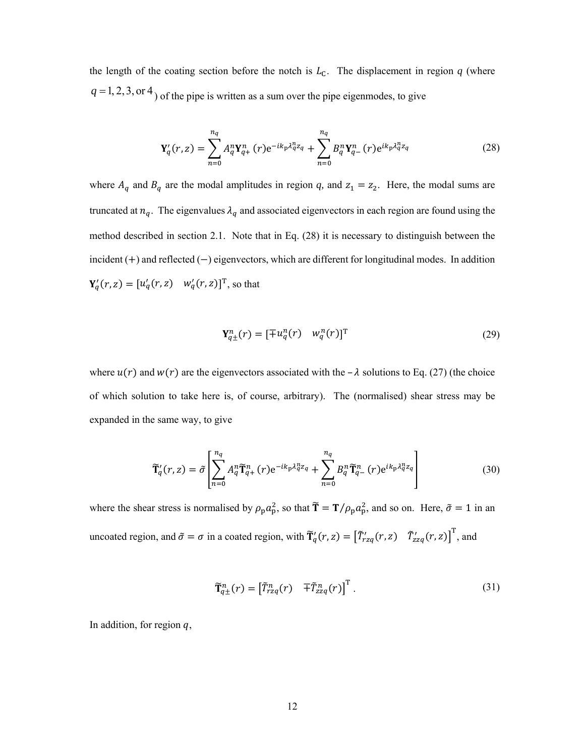the length of the coating section before the notch is $L_{\mathrm{C}}$. The displacement in region $q$ (where $q = 1, 2, 3, \text{or } 4$) of the pipe is written as a sum over the pipe eigenmodes, to give

$$\mathbf{Y}'_q(r,z) = \sum_{n=0}^{n_q} A_q^n \mathbf{Y}_{q+}^n(r) \mathrm{e}^{-ik_{\mathrm{p}}\lambda_q^n z_q} + \sum_{n=0}^{n_q} B_q^n \mathbf{Y}_{q-}^n(r) \mathrm{e}^{ik_{\mathrm{p}}\lambda_q^n z_q} \tag{28}$$

where $A_q$ and $B_q$ are the modal amplitudes in region $q$, and $z_1 = z_2$. Here, the modal sums are truncated at $n_q$. The eigenvalues $\lambda_q$ and associated eigenvectors in each region are found using the method described in section 2.1. Note that in Eq. (28) it is necessary to distinguish between the incident $(+)$ and reflected $(-)$ eigenvectors, which are different for longitudinal modes. In addition $\mathbf{Y}'_q(r,z) = [u'_q(r,z) \quad w'_q(r,z)]^{\mathrm{T}}$, so that

$$\mathbf{Y}_{q\pm}^n(r) = [\mp u_q^n(r) \quad w_q^n(r)]^{\mathrm{T}} \tag{29}$$

where $u(r)$ and $w(r)$ are the eigenvectors associated with the $-\lambda$ solutions to Eq. (27) (the choice of which solution to take here is, of course, arbitrary). The (normalised) shear stress may be expanded in the same way, to give

$$\widetilde{\mathbf{T}}'_q(r,z) = \tilde{\sigma}\left[\sum_{n=0}^{n_q} A_q^n \widetilde{\mathbf{T}}_{q+}^n(r) \mathrm{e}^{-ik_{\mathrm{p}}\lambda_q^n z_q} + \sum_{n=0}^{n_q} B_q^n \widetilde{\mathbf{T}}_{q-}^n(r) \mathrm{e}^{ik_{\mathrm{p}}\lambda_q^n z_q}\right] \tag{30}$$

where the shear stress is normalised by $\rho_{\mathrm{p}} a_{\mathrm{p}}^2$, so that $\widetilde{\mathbf{T}} = \mathbf{T}/\rho_{\mathrm{p}} a_{\mathrm{p}}^2$, and so on. Here, $\tilde{\sigma} = 1$ in an uncoated region, and $\tilde{\sigma} = \sigma$ in a coated region, with $\widetilde{\mathbf{T}}'_q(r,z) = \left[\tilde{T}'_{rzq}(r,z) \quad \tilde{T}'_{zzq}(r,z)\right]^{\mathrm{T}}$, and

$$\widetilde{\mathbf{T}}_{q\pm}^n(r) = \left[\tilde{T}_{rzq}^n(r) \quad \mp\tilde{T}_{zzq}^n(r)\right]^{\mathrm{T}}. \tag{31}$$

In addition, for region $q$,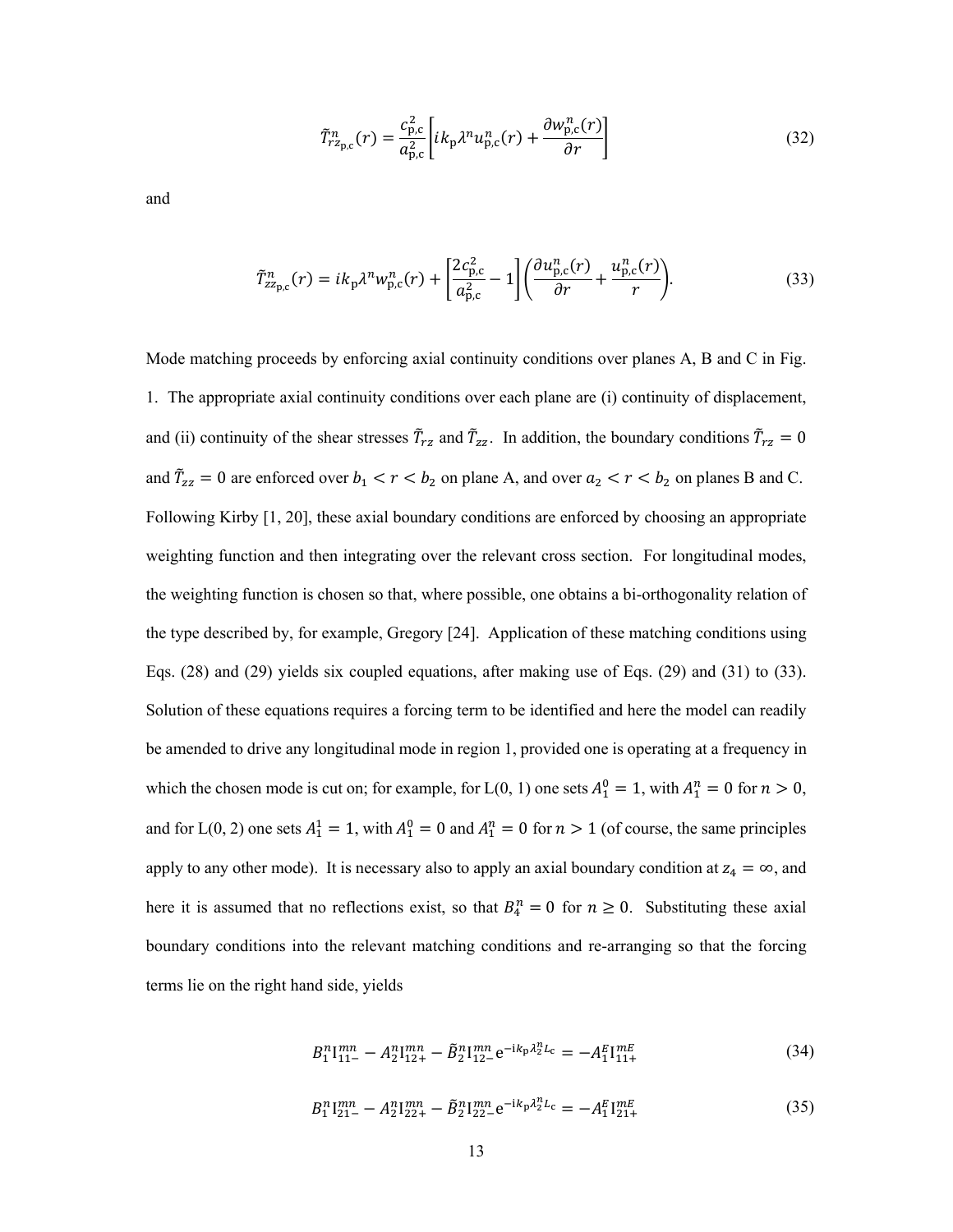$$\tilde{T}^{n}_{rz_{\mathrm{p,c}}}(r) = \frac{c^{2}_{\mathrm{p,c}}}{a^{2}_{\mathrm{p,c}}}\left[ik_{\mathrm{p}}\lambda^{n}u^{n}_{\mathrm{p,c}}(r) + \frac{\partial w^{n}_{\mathrm{p,c}}(r)}{\partial r}\right] \tag{32}$$

and

$$\tilde{T}^{n}_{zz_{\mathrm{p,c}}}(r) = ik_{\mathrm{p}}\lambda^{n}w^{n}_{\mathrm{p,c}}(r) + \left[\frac{2c^{2}_{\mathrm{p,c}}}{a^{2}_{\mathrm{p,c}}} - 1\right]\left(\frac{\partial u^{n}_{\mathrm{p,c}}(r)}{\partial r} + \frac{u^{n}_{\mathrm{p,c}}(r)}{r}\right). \tag{33}$$

Mode matching proceeds by enforcing axial continuity conditions over planes A, B and C in Fig. 1. The appropriate axial continuity conditions over each plane are (i) continuity of displacement, and (ii) continuity of the shear stresses $\tilde{T}_{rz}$ and $\tilde{T}_{zz}$. In addition, the boundary conditions $\tilde{T}_{rz} = 0$ and $\tilde{T}_{zz} = 0$ are enforced over $b_1 < r < b_2$ on plane A, and over $a_2 < r < b_2$ on planes B and C. Following Kirby [1, 20], these axial boundary conditions are enforced by choosing an appropriate weighting function and then integrating over the relevant cross section. For longitudinal modes, the weighting function is chosen so that, where possible, one obtains a bi-orthogonality relation of the type described by, for example, Gregory [24]. Application of these matching conditions using Eqs. (28) and (29) yields six coupled equations, after making use of Eqs. (29) and (31) to (33). Solution of these equations requires a forcing term to be identified and here the model can readily be amended to drive any longitudinal mode in region 1, provided one is operating at a frequency in which the chosen mode is cut on; for example, for L(0, 1) one sets $A_1^0 = 1$, with $A_1^n = 0$ for $n > 0$, and for L(0, 2) one sets $A_1^1 = 1$, with $A_1^0 = 0$ and $A_1^n = 0$ for $n > 1$ (of course, the same principles apply to any other mode). It is necessary also to apply an axial boundary condition at $z_4 = \infty$, and here it is assumed that no reflections exist, so that $B_4^n = 0$ for $n \geq 0$. Substituting these axial boundary conditions into the relevant matching conditions and re-arranging so that the forcing terms lie on the right hand side, yields

$$B_1^n \mathrm{I}_{11-}^{mn} - A_2^n \mathrm{I}_{12+}^{mn} - \tilde{B}_2^n \mathrm{I}_{12-}^{mn} \mathrm{e}^{-\mathrm{i}k_{\mathrm{p}}\lambda_2^n L_{\mathrm{c}}} = -A_1^E \mathrm{I}_{11+}^{mE} \tag{34}$$

$$B_1^n \mathrm{I}_{21-}^{mn} - A_2^n \mathrm{I}_{22+}^{mn} - \tilde{B}_2^n \mathrm{I}_{22-}^{mn} \mathrm{e}^{-\mathrm{i}k_{\mathrm{p}}\lambda_2^n L_{\mathrm{c}}} = -A_1^E \mathrm{I}_{21+}^{mE} \tag{35}$$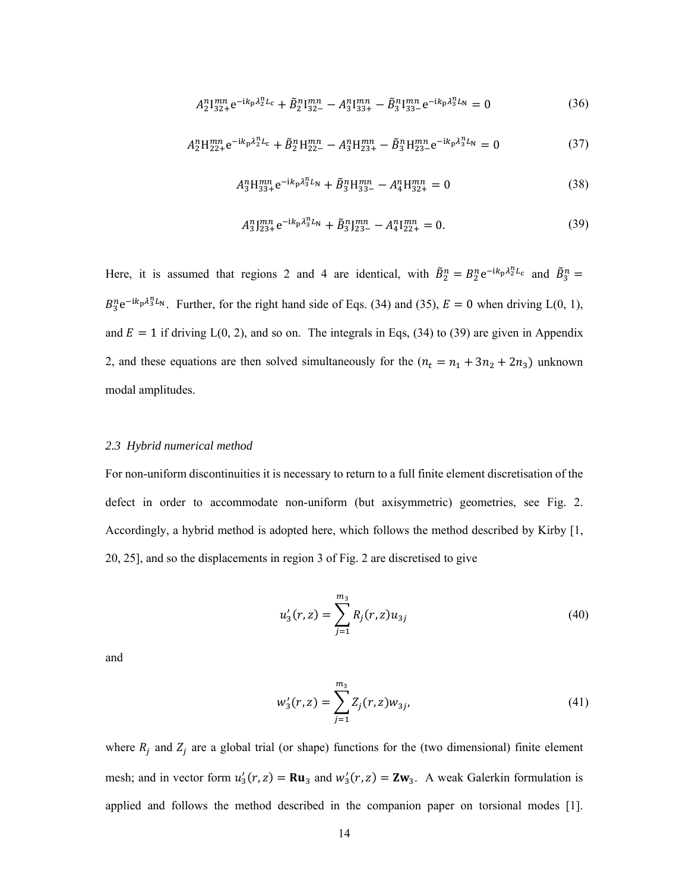$$A_2^n \mathrm{I}_{32+}^{mn} \mathrm{e}^{-\mathrm{i}k_\mathrm{p}\lambda_2^n L_\mathrm{c}} + \tilde{B}_2^n \mathrm{I}_{32-}^{mn} - A_3^n \mathrm{I}_{33+}^{mn} - \tilde{B}_3^n \mathrm{I}_{33-}^{mn} \mathrm{e}^{-\mathrm{i}k_\mathrm{p}\lambda_3^n L_\mathrm{N}} = 0 \tag{36}$$

$$A_2^n \mathrm{H}_{22+}^{mn} \mathrm{e}^{-\mathrm{i}k_\mathrm{p}\lambda_2^n L_\mathrm{c}} + \tilde{B}_2^n \mathrm{H}_{22-}^{mn} - A_3^n \mathrm{H}_{23+}^{mn} - \tilde{B}_3^n \mathrm{H}_{23-}^{mn} \mathrm{e}^{-\mathrm{i}k_\mathrm{p}\lambda_3^n L_\mathrm{N}} = 0 \tag{37}$$

$$A_3^n \mathrm{H}_{33+}^{mn} \mathrm{e}^{-\mathrm{i}k_\mathrm{p}\lambda_3^n L_\mathrm{N}} + \tilde{B}_3^n \mathrm{H}_{33-}^{mn} - A_4^n \mathrm{H}_{32+}^{mn} = 0 \tag{38}$$

$$A_3^n \mathrm{J}_{23+}^{mn} \mathrm{e}^{-\mathrm{i}k_\mathrm{p}\lambda_3^n L_\mathrm{N}} + \tilde{B}_3^n \mathrm{J}_{23-}^{mn} - A_4^n \mathrm{I}_{22+}^{mn} = 0. \tag{39}$$

Here, it is assumed that regions 2 and 4 are identical, with $\tilde{B}_2^n = B_2^n \mathrm{e}^{-\mathrm{i}k_\mathrm{p}\lambda_2^n L_\mathrm{c}}$ and $\tilde{B}_3^n = B_3^n \mathrm{e}^{-\mathrm{i}k_\mathrm{p}\lambda_3^n L_\mathrm{N}}$. Further, for the right hand side of Eqs. (34) and (35), $E = 0$ when driving L(0, 1), and $E = 1$ if driving L(0, 2), and so on. The integrals in Eqs, (34) to (39) are given in Appendix 2, and these equations are then solved simultaneously for the ($n_t = n_1 + 3n_2 + 2n_3$) unknown modal amplitudes.

### *2.3 Hybrid numerical method*

For non-uniform discontinuities it is necessary to return to a full finite element discretisation of the defect in order to accommodate non-uniform (but axisymmetric) geometries, see Fig. 2. Accordingly, a hybrid method is adopted here, which follows the method described by Kirby [1, 20, 25], and so the displacements in region 3 of Fig. 2 are discretised to give

$$u_3'(r,z) = \sum_{j=1}^{m_3} R_j(r,z) u_{3j} \tag{40}$$

and

$$w_3'(r,z) = \sum_{j=1}^{m_3} Z_j(r,z) w_{3j}, \tag{41}$$

where $R_j$ and $Z_j$ are a global trial (or shape) functions for the (two dimensional) finite element mesh; and in vector form $u_3'(r,z) = \mathbf{R}\mathbf{u}_3$ and $w_3'(r,z) = \mathbf{Z}\mathbf{w}_3$. A weak Galerkin formulation is applied and follows the method described in the companion paper on torsional modes [1].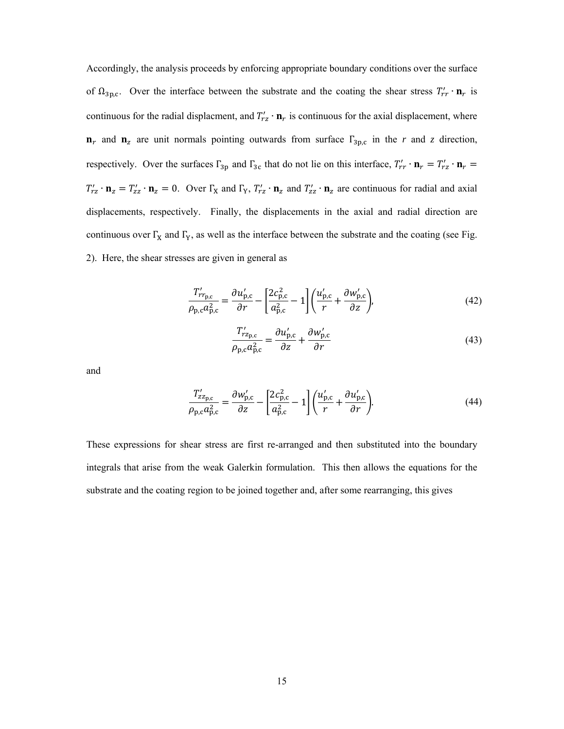Accordingly, the analysis proceeds by enforcing appropriate boundary conditions over the surface of $\Omega_{3\mathrm{p,c}}$. Over the interface between the substrate and the coating the shear stress $T'_{rr} \cdot \mathbf{n}_r$ is continuous for the radial displacment, and $T'_{rz} \cdot \mathbf{n}_r$ is continuous for the axial displacement, where $\mathbf{n}_r$ and $\mathbf{n}_z$ are unit normals pointing outwards from surface $\Gamma_{3\mathrm{p,c}}$ in the *r* and *z* direction, respectively. Over the surfaces $\Gamma_{3\mathrm{p}}$ and $\Gamma_{3\mathrm{c}}$ that do not lie on this interface, $T'_{rr} \cdot \mathbf{n}_r = T'_{rz} \cdot \mathbf{n}_r = T'_{rz} \cdot \mathbf{n}_z = T'_{zz} \cdot \mathbf{n}_z = 0$. Over $\Gamma_{\mathrm{X}}$ and $\Gamma_{\mathrm{Y}}$, $T'_{rz} \cdot \mathbf{n}_z$ and $T'_{zz} \cdot \mathbf{n}_z$ are continuous for radial and axial displacements, respectively. Finally, the displacements in the axial and radial direction are continuous over $\Gamma_{\mathrm{X}}$ and $\Gamma_{\mathrm{Y}}$, as well as the interface between the substrate and the coating (see Fig. 2). Here, the shear stresses are given in general as

$$\frac{T'_{rr_{\mathrm{p,c}}}}{\rho_{\mathrm{p,c}} a^2_{\mathrm{p,c}}} = \frac{\partial u'_{\mathrm{p,c}}}{\partial r} - \left[\frac{2c^2_{\mathrm{p,c}}}{a^2_{\mathrm{p,c}}} - 1\right]\left(\frac{u'_{\mathrm{p,c}}}{r} + \frac{\partial w'_{\mathrm{p,c}}}{\partial z}\right), \tag{42}$$

$$\frac{T'_{rz_{\mathrm{p,c}}}}{\rho_{\mathrm{p,c}} a^2_{\mathrm{p,c}}} = \frac{\partial u'_{\mathrm{p,c}}}{\partial z} + \frac{\partial w'_{\mathrm{p,c}}}{\partial r} \tag{43}$$

and

$$\frac{T'_{zz_{\mathrm{p,c}}}}{\rho_{\mathrm{p,c}} a^2_{\mathrm{p,c}}} = \frac{\partial w'_{\mathrm{p,c}}}{\partial z} - \left[\frac{2c^2_{\mathrm{p,c}}}{a^2_{\mathrm{p,c}}} - 1\right]\left(\frac{u'_{\mathrm{p,c}}}{r} + \frac{\partial u'_{\mathrm{p,c}}}{\partial r}\right). \tag{44}$$

These expressions for shear stress are first re-arranged and then substituted into the boundary integrals that arise from the weak Galerkin formulation. This then allows the equations for the substrate and the coating region to be joined together and, after some rearranging, this gives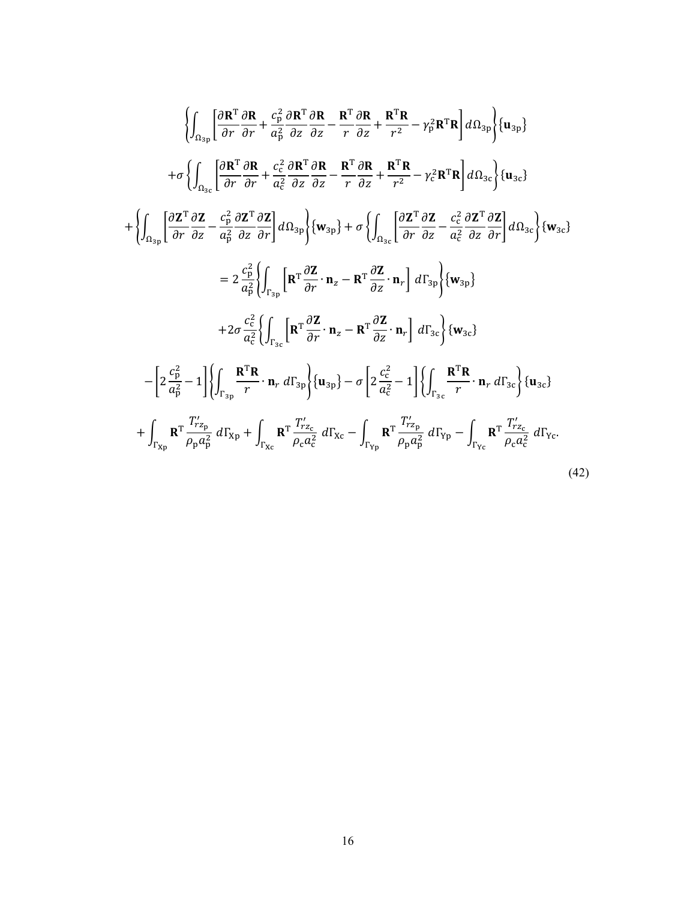$$
\begin{aligned}
&\left\{\int_{\Omega_{3\mathrm{p}}}\left[\frac{\partial \mathbf{R}^{\mathrm{T}}}{\partial r}\frac{\partial \mathbf{R}}{\partial r}+\frac{c_{\mathrm{p}}^{2}}{a_{\mathrm{p}}^{2}}\frac{\partial \mathbf{R}^{\mathrm{T}}}{\partial z}\frac{\partial \mathbf{R}}{\partial z}-\frac{\mathbf{R}^{\mathrm{T}}}{r}\frac{\partial \mathbf{R}}{\partial z}+\frac{\mathbf{R}^{\mathrm{T}}\mathbf{R}}{r^{2}}-\gamma_{\mathrm{p}}^{2}\mathbf{R}^{\mathrm{T}}\mathbf{R}\right]d\Omega_{3\mathrm{p}}\right\}\{\mathbf{u}_{3\mathrm{p}}\} \\
&+\sigma\left\{\int_{\Omega_{3\mathrm{c}}}\left[\frac{\partial \mathbf{R}^{\mathrm{T}}}{\partial r}\frac{\partial \mathbf{R}}{\partial r}+\frac{c_{\mathrm{c}}^{2}}{a_{\mathrm{c}}^{2}}\frac{\partial \mathbf{R}^{\mathrm{T}}}{\partial z}\frac{\partial \mathbf{R}}{\partial z}-\frac{\mathbf{R}^{\mathrm{T}}}{r}\frac{\partial \mathbf{R}}{\partial z}+\frac{\mathbf{R}^{\mathrm{T}}\mathbf{R}}{r^{2}}-\gamma_{\mathrm{c}}^{2}\mathbf{R}^{\mathrm{T}}\mathbf{R}\right]d\Omega_{3\mathrm{c}}\right\}\{\mathbf{u}_{3\mathrm{c}}\} \\
&+\left\{\int_{\Omega_{3\mathrm{p}}}\left[\frac{\partial \mathbf{Z}^{\mathrm{T}}}{\partial r}\frac{\partial \mathbf{Z}}{\partial z}-\frac{c_{\mathrm{p}}^{2}}{a_{\mathrm{p}}^{2}}\frac{\partial \mathbf{Z}^{\mathrm{T}}}{\partial z}\frac{\partial \mathbf{Z}}{\partial r}\right]d\Omega_{3\mathrm{p}}\right\}\{\mathbf{w}_{3\mathrm{p}}\}+\sigma\left\{\int_{\Omega_{3\mathrm{c}}}\left[\frac{\partial \mathbf{Z}^{\mathrm{T}}}{\partial r}\frac{\partial \mathbf{Z}}{\partial z}-\frac{c_{\mathrm{c}}^{2}}{a_{\mathrm{c}}^{2}}\frac{\partial \mathbf{Z}^{\mathrm{T}}}{\partial z}\frac{\partial \mathbf{Z}}{\partial r}\right]d\Omega_{3\mathrm{c}}\right\}\{\mathbf{w}_{3\mathrm{c}}\} \\
&=2\frac{c_{\mathrm{p}}^{2}}{a_{\mathrm{p}}^{2}}\left\{\int_{\Gamma_{3\mathrm{p}}}\left[\mathbf{R}^{\mathrm{T}}\frac{\partial \mathbf{Z}}{\partial r}\cdot\mathbf{n}_{z}-\mathbf{R}^{\mathrm{T}}\frac{\partial \mathbf{Z}}{\partial z}\cdot\mathbf{n}_{r}\right]d\Gamma_{3\mathrm{p}}\right\}\{\mathbf{w}_{3\mathrm{p}}\} \\
&+2\sigma\frac{c_{\mathrm{c}}^{2}}{a_{\mathrm{c}}^{2}}\left\{\int_{\Gamma_{3\mathrm{c}}}\left[\mathbf{R}^{\mathrm{T}}\frac{\partial \mathbf{Z}}{\partial r}\cdot\mathbf{n}_{z}-\mathbf{R}^{\mathrm{T}}\frac{\partial \mathbf{Z}}{\partial z}\cdot\mathbf{n}_{r}\right]d\Gamma_{3\mathrm{c}}\right\}\{\mathbf{w}_{3\mathrm{c}}\} \\
&-\left[2\frac{c_{\mathrm{p}}^{2}}{a_{\mathrm{p}}^{2}}-1\right]\left\{\int_{\Gamma_{3\mathrm{p}}}\frac{\mathbf{R}^{\mathrm{T}}\mathbf{R}}{r}\cdot\mathbf{n}_{r}\,d\Gamma_{3\mathrm{p}}\right\}\{\mathbf{u}_{3\mathrm{p}}\}-\sigma\left[2\frac{c_{\mathrm{c}}^{2}}{a_{\mathrm{c}}^{2}}-1\right]\left\{\int_{\Gamma_{3\mathrm{c}}}\frac{\mathbf{R}^{\mathrm{T}}\mathbf{R}}{r}\cdot\mathbf{n}_{r}\,d\Gamma_{3\mathrm{c}}\right\}\{\mathbf{u}_{3\mathrm{c}}\} \\
&+\int_{\Gamma_{\mathrm{Xp}}}\mathbf{R}^{\mathrm{T}}\frac{T'_{rz_{\mathrm{p}}}}{\rho_{\mathrm{p}}a_{\mathrm{p}}^{2}}\,d\Gamma_{\mathrm{Xp}}+\int_{\Gamma_{\mathrm{Xc}}}\mathbf{R}^{\mathrm{T}}\frac{T'_{rz_{\mathrm{c}}}}{\rho_{\mathrm{c}}a_{\mathrm{c}}^{2}}\,d\Gamma_{\mathrm{Xc}}-\int_{\Gamma_{\mathrm{Yp}}}\mathbf{R}^{\mathrm{T}}\frac{T'_{rz_{\mathrm{p}}}}{\rho_{\mathrm{p}}a_{\mathrm{p}}^{2}}\,d\Gamma_{\mathrm{Yp}}-\int_{\Gamma_{\mathrm{Yc}}}\mathbf{R}^{\mathrm{T}}\frac{T'_{rz_{\mathrm{c}}}}{\rho_{\mathrm{c}}a_{\mathrm{c}}^{2}}\,d\Gamma_{\mathrm{Yc}}.
\end{aligned}
\tag{42}
$$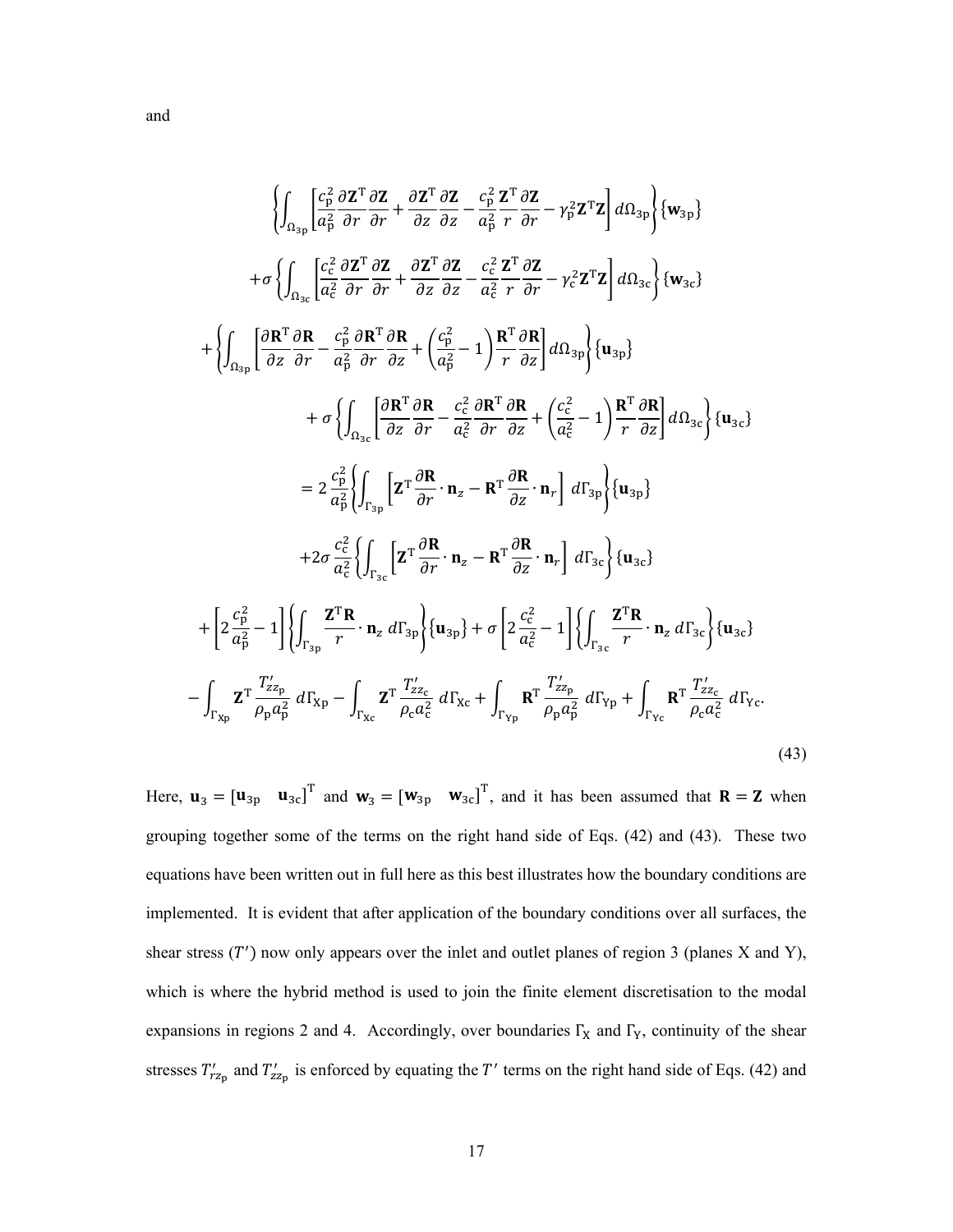and

$$
\begin{aligned}
&\left\{\int_{\Omega_{3\mathrm{p}}}\left[\frac{c_{\mathrm{p}}^2}{a_{\mathrm{p}}^2}\frac{\partial \mathbf{Z}^{\mathrm{T}}}{\partial r}\frac{\partial \mathbf{Z}}{\partial r}+\frac{\partial \mathbf{Z}^{\mathrm{T}}}{\partial z}\frac{\partial \mathbf{Z}}{\partial z}-\frac{c_{\mathrm{p}}^2}{a_{\mathrm{p}}^2}\frac{\mathbf{Z}^{\mathrm{T}}}{r}\frac{\partial \mathbf{Z}}{\partial r}-\gamma_{\mathrm{p}}^2\mathbf{Z}^{\mathrm{T}}\mathbf{Z}\right]d\Omega_{3\mathrm{p}}\right\}\{\mathbf{w}_{3\mathrm{p}}\}\\
&+\sigma\left\{\int_{\Omega_{3\mathrm{c}}}\left[\frac{c_{\mathrm{c}}^2}{a_{\mathrm{c}}^2}\frac{\partial \mathbf{Z}^{\mathrm{T}}}{\partial r}\frac{\partial \mathbf{Z}}{\partial r}+\frac{\partial \mathbf{Z}^{\mathrm{T}}}{\partial z}\frac{\partial \mathbf{Z}}{\partial z}-\frac{c_{\mathrm{c}}^2}{a_{\mathrm{c}}^2}\frac{\mathbf{Z}^{\mathrm{T}}}{r}\frac{\partial \mathbf{Z}}{\partial r}-\gamma_{\mathrm{c}}^2\mathbf{Z}^{\mathrm{T}}\mathbf{Z}\right]d\Omega_{3\mathrm{c}}\right\}\{\mathbf{w}_{3\mathrm{c}}\}\\
&+\left\{\int_{\Omega_{3\mathrm{p}}}\left[\frac{\partial \mathbf{R}^{\mathrm{T}}}{\partial z}\frac{\partial \mathbf{R}}{\partial r}-\frac{c_{\mathrm{p}}^2}{a_{\mathrm{p}}^2}\frac{\partial \mathbf{R}^{\mathrm{T}}}{\partial r}\frac{\partial \mathbf{R}}{\partial z}+\left(\frac{c_{\mathrm{p}}^2}{a_{\mathrm{p}}^2}-1\right)\frac{\mathbf{R}^{\mathrm{T}}}{r}\frac{\partial \mathbf{R}}{\partial z}\right]d\Omega_{3\mathrm{p}}\right\}\{\mathbf{u}_{3\mathrm{p}}\}\\
&+\sigma\left\{\int_{\Omega_{3\mathrm{c}}}\left[\frac{\partial \mathbf{R}^{\mathrm{T}}}{\partial z}\frac{\partial \mathbf{R}}{\partial r}-\frac{c_{\mathrm{c}}^2}{a_{\mathrm{c}}^2}\frac{\partial \mathbf{R}^{\mathrm{T}}}{\partial r}\frac{\partial \mathbf{R}}{\partial z}+\left(\frac{c_{\mathrm{c}}^2}{a_{\mathrm{c}}^2}-1\right)\frac{\mathbf{R}^{\mathrm{T}}}{r}\frac{\partial \mathbf{R}}{\partial z}\right]d\Omega_{3\mathrm{c}}\right\}\{\mathbf{u}_{3\mathrm{c}}\}\\
&=2\frac{c_{\mathrm{p}}^2}{a_{\mathrm{p}}^2}\left\{\int_{\Gamma_{3\mathrm{p}}}\left[\mathbf{Z}^{\mathrm{T}}\frac{\partial \mathbf{R}}{\partial r}\cdot\mathbf{n}_z-\mathbf{R}^{\mathrm{T}}\frac{\partial \mathbf{R}}{\partial z}\cdot\mathbf{n}_r\right]d\Gamma_{3\mathrm{p}}\right\}\{\mathbf{u}_{3\mathrm{p}}\}\\
&+2\sigma\frac{c_{\mathrm{c}}^2}{a_{\mathrm{c}}^2}\left\{\int_{\Gamma_{3\mathrm{c}}}\left[\mathbf{Z}^{\mathrm{T}}\frac{\partial \mathbf{R}}{\partial r}\cdot\mathbf{n}_z-\mathbf{R}^{\mathrm{T}}\frac{\partial \mathbf{R}}{\partial z}\cdot\mathbf{n}_r\right]d\Gamma_{3\mathrm{c}}\right\}\{\mathbf{u}_{3\mathrm{c}}\}\\
&+\left[2\frac{c_{\mathrm{p}}^2}{a_{\mathrm{p}}^2}-1\right]\left\{\int_{\Gamma_{3\mathrm{p}}}\frac{\mathbf{Z}^{\mathrm{T}}\mathbf{R}}{r}\cdot\mathbf{n}_z\,d\Gamma_{3\mathrm{p}}\right\}\{\mathbf{u}_{3\mathrm{p}}\}+\sigma\left[2\frac{c_{\mathrm{c}}^2}{a_{\mathrm{c}}^2}-1\right]\left\{\int_{\Gamma_{3\mathrm{c}}}\frac{\mathbf{Z}^{\mathrm{T}}\mathbf{R}}{r}\cdot\mathbf{n}_z\,d\Gamma_{3\mathrm{c}}\right\}\{\mathbf{u}_{3\mathrm{c}}\}\\
&-\int_{\Gamma_{\mathrm{Xp}}}\mathbf{Z}^{\mathrm{T}}\frac{T'_{zz_{\mathrm{p}}}}{\rho_{\mathrm{p}}a_{\mathrm{p}}^2}\,d\Gamma_{\mathrm{Xp}}-\int_{\Gamma_{\mathrm{Xc}}}\mathbf{Z}^{\mathrm{T}}\frac{T'_{zz_{\mathrm{c}}}}{\rho_{\mathrm{c}}a_{\mathrm{c}}^2}\,d\Gamma_{\mathrm{Xc}}+\int_{\Gamma_{\mathrm{Yp}}}\mathbf{R}^{\mathrm{T}}\frac{T'_{zz_{\mathrm{p}}}}{\rho_{\mathrm{p}}a_{\mathrm{p}}^2}\,d\Gamma_{\mathrm{Yp}}+\int_{\Gamma_{\mathrm{Yc}}}\mathbf{R}^{\mathrm{T}}\frac{T'_{zz_{\mathrm{c}}}}{\rho_{\mathrm{c}}a_{\mathrm{c}}^2}\,d\Gamma_{\mathrm{Yc}}.
\end{aligned}
\tag{43}
$$

Here, $\mathbf{u}_3 = [\mathbf{u}_{3\mathrm{p}} \quad \mathbf{u}_{3\mathrm{c}}]^{\mathrm{T}}$ and $\mathbf{w}_3 = [\mathbf{w}_{3\mathrm{p}} \quad \mathbf{w}_{3\mathrm{c}}]^{\mathrm{T}}$, and it has been assumed that $\mathbf{R} = \mathbf{Z}$ when grouping together some of the terms on the right hand side of Eqs. (42) and (43). These two equations have been written out in full here as this best illustrates how the boundary conditions are implemented. It is evident that after application of the boundary conditions over all surfaces, the shear stress ($T'$) now only appears over the inlet and outlet planes of region 3 (planes X and Y), which is where the hybrid method is used to join the finite element discretisation to the modal expansions in regions 2 and 4. Accordingly, over boundaries $\Gamma_{\mathrm{X}}$ and $\Gamma_{\mathrm{Y}}$, continuity of the shear stresses $T'_{rz_{\mathrm{p}}}$ and $T'_{zz_{\mathrm{p}}}$ is enforced by equating the $T'$ terms on the right hand side of Eqs. (42) and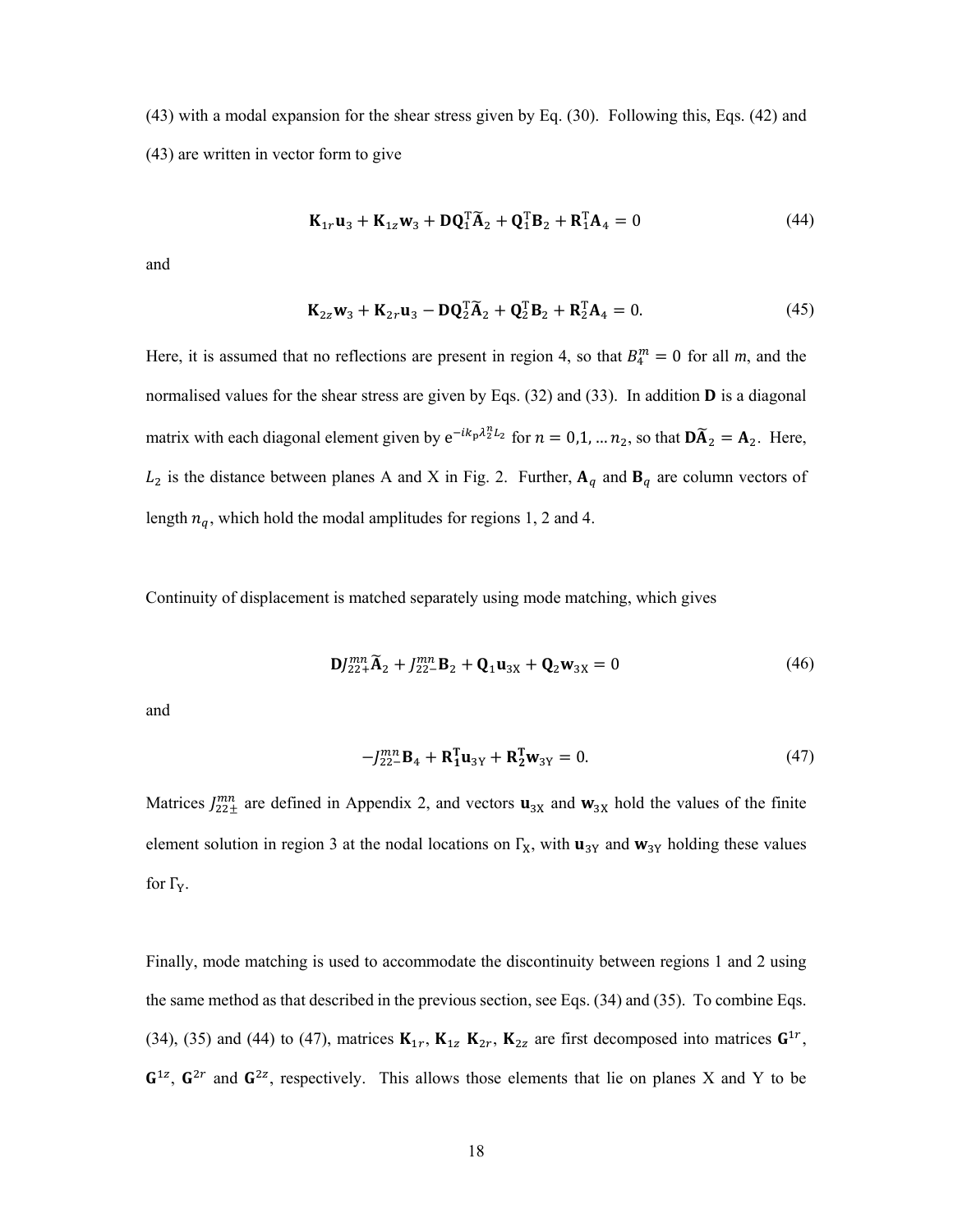(43) with a modal expansion for the shear stress given by Eq. (30). Following this, Eqs. (42) and (43) are written in vector form to give

$$\mathbf{K}_{1r}\mathbf{u}_3 + \mathbf{K}_{1z}\mathbf{w}_3 + \mathbf{D}\mathbf{Q}_1^{\mathrm{T}}\widetilde{\mathbf{A}}_2 + \mathbf{Q}_1^{\mathrm{T}}\mathbf{B}_2 + \mathbf{R}_1^{\mathrm{T}}\mathbf{A}_4 = 0 \tag{44}$$

and

$$\mathbf{K}_{2z}\mathbf{w}_3 + \mathbf{K}_{2r}\mathbf{u}_3 - \mathbf{D}\mathbf{Q}_2^{\mathrm{T}}\widetilde{\mathbf{A}}_2 + \mathbf{Q}_2^{\mathrm{T}}\mathbf{B}_2 + \mathbf{R}_2^{\mathrm{T}}\mathbf{A}_4 = 0. \tag{45}$$

Here, it is assumed that no reflections are present in region 4, so that $B_4^m = 0$ for all $m$, and the normalised values for the shear stress are given by Eqs. (32) and (33). In addition $\mathbf{D}$ is a diagonal matrix with each diagonal element given by $\mathrm{e}^{-ik_{\mathrm{P}}\lambda_2^n L_2}$ for $n = 0,1, \ldots n_2$, so that $\mathbf{D}\widetilde{\mathbf{A}}_2 = \mathbf{A}_2$. Here, $L_2$ is the distance between planes A and X in Fig. 2. Further, $\mathbf{A}_q$ and $\mathbf{B}_q$ are column vectors of length $n_q$, which hold the modal amplitudes for regions 1, 2 and 4.

Continuity of displacement is matched separately using mode matching, which gives

$$\mathbf{D}J_{22+}^{mn}\widetilde{\mathbf{A}}_2 + J_{22-}^{mn}\mathbf{B}_2 + \mathbf{Q}_1\mathbf{u}_{3\mathrm{X}} + \mathbf{Q}_2\mathbf{w}_{3\mathrm{X}} = 0 \tag{46}$$

and

$$-J_{22-}^{mn}\mathbf{B}_4 + \mathbf{R}_1^{\mathrm{T}}\mathbf{u}_{3\mathrm{Y}} + \mathbf{R}_2^{\mathrm{T}}\mathbf{w}_{3\mathrm{Y}} = 0. \tag{47}$$

Matrices $J_{22\pm}^{mn}$ are defined in Appendix 2, and vectors $\mathbf{u}_{3\mathrm{X}}$ and $\mathbf{w}_{3\mathrm{X}}$ hold the values of the finite element solution in region 3 at the nodal locations on $\Gamma_{\mathrm{X}}$, with $\mathbf{u}_{3\mathrm{Y}}$ and $\mathbf{w}_{3\mathrm{Y}}$ holding these values for $\Gamma_{\mathrm{Y}}$.

Finally, mode matching is used to accommodate the discontinuity between regions 1 and 2 using the same method as that described in the previous section, see Eqs. (34) and (35). To combine Eqs. (34), (35) and (44) to (47), matrices $\mathbf{K}_{1r}$, $\mathbf{K}_{1z}$ $\mathbf{K}_{2r}$, $\mathbf{K}_{2z}$ are first decomposed into matrices $\mathbf{G}^{1r}$, $\mathbf{G}^{1z}$, $\mathbf{G}^{2r}$ and $\mathbf{G}^{2z}$, respectively. This allows those elements that lie on planes X and Y to be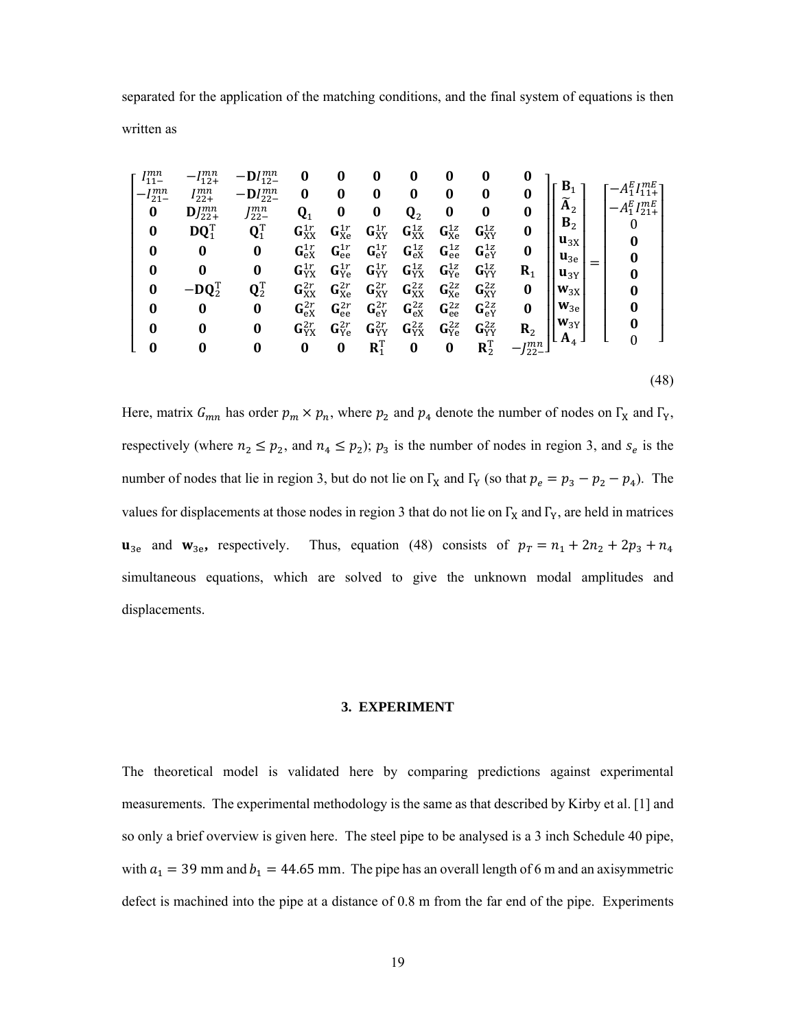separated for the application of the matching conditions, and the final system of equations is then written as

$$
\begin{bmatrix}
I_{11-}^{mn} & -I_{12+}^{mn} & -\mathbf{D}I_{12-}^{mn} & \mathbf{0} & \mathbf{0} & \mathbf{0} & \mathbf{0} & \mathbf{0} & \mathbf{0} & \mathbf{0} \\
-I_{21-}^{mn} & I_{22+}^{mn} & -\mathbf{D}I_{22-}^{mn} & \mathbf{0} & \mathbf{0} & \mathbf{0} & \mathbf{0} & \mathbf{0} & \mathbf{0} & \mathbf{0} \\
\mathbf{0} & \mathbf{D}J_{22+}^{mn} & J_{22-}^{mn} & \mathbf{Q}_1 & \mathbf{0} & \mathbf{0} & \mathbf{Q}_2 & \mathbf{0} & \mathbf{0} & \mathbf{0} \\
\mathbf{0} & \mathbf{D}\mathbf{Q}_1^{\mathrm{T}} & \mathbf{Q}_1^{\mathrm{T}} & \mathbf{G}_{\mathrm{XX}}^{1r} & \mathbf{G}_{\mathrm{Xe}}^{1r} & \mathbf{G}_{\mathrm{XY}}^{1r} & \mathbf{G}_{\mathrm{XX}}^{1z} & \mathbf{G}_{\mathrm{Xe}}^{1z} & \mathbf{G}_{\mathrm{XY}}^{1z} & \mathbf{0} \\
\mathbf{0} & \mathbf{0} & \mathbf{0} & \mathbf{G}_{\mathrm{eX}}^{1r} & \mathbf{G}_{\mathrm{ee}}^{1r} & \mathbf{G}_{\mathrm{eY}}^{1r} & \mathbf{G}_{\mathrm{eX}}^{1z} & \mathbf{G}_{\mathrm{ee}}^{1z} & \mathbf{G}_{\mathrm{eY}}^{1z} & \mathbf{0} \\
\mathbf{0} & \mathbf{0} & \mathbf{0} & \mathbf{G}_{\mathrm{YX}}^{1r} & \mathbf{G}_{\mathrm{Ye}}^{1r} & \mathbf{G}_{\mathrm{YY}}^{1r} & \mathbf{G}_{\mathrm{YX}}^{1z} & \mathbf{G}_{\mathrm{Ye}}^{1z} & \mathbf{G}_{\mathrm{YY}}^{1z} & \mathbf{R}_1 \\
\mathbf{0} & -\mathbf{D}\mathbf{Q}_2^{\mathrm{T}} & \mathbf{Q}_2^{\mathrm{T}} & \mathbf{G}_{\mathrm{XX}}^{2r} & \mathbf{G}_{\mathrm{Xe}}^{2r} & \mathbf{G}_{\mathrm{XY}}^{2r} & \mathbf{G}_{\mathrm{XX}}^{2z} & \mathbf{G}_{\mathrm{Xe}}^{2z} & \mathbf{G}_{\mathrm{XY}}^{2z} & \mathbf{0} \\
\mathbf{0} & \mathbf{0} & \mathbf{0} & \mathbf{G}_{\mathrm{eX}}^{2r} & \mathbf{G}_{\mathrm{ee}}^{2r} & \mathbf{G}_{\mathrm{eY}}^{2r} & \mathbf{G}_{\mathrm{eX}}^{2z} & \mathbf{G}_{\mathrm{ee}}^{2z} & \mathbf{G}_{\mathrm{eY}}^{2z} & \mathbf{0} \\
\mathbf{0} & \mathbf{0} & \mathbf{0} & \mathbf{G}_{\mathrm{YX}}^{2r} & \mathbf{G}_{\mathrm{Ye}}^{2r} & \mathbf{G}_{\mathrm{YY}}^{2r} & \mathbf{G}_{\mathrm{YX}}^{2z} & \mathbf{G}_{\mathrm{Ye}}^{2z} & \mathbf{G}_{\mathrm{YY}}^{2z} & \mathbf{R}_2 \\
\mathbf{0} & \mathbf{0} & \mathbf{0} & \mathbf{0} & \mathbf{0} & \mathbf{R}_1^{\mathrm{T}} & \mathbf{0} & \mathbf{0} & \mathbf{R}_2^{\mathrm{T}} & -J_{22-}^{mn}
\end{bmatrix}
\begin{bmatrix}
\mathbf{B}_1 \\ \widetilde{\mathbf{A}}_2 \\ \mathbf{B}_2 \\ \mathbf{u}_{3\mathrm{X}} \\ \mathbf{u}_{3\mathrm{e}} \\ \mathbf{u}_{3\mathrm{Y}} \\ \mathbf{w}_{3\mathrm{X}} \\ \mathbf{w}_{3\mathrm{e}} \\ \mathbf{w}_{3\mathrm{Y}} \\ \mathbf{A}_4
\end{bmatrix}
=
\begin{bmatrix}
-A_1^E I_{11+}^{mE} \\ -A_1^E I_{21+}^{mE} \\ 0 \\ 0 \\ 0 \\ 0 \\ 0 \\ 0 \\ 0 \\ 0
\end{bmatrix}
\tag{48}
$$

Here, matrix $G_{mn}$ has order $p_m \times p_n$, where $p_2$ and $p_4$ denote the number of nodes on $\Gamma_{\mathrm{X}}$ and $\Gamma_{\mathrm{Y}}$, respectively (where $n_2 \leq p_2$, and $n_4 \leq p_2$); $p_3$ is the number of nodes in region 3, and $s_e$ is the number of nodes that lie in region 3, but do not lie on $\Gamma_{\mathrm{X}}$ and $\Gamma_{\mathrm{Y}}$ (so that $p_e = p_3 - p_2 - p_4$). The values for displacements at those nodes in region 3 that do not lie on $\Gamma_{\mathrm{X}}$ and $\Gamma_{\mathrm{Y}}$, are held in matrices $\mathbf{u}_{3\mathrm{e}}$ and $\mathbf{w}_{3\mathrm{e}}$, respectively. Thus, equation (48) consists of $p_T = n_1 + 2n_2 + 2p_3 + n_4$ simultaneous equations, which are solved to give the unknown modal amplitudes and displacements.

## 3. EXPERIMENT

The theoretical model is validated here by comparing predictions against experimental measurements. The experimental methodology is the same as that described by Kirby et al. [1] and so only a brief overview is given here. The steel pipe to be analysed is a 3 inch Schedule 40 pipe, with $a_1 = 39$ mm and $b_1 = 44.65$ mm. The pipe has an overall length of 6 m and an axisymmetric defect is machined into the pipe at a distance of 0.8 m from the far end of the pipe. Experiments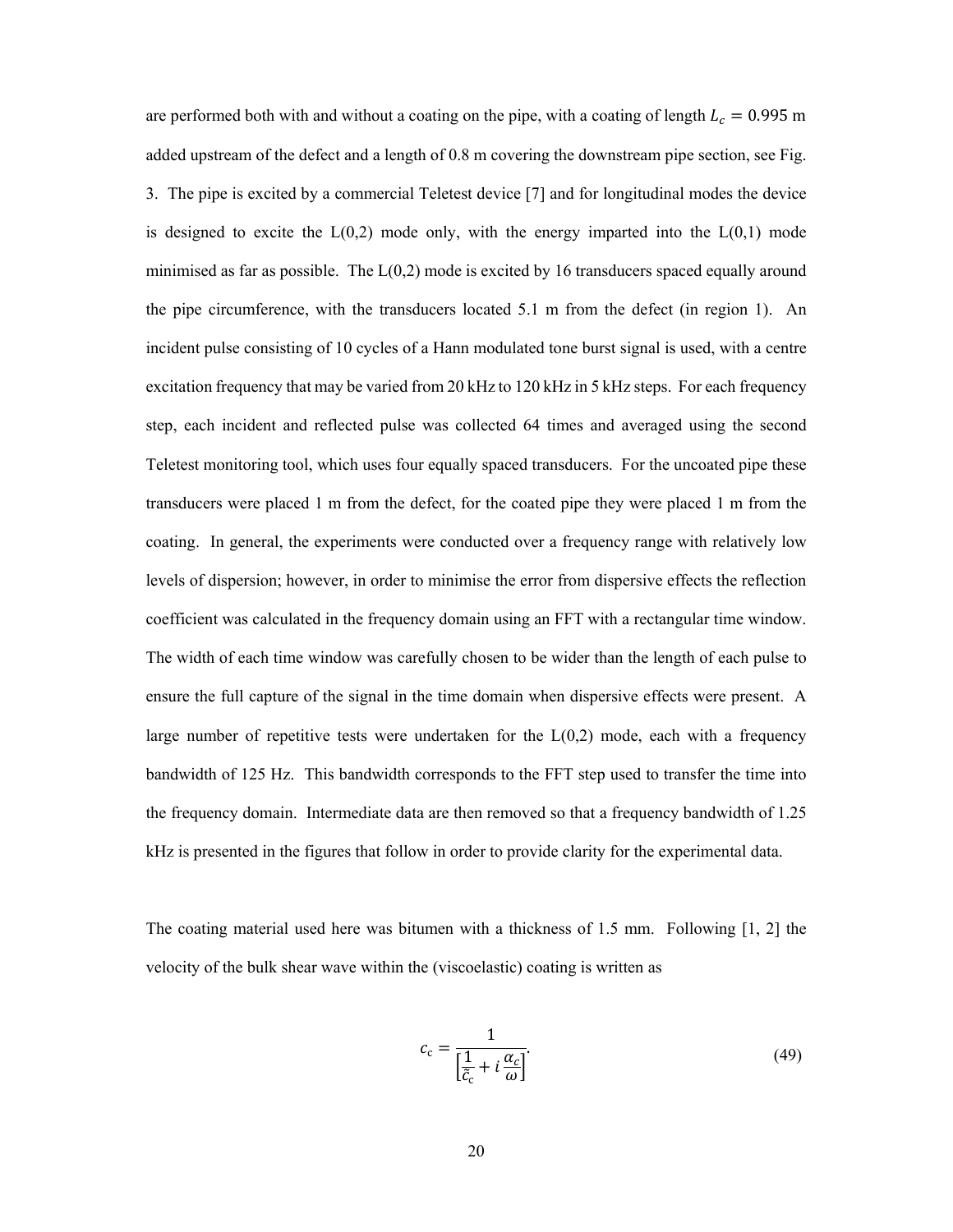are performed both with and without a coating on the pipe, with a coating of length $L_c = 0.995$ m added upstream of the defect and a length of 0.8 m covering the downstream pipe section, see Fig. 3. The pipe is excited by a commercial Teletest device [7] and for longitudinal modes the device is designed to excite the L(0,2) mode only, with the energy imparted into the L(0,1) mode minimised as far as possible. The L(0,2) mode is excited by 16 transducers spaced equally around the pipe circumference, with the transducers located 5.1 m from the defect (in region 1). An incident pulse consisting of 10 cycles of a Hann modulated tone burst signal is used, with a centre excitation frequency that may be varied from 20 kHz to 120 kHz in 5 kHz steps. For each frequency step, each incident and reflected pulse was collected 64 times and averaged using the second Teletest monitoring tool, which uses four equally spaced transducers. For the uncoated pipe these transducers were placed 1 m from the defect, for the coated pipe they were placed 1 m from the coating. In general, the experiments were conducted over a frequency range with relatively low levels of dispersion; however, in order to minimise the error from dispersive effects the reflection coefficient was calculated in the frequency domain using an FFT with a rectangular time window. The width of each time window was carefully chosen to be wider than the length of each pulse to ensure the full capture of the signal in the time domain when dispersive effects were present. A large number of repetitive tests were undertaken for the L(0,2) mode, each with a frequency bandwidth of 125 Hz. This bandwidth corresponds to the FFT step used to transfer the time into the frequency domain. Intermediate data are then removed so that a frequency bandwidth of 1.25 kHz is presented in the figures that follow in order to provide clarity for the experimental data.

The coating material used here was bitumen with a thickness of 1.5 mm. Following [1, 2] the velocity of the bulk shear wave within the (viscoelastic) coating is written as

$$c_c = \frac{1}{\left[\frac{1}{\bar{c}_c} + i\frac{\alpha_c}{\omega}\right]}. \tag{49}$$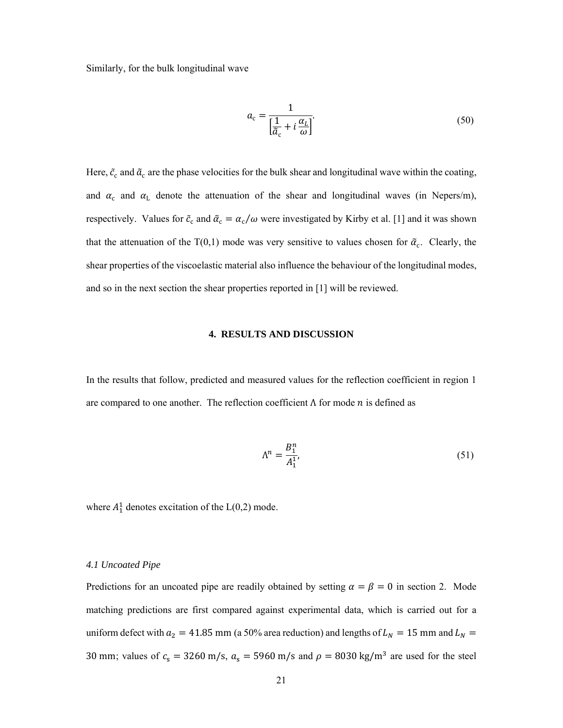Similarly, for the bulk longitudinal wave

$$a_{\mathrm{c}} = \frac{1}{\left[\frac{1}{\tilde{a}_{\mathrm{c}}} + i\,\frac{\alpha_L}{\omega}\right]}. \tag{50}$$

Here, $\tilde{c}_{\mathrm{c}}$ and $\tilde{a}_{\mathrm{c}}$ are the phase velocities for the bulk shear and longitudinal wave within the coating, and $\alpha_{\mathrm{c}}$ and $\alpha_{\mathrm{L}}$ denote the attenuation of the shear and longitudinal waves (in Nepers/m), respectively. Values for $\tilde{c}_{\mathrm{c}}$ and $\tilde{\alpha}_{\mathrm{c}} = \alpha_{\mathrm{c}}/\omega$ were investigated by Kirby et al. [1] and it was shown that the attenuation of the T(0,1) mode was very sensitive to values chosen for $\tilde{\alpha}_{\mathrm{c}}$. Clearly, the shear properties of the viscoelastic material also influence the behaviour of the longitudinal modes, and so in the next section the shear properties reported in [1] will be reviewed.

## 4. RESULTS AND DISCUSSION

In the results that follow, predicted and measured values for the reflection coefficient in region 1 are compared to one another. The reflection coefficient $\Lambda$ for mode $n$ is defined as

$$\Lambda^n = \frac{B_1^n}{A_1^1}, \tag{51}$$

where $A_1^1$ denotes excitation of the L(0,2) mode.

### *4.1 Uncoated Pipe*

Predictions for an uncoated pipe are readily obtained by setting $\alpha = \beta = 0$ in section 2. Mode matching predictions are first compared against experimental data, which is carried out for a uniform defect with $a_2 = 41.85$ mm (a 50% area reduction) and lengths of $L_N = 15$ mm and $L_N = 30$ mm; values of $c_{\mathrm{s}} = 3260$ m/s, $a_{\mathrm{s}} = 5960$ m/s and $\rho = 8030$ kg/m$^3$ are used for the steel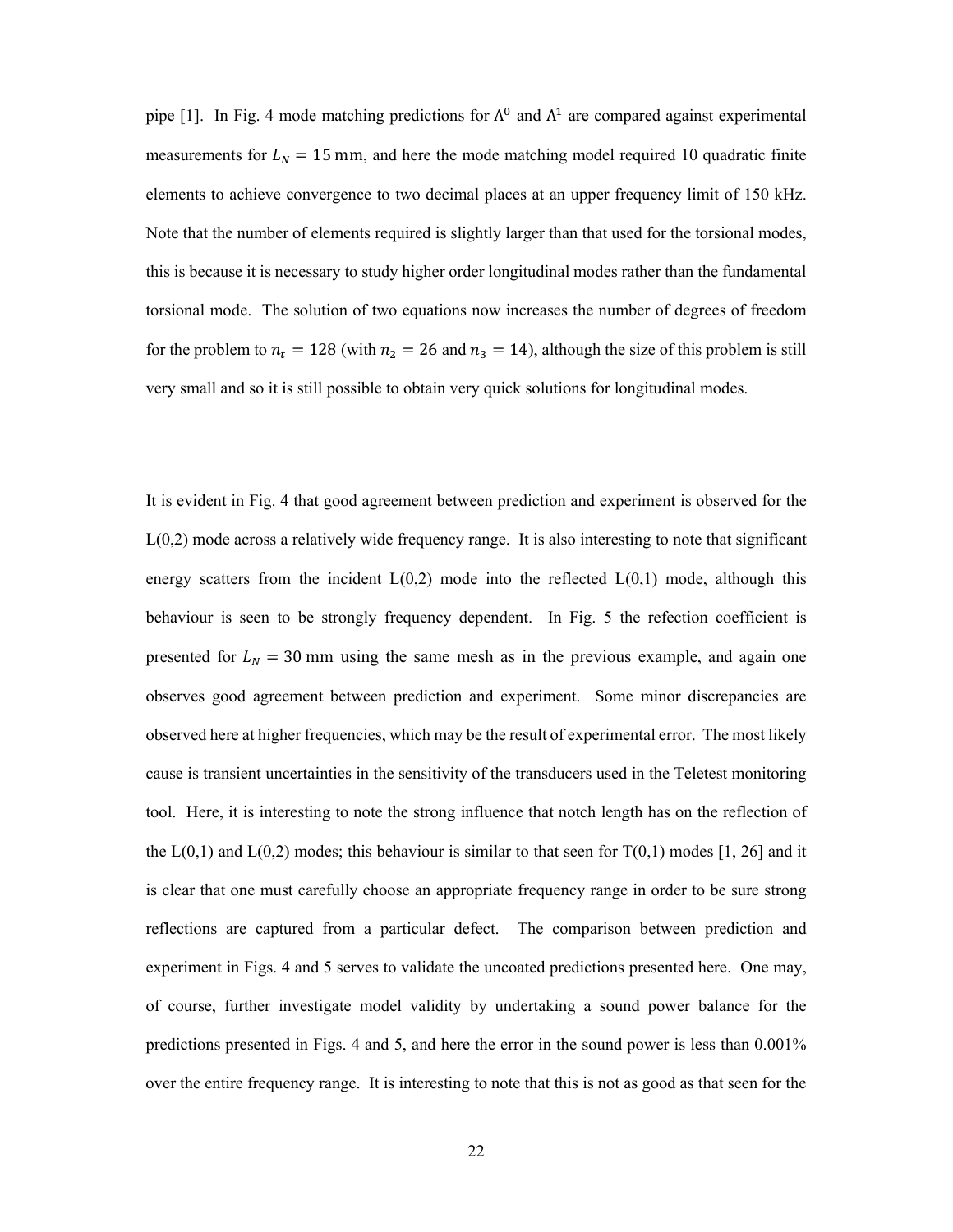pipe [1]. In Fig. 4 mode matching predictions for $\Lambda^0$ and $\Lambda^1$ are compared against experimental measurements for $L_N = 15$ mm, and here the mode matching model required 10 quadratic finite elements to achieve convergence to two decimal places at an upper frequency limit of 150 kHz. Note that the number of elements required is slightly larger than that used for the torsional modes, this is because it is necessary to study higher order longitudinal modes rather than the fundamental torsional mode. The solution of two equations now increases the number of degrees of freedom for the problem to $n_t = 128$ (with $n_2 = 26$ and $n_3 = 14$), although the size of this problem is still very small and so it is still possible to obtain very quick solutions for longitudinal modes.

It is evident in Fig. 4 that good agreement between prediction and experiment is observed for the L(0,2) mode across a relatively wide frequency range. It is also interesting to note that significant energy scatters from the incident L(0,2) mode into the reflected L(0,1) mode, although this behaviour is seen to be strongly frequency dependent. In Fig. 5 the refection coefficient is presented for $L_N = 30$ mm using the same mesh as in the previous example, and again one observes good agreement between prediction and experiment. Some minor discrepancies are observed here at higher frequencies, which may be the result of experimental error. The most likely cause is transient uncertainties in the sensitivity of the transducers used in the Teletest monitoring tool. Here, it is interesting to note the strong influence that notch length has on the reflection of the L(0,1) and L(0,2) modes; this behaviour is similar to that seen for T(0,1) modes [1, 26] and it is clear that one must carefully choose an appropriate frequency range in order to be sure strong reflections are captured from a particular defect. The comparison between prediction and experiment in Figs. 4 and 5 serves to validate the uncoated predictions presented here. One may, of course, further investigate model validity by undertaking a sound power balance for the predictions presented in Figs. 4 and 5, and here the error in the sound power is less than 0.001% over the entire frequency range. It is interesting to note that this is not as good as that seen for the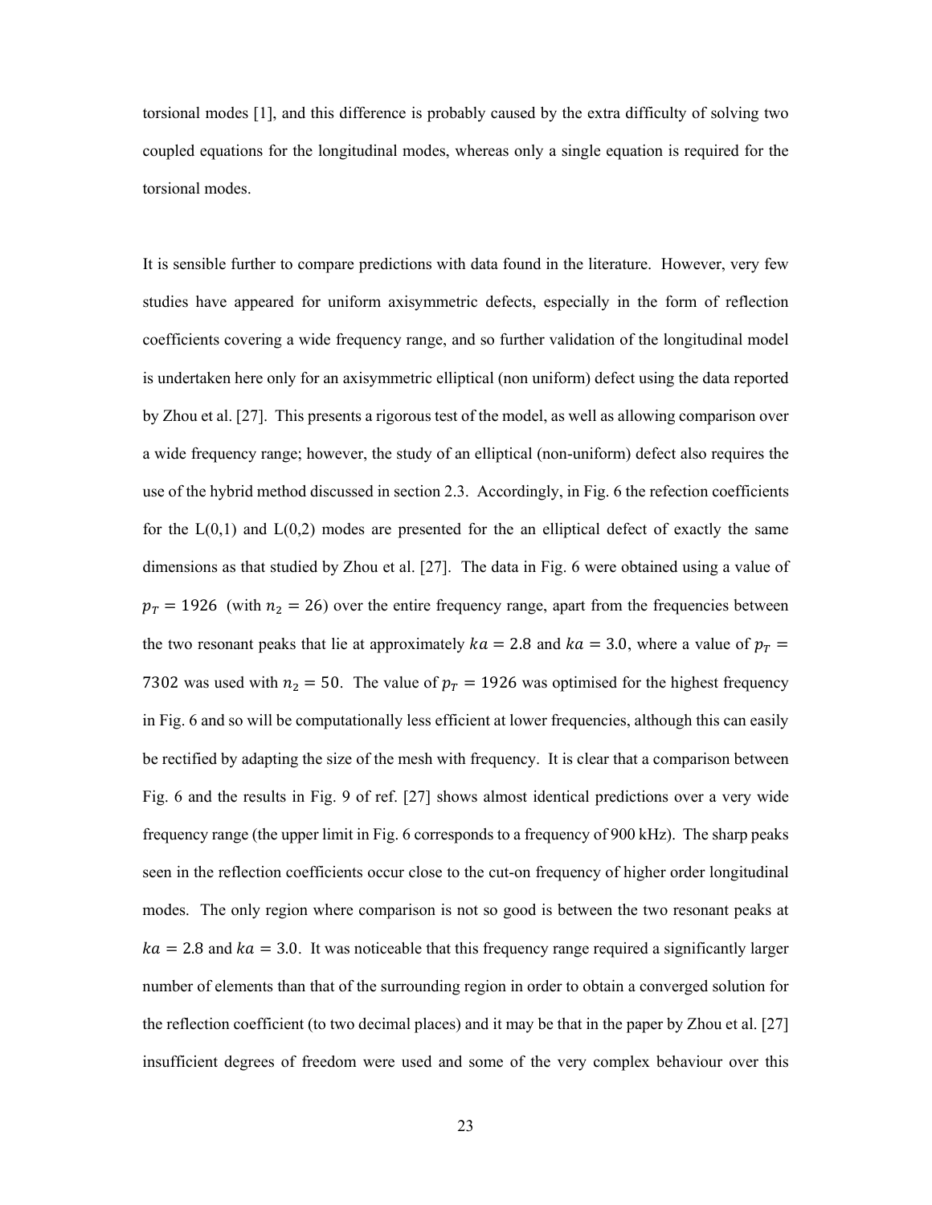torsional modes [1], and this difference is probably caused by the extra difficulty of solving two coupled equations for the longitudinal modes, whereas only a single equation is required for the torsional modes.

It is sensible further to compare predictions with data found in the literature. However, very few studies have appeared for uniform axisymmetric defects, especially in the form of reflection coefficients covering a wide frequency range, and so further validation of the longitudinal model is undertaken here only for an axisymmetric elliptical (non uniform) defect using the data reported by Zhou et al. [27]. This presents a rigorous test of the model, as well as allowing comparison over a wide frequency range; however, the study of an elliptical (non-uniform) defect also requires the use of the hybrid method discussed in section 2.3. Accordingly, in Fig. 6 the refection coefficients for the L(0,1) and L(0,2) modes are presented for the an elliptical defect of exactly the same dimensions as that studied by Zhou et al. [27]. The data in Fig. 6 were obtained using a value of $p_T = 1926$ (with $n_2 = 26$) over the entire frequency range, apart from the frequencies between the two resonant peaks that lie at approximately $ka = 2.8$ and $ka = 3.0$, where a value of $p_T = 7302$ was used with $n_2 = 50$. The value of $p_T = 1926$ was optimised for the highest frequency in Fig. 6 and so will be computationally less efficient at lower frequencies, although this can easily be rectified by adapting the size of the mesh with frequency. It is clear that a comparison between Fig. 6 and the results in Fig. 9 of ref. [27] shows almost identical predictions over a very wide frequency range (the upper limit in Fig. 6 corresponds to a frequency of 900 kHz). The sharp peaks seen in the reflection coefficients occur close to the cut-on frequency of higher order longitudinal modes. The only region where comparison is not so good is between the two resonant peaks at $ka = 2.8$ and $ka = 3.0$. It was noticeable that this frequency range required a significantly larger number of elements than that of the surrounding region in order to obtain a converged solution for the reflection coefficient (to two decimal places) and it may be that in the paper by Zhou et al. [27] insufficient degrees of freedom were used and some of the very complex behaviour over this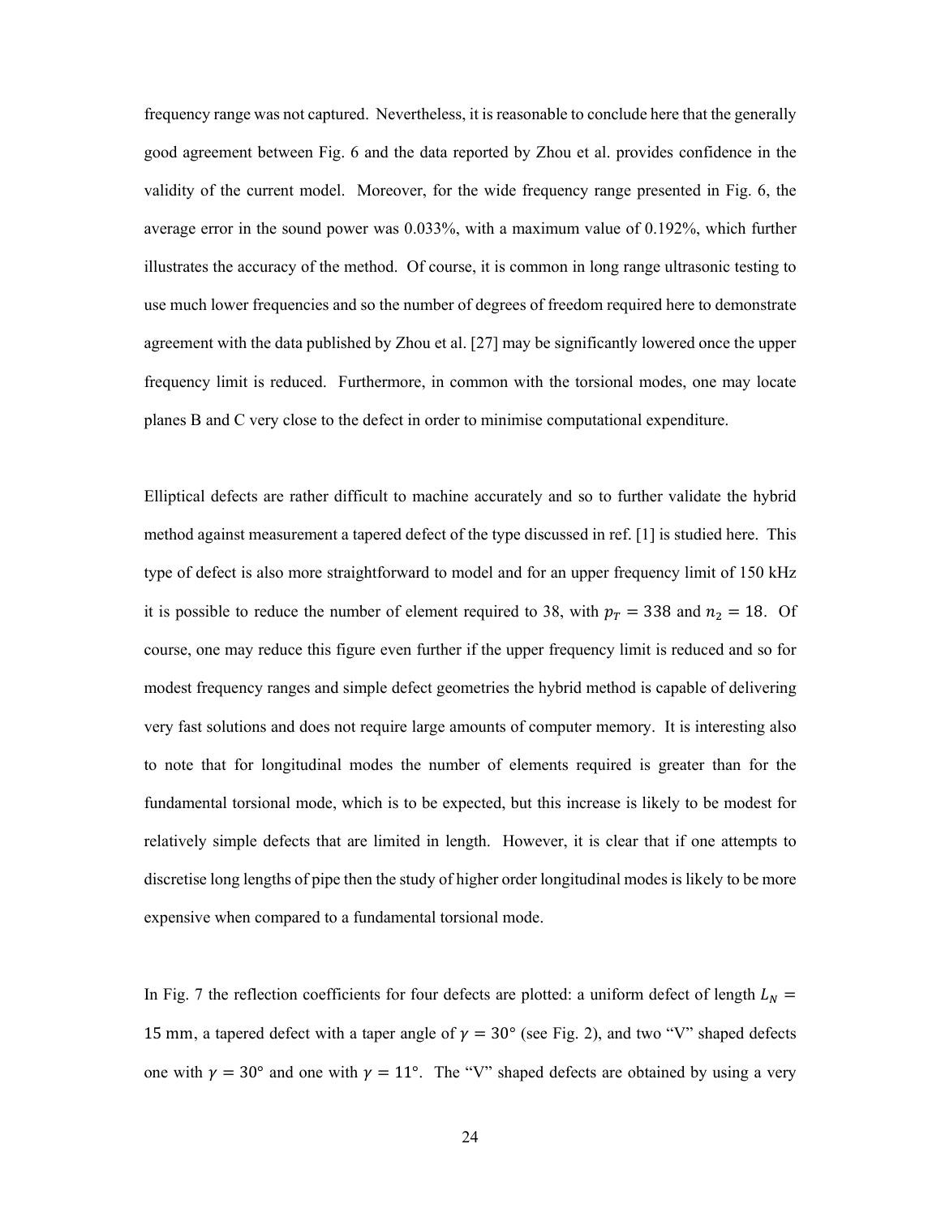frequency range was not captured. Nevertheless, it is reasonable to conclude here that the generally good agreement between Fig. 6 and the data reported by Zhou et al. provides confidence in the validity of the current model. Moreover, for the wide frequency range presented in Fig. 6, the average error in the sound power was 0.033%, with a maximum value of 0.192%, which further illustrates the accuracy of the method. Of course, it is common in long range ultrasonic testing to use much lower frequencies and so the number of degrees of freedom required here to demonstrate agreement with the data published by Zhou et al. [27] may be significantly lowered once the upper frequency limit is reduced. Furthermore, in common with the torsional modes, one may locate planes B and C very close to the defect in order to minimise computational expenditure.

Elliptical defects are rather difficult to machine accurately and so to further validate the hybrid method against measurement a tapered defect of the type discussed in ref. [1] is studied here. This type of defect is also more straightforward to model and for an upper frequency limit of 150 kHz it is possible to reduce the number of element required to 38, with $p_T = 338$ and $n_2 = 18$. Of course, one may reduce this figure even further if the upper frequency limit is reduced and so for modest frequency ranges and simple defect geometries the hybrid method is capable of delivering very fast solutions and does not require large amounts of computer memory. It is interesting also to note that for longitudinal modes the number of elements required is greater than for the fundamental torsional mode, which is to be expected, but this increase is likely to be modest for relatively simple defects that are limited in length. However, it is clear that if one attempts to discretise long lengths of pipe then the study of higher order longitudinal modes is likely to be more expensive when compared to a fundamental torsional mode.

In Fig. 7 the reflection coefficients for four defects are plotted: a uniform defect of length $L_N = 15$ mm, a tapered defect with a taper angle of $\gamma = 30°$ (see Fig. 2), and two "V" shaped defects one with $\gamma = 30°$ and one with $\gamma = 11°$. The "V" shaped defects are obtained by using a very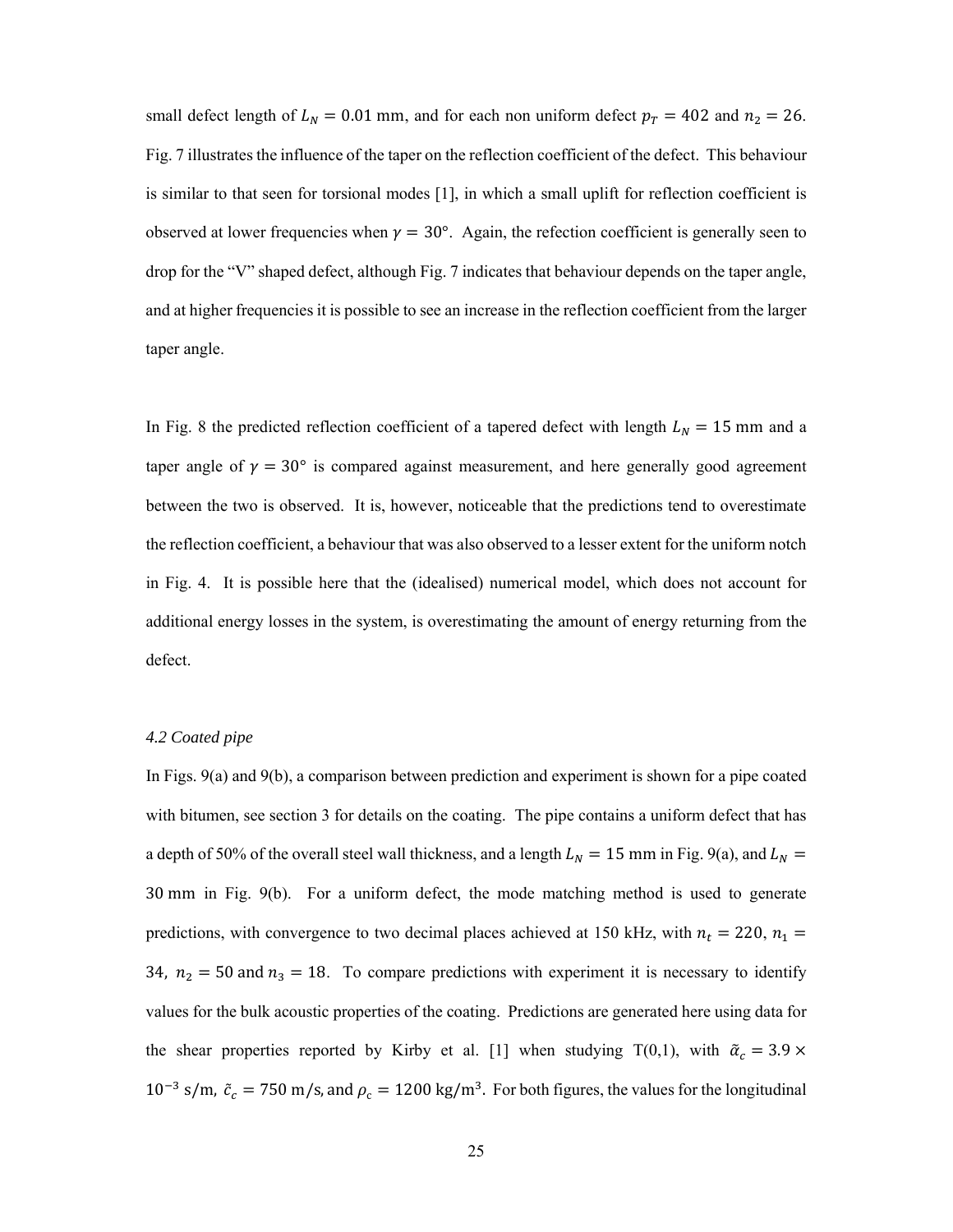small defect length of $L_N = 0.01$ mm, and for each non uniform defect $p_T = 402$ and $n_2 = 26$. Fig. 7 illustrates the influence of the taper on the reflection coefficient of the defect. This behaviour is similar to that seen for torsional modes [1], in which a small uplift for reflection coefficient is observed at lower frequencies when $\gamma = 30°$. Again, the refection coefficient is generally seen to drop for the "V" shaped defect, although Fig. 7 indicates that behaviour depends on the taper angle, and at higher frequencies it is possible to see an increase in the reflection coefficient from the larger taper angle.

In Fig. 8 the predicted reflection coefficient of a tapered defect with length $L_N = 15$ mm and a taper angle of $\gamma = 30°$ is compared against measurement, and here generally good agreement between the two is observed. It is, however, noticeable that the predictions tend to overestimate the reflection coefficient, a behaviour that was also observed to a lesser extent for the uniform notch in Fig. 4. It is possible here that the (idealised) numerical model, which does not account for additional energy losses in the system, is overestimating the amount of energy returning from the defect.

*4.2 Coated pipe*

In Figs. 9(a) and 9(b), a comparison between prediction and experiment is shown for a pipe coated with bitumen, see section 3 for details on the coating. The pipe contains a uniform defect that has a depth of 50% of the overall steel wall thickness, and a length $L_N = 15$ mm in Fig. 9(a), and $L_N = 30$ mm in Fig. 9(b). For a uniform defect, the mode matching method is used to generate predictions, with convergence to two decimal places achieved at 150 kHz, with $n_t = 220$, $n_1 = 34$, $n_2 = 50$ and $n_3 = 18$. To compare predictions with experiment it is necessary to identify values for the bulk acoustic properties of the coating. Predictions are generated here using data for the shear properties reported by Kirby et al. [1] when studying T(0,1), with $\tilde{\alpha}_c = 3.9 \times 10^{-3}$ s/m, $\tilde{c}_c = 750$ m/s, and $\rho_c = 1200$ kg/m$^3$. For both figures, the values for the longitudinal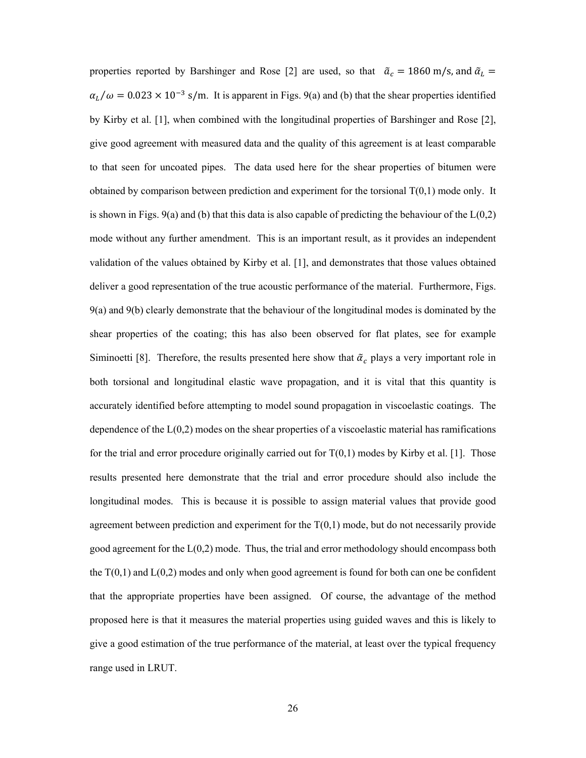properties reported by Barshinger and Rose [2] are used, so that $\tilde{\alpha}_c = 1860$ m/s, and $\tilde{\alpha}_L = \alpha_L/\omega = 0.023 \times 10^{-3}$ s/m. It is apparent in Figs. 9(a) and (b) that the shear properties identified by Kirby et al. [1], when combined with the longitudinal properties of Barshinger and Rose [2], give good agreement with measured data and the quality of this agreement is at least comparable to that seen for uncoated pipes. The data used here for the shear properties of bitumen were obtained by comparison between prediction and experiment for the torsional T(0,1) mode only. It is shown in Figs. 9(a) and (b) that this data is also capable of predicting the behaviour of the L(0,2) mode without any further amendment. This is an important result, as it provides an independent validation of the values obtained by Kirby et al. [1], and demonstrates that those values obtained deliver a good representation of the true acoustic performance of the material. Furthermore, Figs. 9(a) and 9(b) clearly demonstrate that the behaviour of the longitudinal modes is dominated by the shear properties of the coating; this has also been observed for flat plates, see for example Siminoetti [8]. Therefore, the results presented here show that $\tilde{\alpha}_c$ plays a very important role in both torsional and longitudinal elastic wave propagation, and it is vital that this quantity is accurately identified before attempting to model sound propagation in viscoelastic coatings. The dependence of the L(0,2) modes on the shear properties of a viscoelastic material has ramifications for the trial and error procedure originally carried out for T(0,1) modes by Kirby et al. [1]. Those results presented here demonstrate that the trial and error procedure should also include the longitudinal modes. This is because it is possible to assign material values that provide good agreement between prediction and experiment for the T(0,1) mode, but do not necessarily provide good agreement for the L(0,2) mode. Thus, the trial and error methodology should encompass both the T(0,1) and L(0,2) modes and only when good agreement is found for both can one be confident that the appropriate properties have been assigned. Of course, the advantage of the method proposed here is that it measures the material properties using guided waves and this is likely to give a good estimation of the true performance of the material, at least over the typical frequency range used in LRUT.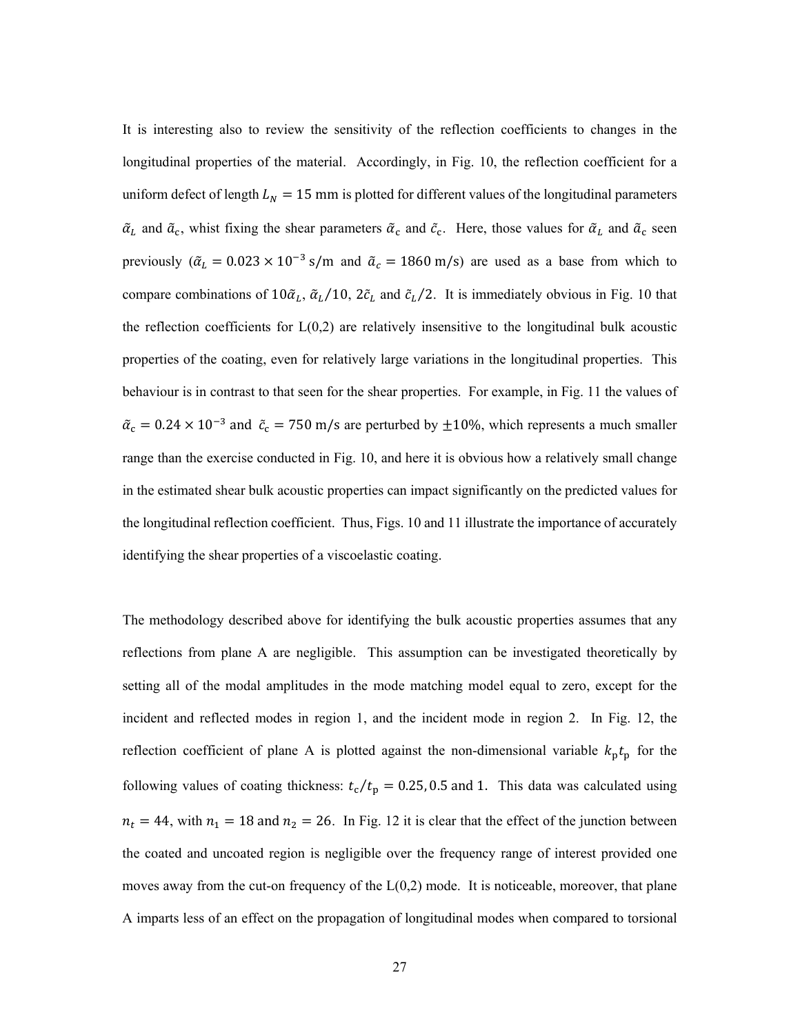It is interesting also to review the sensitivity of the reflection coefficients to changes in the longitudinal properties of the material. Accordingly, in Fig. 10, the reflection coefficient for a uniform defect of length $L_N = 15$ mm is plotted for different values of the longitudinal parameters $\tilde{\alpha}_L$ and $\tilde{\alpha}_c$, whist fixing the shear parameters $\tilde{\alpha}_\mathrm{c}$ and $\tilde{c}_\mathrm{c}$. Here, those values for $\tilde{\alpha}_L$ and $\tilde{\alpha}_c$ seen previously ($\tilde{\alpha}_L = 0.023 \times 10^{-3}$ s/m and $\tilde{a}_c = 1860$ m/s) are used as a base from which to compare combinations of $10\tilde{\alpha}_L$, $\tilde{\alpha}_L/10$, $2\tilde{c}_L$ and $\tilde{c}_L/2$. It is immediately obvious in Fig. 10 that the reflection coefficients for L(0,2) are relatively insensitive to the longitudinal bulk acoustic properties of the coating, even for relatively large variations in the longitudinal properties. This behaviour is in contrast to that seen for the shear properties. For example, in Fig. 11 the values of $\tilde{\alpha}_\mathrm{c} = 0.24 \times 10^{-3}$ and $\tilde{c}_\mathrm{c} = 750$ m/s are perturbed by $\pm 10\%$, which represents a much smaller range than the exercise conducted in Fig. 10, and here it is obvious how a relatively small change in the estimated shear bulk acoustic properties can impact significantly on the predicted values for the longitudinal reflection coefficient. Thus, Figs. 10 and 11 illustrate the importance of accurately identifying the shear properties of a viscoelastic coating.

The methodology described above for identifying the bulk acoustic properties assumes that any reflections from plane A are negligible. This assumption can be investigated theoretically by setting all of the modal amplitudes in the mode matching model equal to zero, except for the incident and reflected modes in region 1, and the incident mode in region 2. In Fig. 12, the reflection coefficient of plane A is plotted against the non-dimensional variable $k_\mathrm{p} t_\mathrm{p}$ for the following values of coating thickness: $t_\mathrm{c}/t_\mathrm{p} = 0.25, 0.5$ and $1$. This data was calculated using $n_t = 44$, with $n_1 = 18$ and $n_2 = 26$. In Fig. 12 it is clear that the effect of the junction between the coated and uncoated region is negligible over the frequency range of interest provided one moves away from the cut-on frequency of the L(0,2) mode. It is noticeable, moreover, that plane A imparts less of an effect on the propagation of longitudinal modes when compared to torsional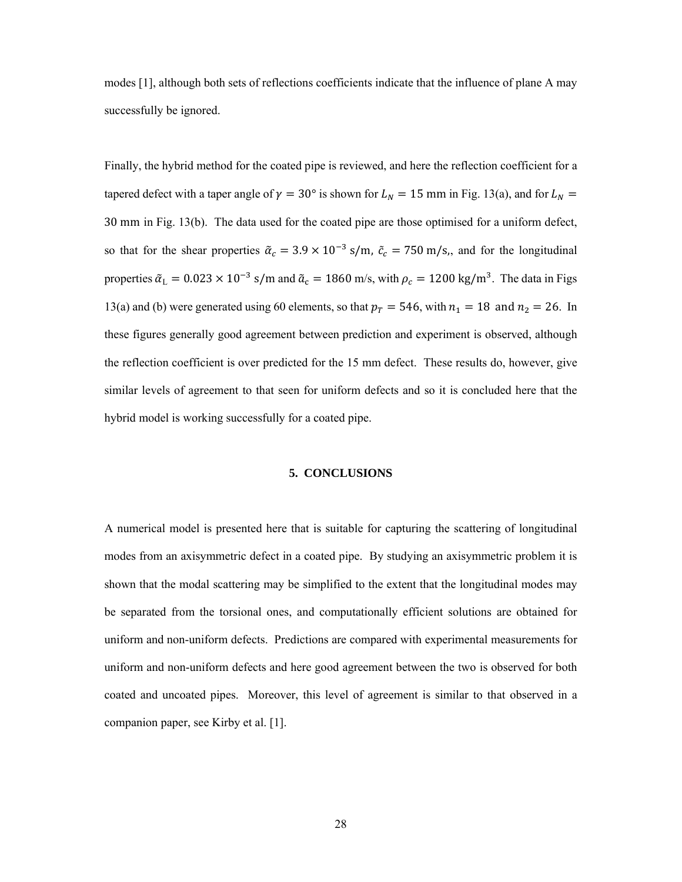modes [1], although both sets of reflections coefficients indicate that the influence of plane A may successfully be ignored.

Finally, the hybrid method for the coated pipe is reviewed, and here the reflection coefficient for a tapered defect with a taper angle of $\gamma = 30°$ is shown for $L_N = 15$ mm in Fig. 13(a), and for $L_N = 30$ mm in Fig. 13(b). The data used for the coated pipe are those optimised for a uniform defect, so that for the shear properties $\tilde{\alpha}_c = 3.9 \times 10^{-3}$ s/m, $\tilde{c}_c = 750$ m/s,, and for the longitudinal properties $\tilde{\alpha}_{\mathrm{L}} = 0.023 \times 10^{-3}$ s/m and $\tilde{a}_c = 1860$ m/s, with $\rho_c = 1200$ kg/m$^3$. The data in Figs 13(a) and (b) were generated using 60 elements, so that $p_T = 546$, with $n_1 = 18$ and $n_2 = 26$. In these figures generally good agreement between prediction and experiment is observed, although the reflection coefficient is over predicted for the 15 mm defect. These results do, however, give similar levels of agreement to that seen for uniform defects and so it is concluded here that the hybrid model is working successfully for a coated pipe.

## 5. CONCLUSIONS

A numerical model is presented here that is suitable for capturing the scattering of longitudinal modes from an axisymmetric defect in a coated pipe. By studying an axisymmetric problem it is shown that the modal scattering may be simplified to the extent that the longitudinal modes may be separated from the torsional ones, and computationally efficient solutions are obtained for uniform and non-uniform defects. Predictions are compared with experimental measurements for uniform and non-uniform defects and here good agreement between the two is observed for both coated and uncoated pipes. Moreover, this level of agreement is similar to that observed in a companion paper, see Kirby et al. [1].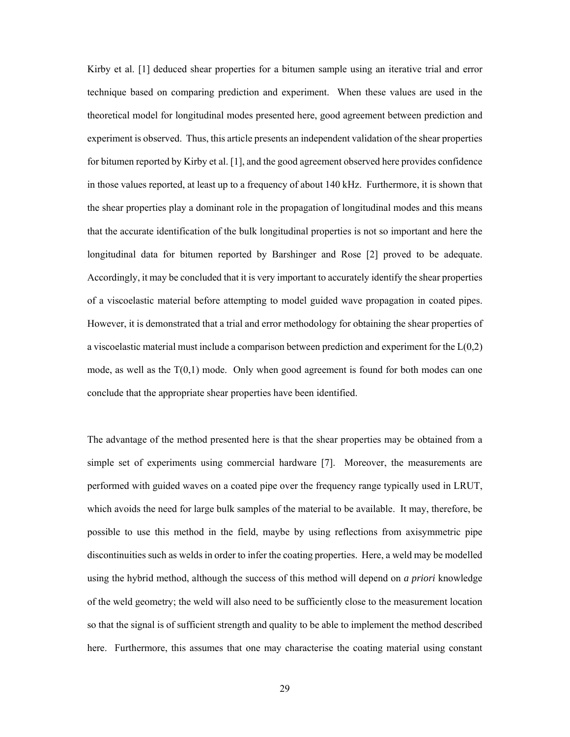Kirby et al. [1] deduced shear properties for a bitumen sample using an iterative trial and error technique based on comparing prediction and experiment. When these values are used in the theoretical model for longitudinal modes presented here, good agreement between prediction and experiment is observed. Thus, this article presents an independent validation of the shear properties for bitumen reported by Kirby et al. [1], and the good agreement observed here provides confidence in those values reported, at least up to a frequency of about 140 kHz. Furthermore, it is shown that the shear properties play a dominant role in the propagation of longitudinal modes and this means that the accurate identification of the bulk longitudinal properties is not so important and here the longitudinal data for bitumen reported by Barshinger and Rose [2] proved to be adequate. Accordingly, it may be concluded that it is very important to accurately identify the shear properties of a viscoelastic material before attempting to model guided wave propagation in coated pipes. However, it is demonstrated that a trial and error methodology for obtaining the shear properties of a viscoelastic material must include a comparison between prediction and experiment for the L(0,2) mode, as well as the T(0,1) mode. Only when good agreement is found for both modes can one conclude that the appropriate shear properties have been identified.

The advantage of the method presented here is that the shear properties may be obtained from a simple set of experiments using commercial hardware [7]. Moreover, the measurements are performed with guided waves on a coated pipe over the frequency range typically used in LRUT, which avoids the need for large bulk samples of the material to be available. It may, therefore, be possible to use this method in the field, maybe by using reflections from axisymmetric pipe discontinuities such as welds in order to infer the coating properties. Here, a weld may be modelled using the hybrid method, although the success of this method will depend on *a priori* knowledge of the weld geometry; the weld will also need to be sufficiently close to the measurement location so that the signal is of sufficient strength and quality to be able to implement the method described here. Furthermore, this assumes that one may characterise the coating material using constant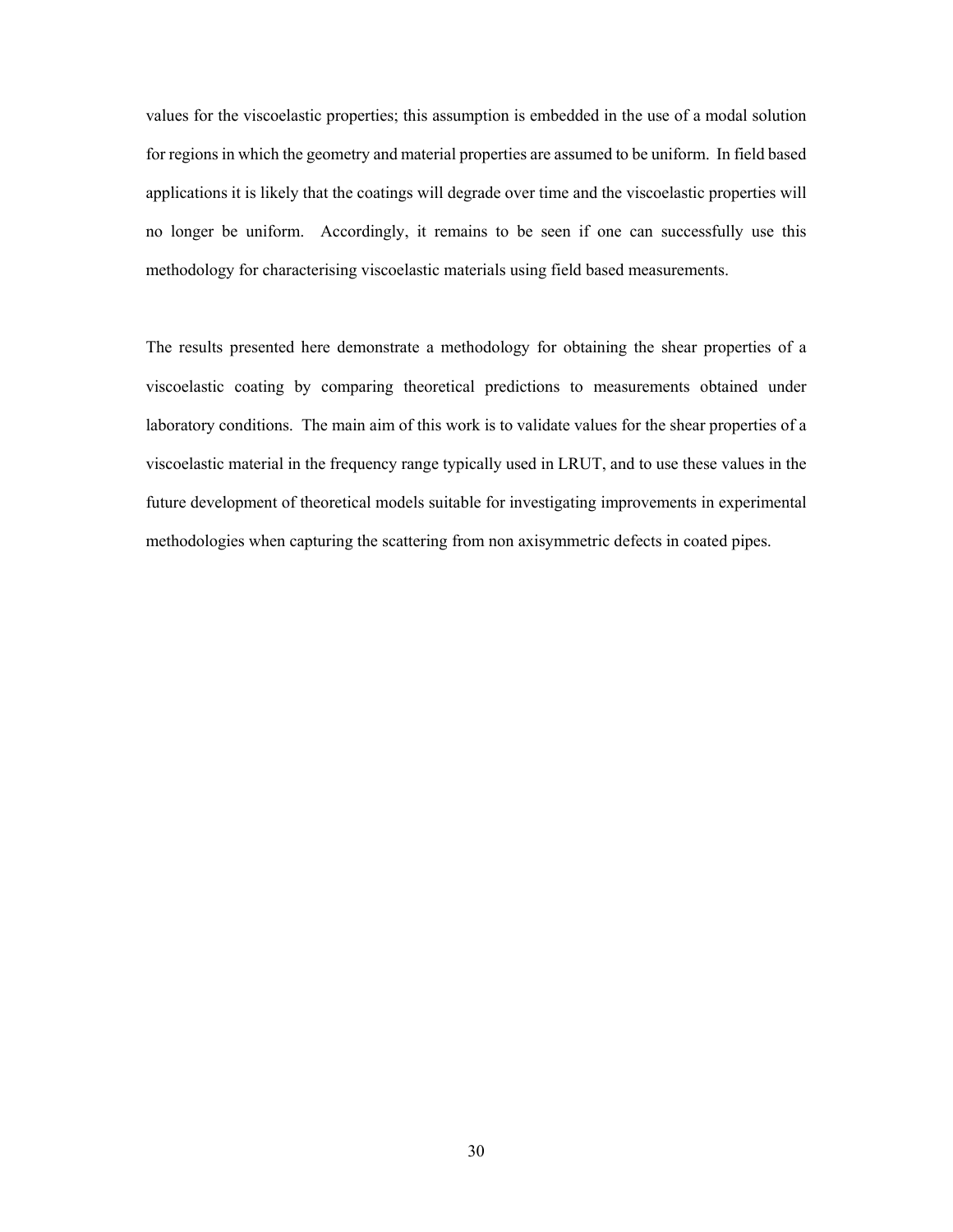values for the viscoelastic properties; this assumption is embedded in the use of a modal solution for regions in which the geometry and material properties are assumed to be uniform. In field based applications it is likely that the coatings will degrade over time and the viscoelastic properties will no longer be uniform. Accordingly, it remains to be seen if one can successfully use this methodology for characterising viscoelastic materials using field based measurements.

The results presented here demonstrate a methodology for obtaining the shear properties of a viscoelastic coating by comparing theoretical predictions to measurements obtained under laboratory conditions. The main aim of this work is to validate values for the shear properties of a viscoelastic material in the frequency range typically used in LRUT, and to use these values in the future development of theoretical models suitable for investigating improvements in experimental methodologies when capturing the scattering from non axisymmetric defects in coated pipes.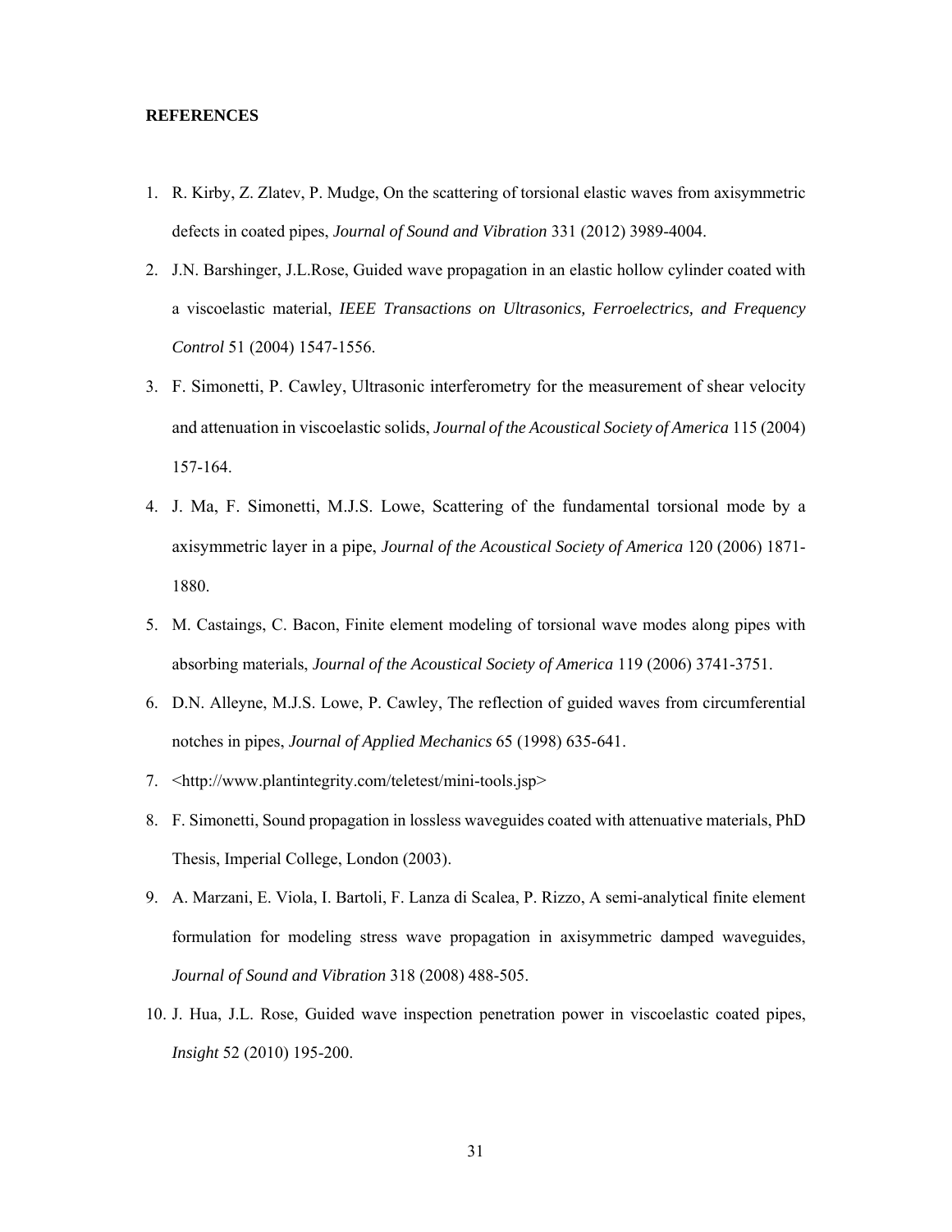**REFERENCES**

1. R. Kirby, Z. Zlatev, P. Mudge, On the scattering of torsional elastic waves from axisymmetric defects in coated pipes, *Journal of Sound and Vibration* 331 (2012) 3989-4004.
2. J.N. Barshinger, J.L.Rose, Guided wave propagation in an elastic hollow cylinder coated with a viscoelastic material, *IEEE Transactions on Ultrasonics, Ferroelectrics, and Frequency Control* 51 (2004) 1547-1556.
3. F. Simonetti, P. Cawley, Ultrasonic interferometry for the measurement of shear velocity and attenuation in viscoelastic solids, *Journal of the Acoustical Society of America* 115 (2004) 157-164.
4. J. Ma, F. Simonetti, M.J.S. Lowe, Scattering of the fundamental torsional mode by a axisymmetric layer in a pipe, *Journal of the Acoustical Society of America* 120 (2006) 1871-1880.
5. M. Castaings, C. Bacon, Finite element modeling of torsional wave modes along pipes with absorbing materials, *Journal of the Acoustical Society of America* 119 (2006) 3741-3751.
6. D.N. Alleyne, M.J.S. Lowe, P. Cawley, The reflection of guided waves from circumferential notches in pipes, *Journal of Applied Mechanics* 65 (1998) 635-641.
7. <http://www.plantintegrity.com/teletest/mini-tools.jsp>
8. F. Simonetti, Sound propagation in lossless waveguides coated with attenuative materials, PhD Thesis, Imperial College, London (2003).
9. A. Marzani, E. Viola, I. Bartoli, F. Lanza di Scalea, P. Rizzo, A semi-analytical finite element formulation for modeling stress wave propagation in axisymmetric damped waveguides, *Journal of Sound and Vibration* 318 (2008) 488-505.
10. J. Hua, J.L. Rose, Guided wave inspection penetration power in viscoelastic coated pipes, *Insight* 52 (2010) 195-200.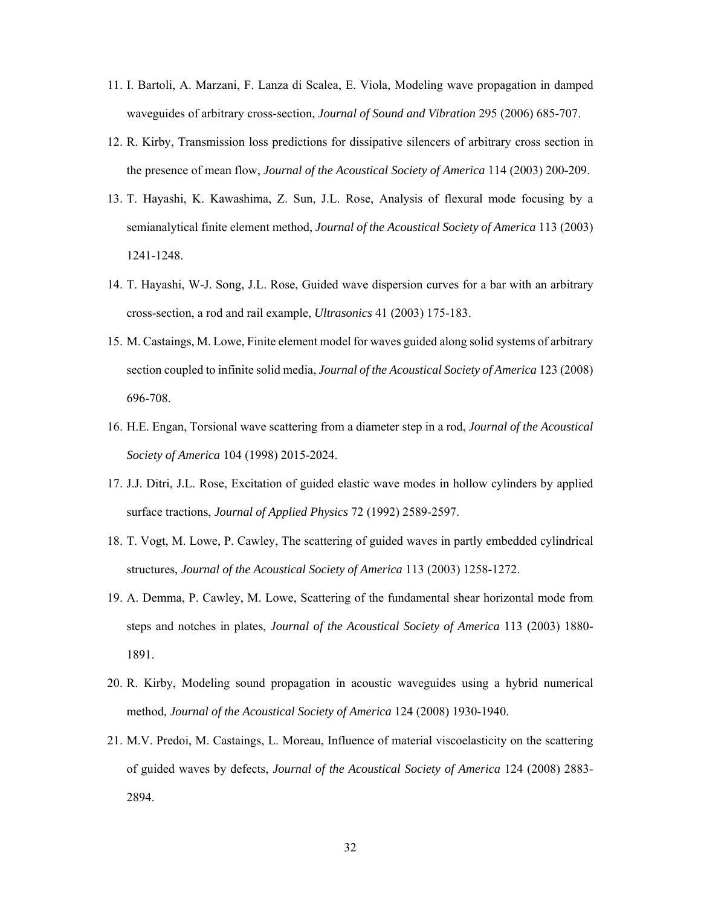11. I. Bartoli, A. Marzani, F. Lanza di Scalea, E. Viola, Modeling wave propagation in damped waveguides of arbitrary cross-section, *Journal of Sound and Vibration* 295 (2006) 685-707.
12. R. Kirby, Transmission loss predictions for dissipative silencers of arbitrary cross section in the presence of mean flow, *Journal of the Acoustical Society of America* 114 (2003) 200-209.
13. T. Hayashi, K. Kawashima, Z. Sun, J.L. Rose, Analysis of flexural mode focusing by a semianalytical finite element method, *Journal of the Acoustical Society of America* 113 (2003) 1241-1248.
14. T. Hayashi, W-J. Song, J.L. Rose, Guided wave dispersion curves for a bar with an arbitrary cross-section, a rod and rail example, *Ultrasonics* 41 (2003) 175-183.
15. M. Castaings, M. Lowe, Finite element model for waves guided along solid systems of arbitrary section coupled to infinite solid media, *Journal of the Acoustical Society of America* 123 (2008) 696-708.
16. H.E. Engan, Torsional wave scattering from a diameter step in a rod, *Journal of the Acoustical Society of America* 104 (1998) 2015-2024.
17. J.J. Ditri, J.L. Rose, Excitation of guided elastic wave modes in hollow cylinders by applied surface tractions, *Journal of Applied Physics* 72 (1992) 2589-2597.
18. T. Vogt, M. Lowe, P. Cawley, The scattering of guided waves in partly embedded cylindrical structures, *Journal of the Acoustical Society of America* 113 (2003) 1258-1272.
19. A. Demma, P. Cawley, M. Lowe, Scattering of the fundamental shear horizontal mode from steps and notches in plates, *Journal of the Acoustical Society of America* 113 (2003) 1880-1891.
20. R. Kirby, Modeling sound propagation in acoustic waveguides using a hybrid numerical method, *Journal of the Acoustical Society of America* 124 (2008) 1930-1940.
21. M.V. Predoi, M. Castaings, L. Moreau, Influence of material viscoelasticity on the scattering of guided waves by defects, *Journal of the Acoustical Society of America* 124 (2008) 2883-2894.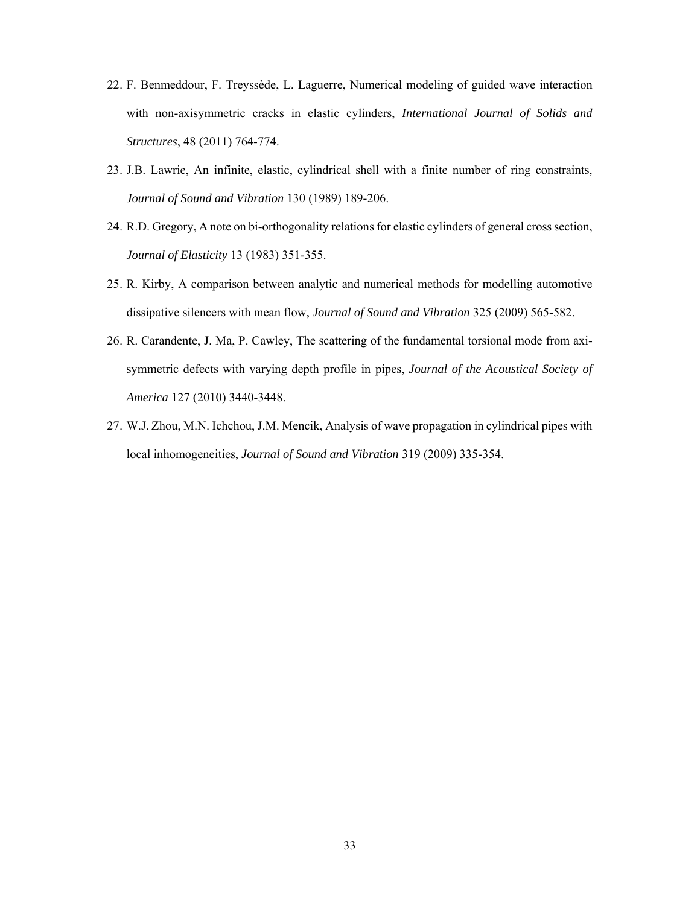22. F. Benmeddour, F. Treyssède, L. Laguerre, Numerical modeling of guided wave interaction with non-axisymmetric cracks in elastic cylinders, *International Journal of Solids and Structures*, 48 (2011) 764-774.

23. J.B. Lawrie, An infinite, elastic, cylindrical shell with a finite number of ring constraints, *Journal of Sound and Vibration* 130 (1989) 189-206.

24. R.D. Gregory, A note on bi-orthogonality relations for elastic cylinders of general cross section, *Journal of Elasticity* 13 (1983) 351-355.

25. R. Kirby, A comparison between analytic and numerical methods for modelling automotive dissipative silencers with mean flow, *Journal of Sound and Vibration* 325 (2009) 565-582.

26. R. Carandente, J. Ma, P. Cawley, The scattering of the fundamental torsional mode from axi-symmetric defects with varying depth profile in pipes, *Journal of the Acoustical Society of America* 127 (2010) 3440-3448.

27. W.J. Zhou, M.N. Ichchou, J.M. Mencik, Analysis of wave propagation in cylindrical pipes with local inhomogeneities, *Journal of Sound and Vibration* 319 (2009) 335-354.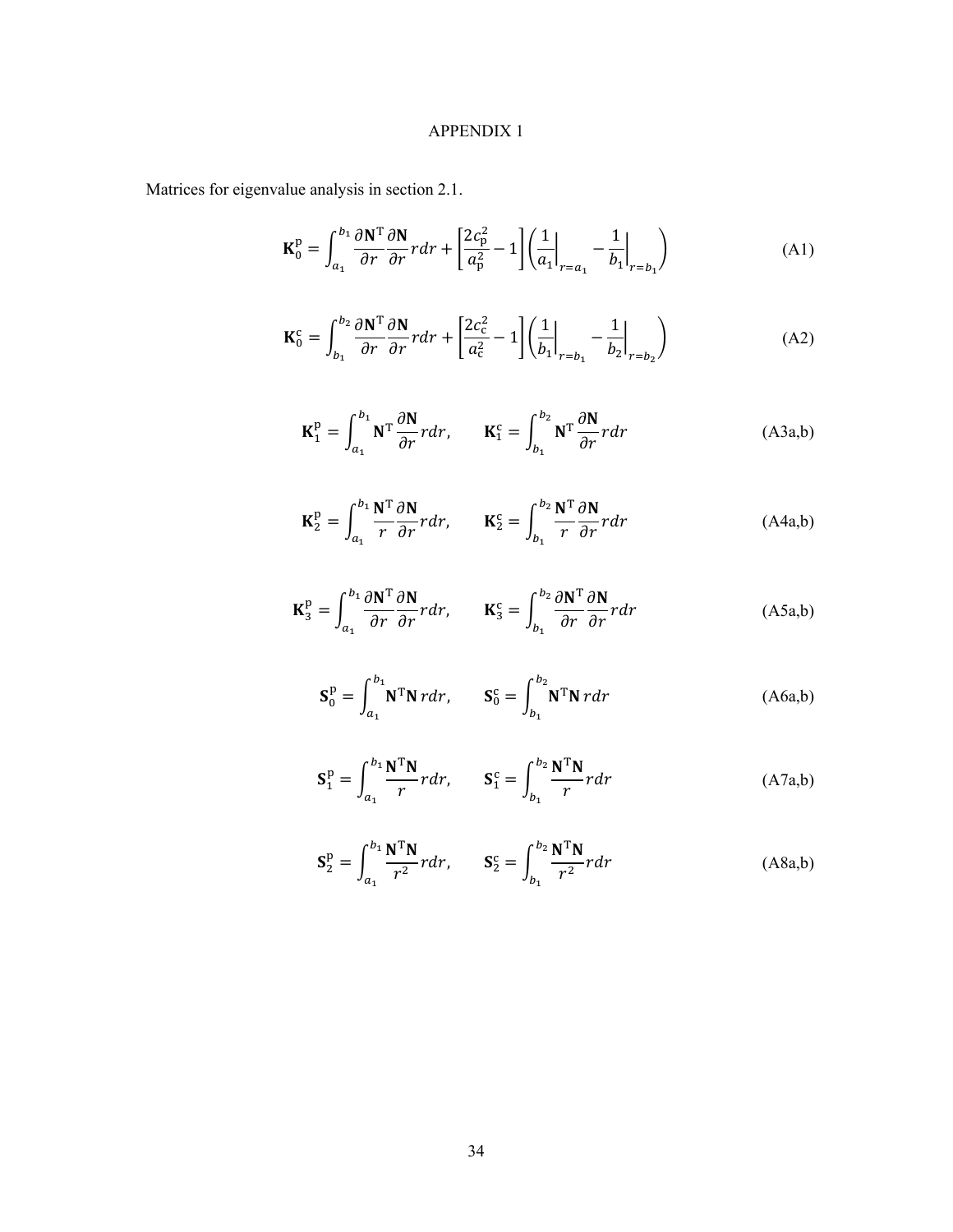# APPENDIX 1

Matrices for eigenvalue analysis in section 2.1.

$$\mathbf{K}_0^{\mathrm{p}} = \int_{a_1}^{b_1} \frac{\partial \mathbf{N}^{\mathrm{T}}}{\partial r} \frac{\partial \mathbf{N}}{\partial r} r dr + \left[ \frac{2c_{\mathrm{p}}^2}{a_{\mathrm{p}}^2} - 1 \right] \left( \frac{1}{a_1} \bigg|_{r=a_1} - \frac{1}{b_1} \bigg|_{r=b_1} \right) \tag{A1}$$

$$\mathbf{K}_0^{\mathrm{c}} = \int_{b_1}^{b_2} \frac{\partial \mathbf{N}^{\mathrm{T}}}{\partial r} \frac{\partial \mathbf{N}}{\partial r} r dr + \left[ \frac{2c_{\mathrm{c}}^2}{a_{\mathrm{c}}^2} - 1 \right] \left( \frac{1}{b_1} \bigg|_{r=b_1} - \frac{1}{b_2} \bigg|_{r=b_2} \right) \tag{A2}$$

$$\mathbf{K}_1^{\mathrm{p}} = \int_{a_1}^{b_1} \mathbf{N}^{\mathrm{T}} \frac{\partial \mathbf{N}}{\partial r} r dr, \qquad \mathbf{K}_1^{\mathrm{c}} = \int_{b_1}^{b_2} \mathbf{N}^{\mathrm{T}} \frac{\partial \mathbf{N}}{\partial r} r dr \tag{A3a,b}$$

$$\mathbf{K}_2^{\mathrm{p}} = \int_{a_1}^{b_1} \frac{\mathbf{N}^{\mathrm{T}}}{r} \frac{\partial \mathbf{N}}{\partial r} r dr, \qquad \mathbf{K}_2^{\mathrm{c}} = \int_{b_1}^{b_2} \frac{\mathbf{N}^{\mathrm{T}}}{r} \frac{\partial \mathbf{N}}{\partial r} r dr \tag{A4a,b}$$

$$\mathbf{K}_3^{\mathrm{p}} = \int_{a_1}^{b_1} \frac{\partial \mathbf{N}^{\mathrm{T}}}{\partial r} \frac{\partial \mathbf{N}}{\partial r} r dr, \qquad \mathbf{K}_3^{\mathrm{c}} = \int_{b_1}^{b_2} \frac{\partial \mathbf{N}^{\mathrm{T}}}{\partial r} \frac{\partial \mathbf{N}}{\partial r} r dr \tag{A5a,b}$$

$$\mathbf{S}_0^{\mathrm{p}} = \int_{a_1}^{b_1} \mathbf{N}^{\mathrm{T}} \mathbf{N} \, r dr, \qquad \mathbf{S}_0^{\mathrm{c}} = \int_{b_1}^{b_2} \mathbf{N}^{\mathrm{T}} \mathbf{N} \, r dr \tag{A6a,b}$$

$$\mathbf{S}_1^{\mathrm{p}} = \int_{a_1}^{b_1} \frac{\mathbf{N}^{\mathrm{T}} \mathbf{N}}{r} r dr, \qquad \mathbf{S}_1^{\mathrm{c}} = \int_{b_1}^{b_2} \frac{\mathbf{N}^{\mathrm{T}} \mathbf{N}}{r} r dr \tag{A7a,b}$$

$$\mathbf{S}_2^{\mathrm{p}} = \int_{a_1}^{b_1} \frac{\mathbf{N}^{\mathrm{T}} \mathbf{N}}{r^2} r dr, \qquad \mathbf{S}_2^{\mathrm{c}} = \int_{b_1}^{b_2} \frac{\mathbf{N}^{\mathrm{T}} \mathbf{N}}{r^2} r dr \tag{A8a,b}$$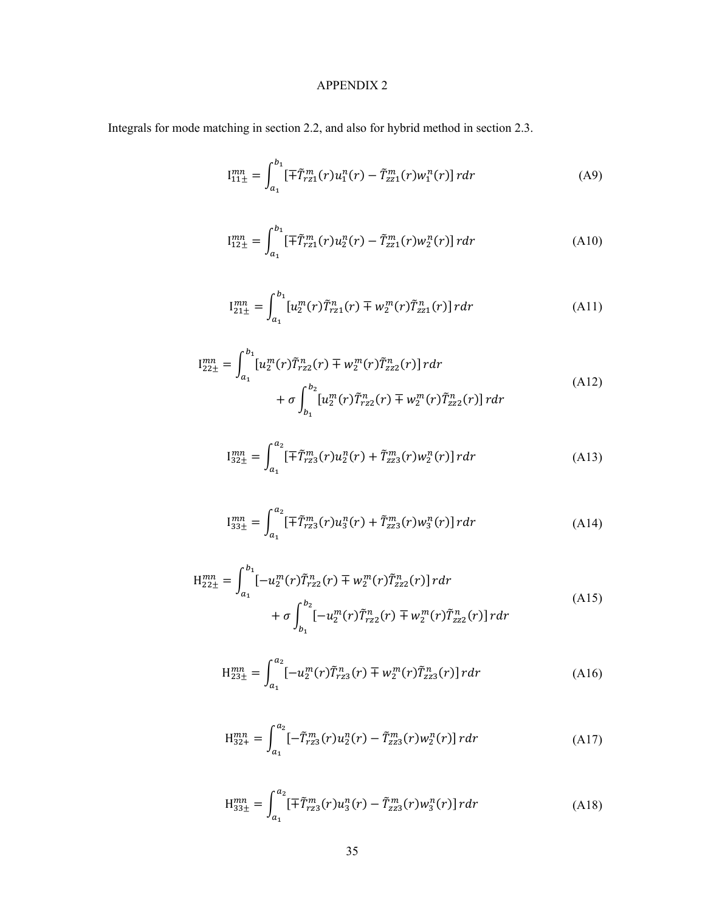# APPENDIX 2

Integrals for mode matching in section 2.2, and also for hybrid method in section 2.3.

$$\mathrm{I}_{11\pm}^{mn} = \int_{a_1}^{b_1} [\mp \tilde{T}_{rz1}^{m}(r) u_1^n(r) - \tilde{T}_{zz1}^{m}(r) w_1^n(r)]\, r dr \tag{A9}$$

$$\mathrm{I}_{12\pm}^{mn} = \int_{a_1}^{b_1} [\mp \tilde{T}_{rz1}^{m}(r) u_2^n(r) - \tilde{T}_{zz1}^{m}(r) w_2^n(r)]\, r dr \tag{A10}$$

$$\mathrm{I}_{21\pm}^{mn} = \int_{a_1}^{b_1} [u_2^m(r) \tilde{T}_{rz1}^{n}(r) \mp w_2^m(r) \tilde{T}_{zz1}^{n}(r)]\, r dr \tag{A11}$$

$$\mathrm{I}_{22\pm}^{mn} = \int_{a_1}^{b_1} [u_2^m(r) \tilde{T}_{rz2}^{n}(r) \mp w_2^m(r) \tilde{T}_{zz2}^{n}(r)]\, r dr + \sigma \int_{b_1}^{b_2} [u_2^m(r) \tilde{T}_{rz2}^{n}(r) \mp w_2^m(r) \tilde{T}_{zz2}^{n}(r)]\, r dr \tag{A12}$$

$$\mathrm{I}_{32\pm}^{mn} = \int_{a_1}^{a_2} [\mp \tilde{T}_{rz3}^{m}(r) u_2^n(r) + \tilde{T}_{zz3}^{m}(r) w_2^n(r)]\, r dr \tag{A13}$$

$$\mathrm{I}_{33\pm}^{mn} = \int_{a_1}^{a_2} [\mp \tilde{T}_{rz3}^{m}(r) u_3^n(r) + \tilde{T}_{zz3}^{m}(r) w_3^n(r)]\, r dr \tag{A14}$$

$$\mathrm{H}_{22\pm}^{mn} = \int_{a_1}^{b_1} [-u_2^m(r) \tilde{T}_{rz2}^{n}(r) \mp w_2^m(r) \tilde{T}_{zz2}^{n}(r)]\, r dr + \sigma \int_{b_1}^{b_2} [-u_2^m(r) \tilde{T}_{rz2}^{n}(r) \mp w_2^m(r) \tilde{T}_{zz2}^{n}(r)]\, r dr \tag{A15}$$

$$\mathrm{H}_{23\pm}^{mn} = \int_{a_1}^{a_2} [-u_2^m(r) \tilde{T}_{rz3}^{n}(r) \mp w_2^m(r) \tilde{T}_{zz3}^{n}(r)]\, r dr \tag{A16}$$

$$\mathrm{H}_{32+}^{mn} = \int_{a_1}^{a_2} [-\tilde{T}_{rz3}^{m}(r) u_2^n(r) - \tilde{T}_{zz3}^{m}(r) w_2^n(r)]\, r dr \tag{A17}$$

$$\mathrm{H}_{33\pm}^{mn} = \int_{a_1}^{a_2} [\mp \tilde{T}_{rz3}^{m}(r) u_3^n(r) - \tilde{T}_{zz3}^{m}(r) w_3^n(r)]\, r dr \tag{A18}$$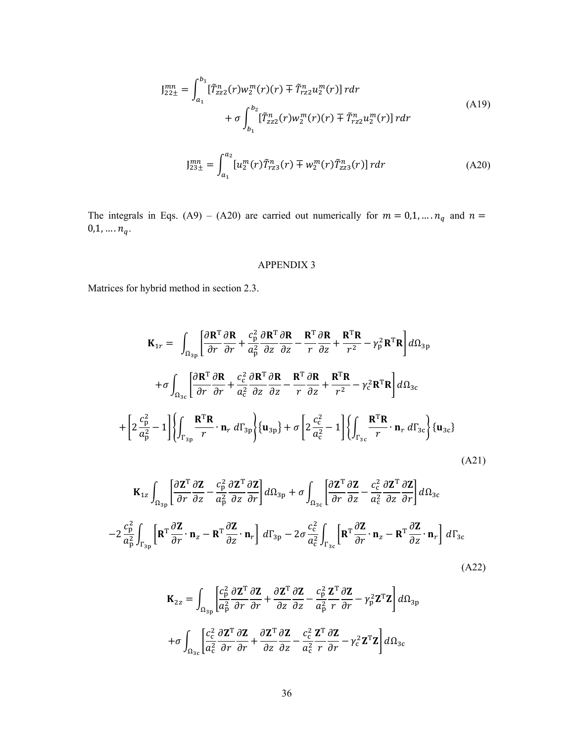$$
\mathrm{J}_{22\pm}^{mn} = \int_{a_1}^{b_1} [\tilde{T}_{zz2}^{n}(r) w_2^m(r)(r) \mp \tilde{T}_{rz2}^{n} u_2^m(r)]\, r dr + \sigma \int_{b_1}^{b_2} [\tilde{T}_{zz2}^{n}(r) w_2^m(r)(r) \mp \tilde{T}_{rz2}^{n} u_2^m(r)]\, r dr \tag{A19}
$$

$$
\mathrm{J}_{23\pm}^{mn} = \int_{a_1}^{a_2} [u_2^m(r) \tilde{T}_{rz3}^{n}(r) \mp w_2^m(r) \tilde{T}_{zz3}^{n}(r)]\, r dr \tag{A20}
$$

The integrals in Eqs. (A9) – (A20) are carried out numerically for $m = 0,1, \ldots . n_q$ and $n = 0,1, \ldots . n_q$.

## APPENDIX 3

Matrices for hybrid method in section 2.3.

$$
\begin{aligned}
\mathbf{K}_{1r} = &\int_{\Omega_{3\mathrm{p}}} \left[ \frac{\partial \mathbf{R}^{\mathrm{T}}}{\partial r} \frac{\partial \mathbf{R}}{\partial r} + \frac{c_{\mathrm{p}}^2}{a_{\mathrm{p}}^2} \frac{\partial \mathbf{R}^{\mathrm{T}}}{\partial z} \frac{\partial \mathbf{R}}{\partial z} - \frac{\mathbf{R}^{\mathrm{T}}}{r} \frac{\partial \mathbf{R}}{\partial z} + \frac{\mathbf{R}^{\mathrm{T}} \mathbf{R}}{r^2} - \gamma_{\mathrm{p}}^2 \mathbf{R}^{\mathrm{T}} \mathbf{R} \right] d\Omega_{3\mathrm{p}} \\
&+ \sigma \int_{\Omega_{3\mathrm{c}}} \left[ \frac{\partial \mathbf{R}^{\mathrm{T}}}{\partial r} \frac{\partial \mathbf{R}}{\partial r} + \frac{c_{\mathrm{c}}^2}{a_{\mathrm{c}}^2} \frac{\partial \mathbf{R}^{\mathrm{T}}}{\partial z} \frac{\partial \mathbf{R}}{\partial z} - \frac{\mathbf{R}^{\mathrm{T}}}{r} \frac{\partial \mathbf{R}}{\partial z} + \frac{\mathbf{R}^{\mathrm{T}} \mathbf{R}}{r^2} - \gamma_{\mathrm{c}}^2 \mathbf{R}^{\mathrm{T}} \mathbf{R} \right] d\Omega_{3\mathrm{c}} \\
&+ \left[ 2 \frac{c_{\mathrm{p}}^2}{a_{\mathrm{p}}^2} - 1 \right] \left\{ \int_{\Gamma_{3\mathrm{p}}} \frac{\mathbf{R}^{\mathrm{T}} \mathbf{R}}{r} \cdot \mathbf{n}_r \, d\Gamma_{3\mathrm{p}} \right\} \{\mathbf{u}_{3\mathrm{p}}\} + \sigma \left[ 2 \frac{c_{\mathrm{c}}^2}{a_{\mathrm{c}}^2} - 1 \right] \left\{ \int_{\Gamma_{3\mathrm{c}}} \frac{\mathbf{R}^{\mathrm{T}} \mathbf{R}}{r} \cdot \mathbf{n}_r \, d\Gamma_{3\mathrm{c}} \right\} \{\mathbf{u}_{3\mathrm{c}}\}
\end{aligned} \tag{A21}
$$

$$
\begin{aligned}
\mathbf{K}_{1z} &\int_{\Omega_{3\mathrm{p}}} \left[ \frac{\partial \mathbf{Z}^{\mathrm{T}}}{\partial r} \frac{\partial \mathbf{Z}}{\partial z} - \frac{c_{\mathrm{p}}^2}{a_{\mathrm{p}}^2} \frac{\partial \mathbf{Z}^{\mathrm{T}}}{\partial z} \frac{\partial \mathbf{Z}}{\partial r} \right] d\Omega_{3\mathrm{p}} + \sigma \int_{\Omega_{3\mathrm{c}}} \left[ \frac{\partial \mathbf{Z}^{\mathrm{T}}}{\partial r} \frac{\partial \mathbf{Z}}{\partial z} - \frac{c_{\mathrm{c}}^2}{a_{\mathrm{c}}^2} \frac{\partial \mathbf{Z}^{\mathrm{T}}}{\partial z} \frac{\partial \mathbf{Z}}{\partial r} \right] d\Omega_{3\mathrm{c}} \\
&-2 \frac{c_{\mathrm{p}}^2}{a_{\mathrm{p}}^2} \int_{\Gamma_{3\mathrm{p}}} \left[ \mathbf{R}^{\mathrm{T}} \frac{\partial \mathbf{Z}}{\partial r} \cdot \mathbf{n}_z - \mathbf{R}^{\mathrm{T}} \frac{\partial \mathbf{Z}}{\partial z} \cdot \mathbf{n}_r \right] d\Gamma_{3\mathrm{p}} - 2\sigma \frac{c_{\mathrm{c}}^2}{a_{\mathrm{c}}^2} \int_{\Gamma_{3\mathrm{c}}} \left[ \mathbf{R}^{\mathrm{T}} \frac{\partial \mathbf{Z}}{\partial r} \cdot \mathbf{n}_z - \mathbf{R}^{\mathrm{T}} \frac{\partial \mathbf{Z}}{\partial z} \cdot \mathbf{n}_r \right] d\Gamma_{3\mathrm{c}}
\end{aligned} \tag{A22}
$$

$$
\begin{aligned}
\mathbf{K}_{2z} = &\int_{\Omega_{3\mathrm{p}}} \left[ \frac{c_{\mathrm{p}}^2}{a_{\mathrm{p}}^2} \frac{\partial \mathbf{Z}^{\mathrm{T}}}{\partial r} \frac{\partial \mathbf{Z}}{\partial r} + \frac{\partial \mathbf{Z}^{\mathrm{T}}}{\partial z} \frac{\partial \mathbf{Z}}{\partial z} - \frac{c_{\mathrm{p}}^2}{a_{\mathrm{p}}^2} \frac{\mathbf{Z}^{\mathrm{T}}}{r} \frac{\partial \mathbf{Z}}{\partial r} - \gamma_{\mathrm{p}}^2 \mathbf{Z}^{\mathrm{T}} \mathbf{Z} \right] d\Omega_{3\mathrm{p}} \\
&+ \sigma \int_{\Omega_{3\mathrm{c}}} \left[ \frac{c_{\mathrm{c}}^2}{a_{\mathrm{c}}^2} \frac{\partial \mathbf{Z}^{\mathrm{T}}}{\partial r} \frac{\partial \mathbf{Z}}{\partial r} + \frac{\partial \mathbf{Z}^{\mathrm{T}}}{\partial z} \frac{\partial \mathbf{Z}}{\partial z} - \frac{c_{\mathrm{c}}^2}{a_{\mathrm{c}}^2} \frac{\mathbf{Z}^{\mathrm{T}}}{r} \frac{\partial \mathbf{Z}}{\partial r} - \gamma_{\mathrm{c}}^2 \mathbf{Z}^{\mathrm{T}} \mathbf{Z} \right] d\Omega_{3\mathrm{c}}
\end{aligned}
$$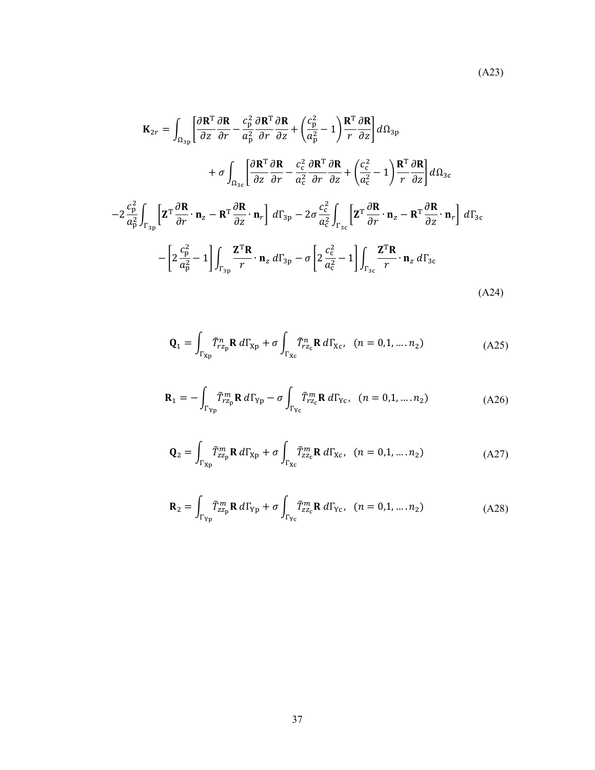(A23)

$$
\mathbf{K}_{2r} = \int_{\Omega_{3\mathrm{p}}} \left[ \frac{\partial \mathbf{R}^{\mathrm{T}}}{\partial z} \frac{\partial \mathbf{R}}{\partial r} - \frac{c_{\mathrm{p}}^2}{a_{\mathrm{p}}^2} \frac{\partial \mathbf{R}^{\mathrm{T}}}{\partial r} \frac{\partial \mathbf{R}}{\partial z} + \left( \frac{c_{\mathrm{p}}^2}{a_{\mathrm{p}}^2} - 1 \right) \frac{\mathbf{R}^{\mathrm{T}}}{r} \frac{\partial \mathbf{R}}{\partial z} \right] d\Omega_{3\mathrm{p}}
$$

$$
+ \sigma \int_{\Omega_{3\mathrm{c}}} \left[ \frac{\partial \mathbf{R}^{\mathrm{T}}}{\partial z} \frac{\partial \mathbf{R}}{\partial r} - \frac{c_{\mathrm{c}}^2}{a_{\mathrm{c}}^2} \frac{\partial \mathbf{R}^{\mathrm{T}}}{\partial r} \frac{\partial \mathbf{R}}{\partial z} + \left( \frac{c_{\mathrm{c}}^2}{a_{\mathrm{c}}^2} - 1 \right) \frac{\mathbf{R}^{\mathrm{T}}}{r} \frac{\partial \mathbf{R}}{\partial z} \right] d\Omega_{3\mathrm{c}}
$$

$$
-2 \frac{c_{\mathrm{p}}^2}{a_{\mathrm{p}}^2} \int_{\Gamma_{3\mathrm{p}}} \left[ \mathbf{Z}^{\mathrm{T}} \frac{\partial \mathbf{R}}{\partial r} \cdot \mathbf{n}_z - \mathbf{R}^{\mathrm{T}} \frac{\partial \mathbf{R}}{\partial z} \cdot \mathbf{n}_r \right] \, d\Gamma_{3\mathrm{p}} - 2\sigma \frac{c_{\mathrm{c}}^2}{a_{\mathrm{c}}^2} \int_{\Gamma_{3\mathrm{c}}} \left[ \mathbf{Z}^{\mathrm{T}} \frac{\partial \mathbf{R}}{\partial r} \cdot \mathbf{n}_z - \mathbf{R}^{\mathrm{T}} \frac{\partial \mathbf{R}}{\partial z} \cdot \mathbf{n}_r \right] \, d\Gamma_{3\mathrm{c}}
$$

$$
- \left[ 2 \frac{c_{\mathrm{p}}^2}{a_{\mathrm{p}}^2} - 1 \right] \int_{\Gamma_{3\mathrm{p}}} \frac{\mathbf{Z}^{\mathrm{T}} \mathbf{R}}{r} \cdot \mathbf{n}_z \, d\Gamma_{3\mathrm{p}} - \sigma \left[ 2 \frac{c_{\mathrm{c}}^2}{a_{\mathrm{c}}^2} - 1 \right] \int_{\Gamma_{3\mathrm{c}}} \frac{\mathbf{Z}^{\mathrm{T}} \mathbf{R}}{r} \cdot \mathbf{n}_z \, d\Gamma_{3\mathrm{c}}
$$

(A24)

$$
\mathbf{Q}_1 = \int_{\Gamma_{\mathrm{Xp}}} \tilde{T}_{rz_{\mathrm{p}}}^{n} \mathbf{R} \, d\Gamma_{\mathrm{Xp}} + \sigma \int_{\Gamma_{\mathrm{Xc}}} \tilde{T}_{rz_{\mathrm{c}}}^{n} \mathbf{R} \, d\Gamma_{\mathrm{Xc}}, \quad (n = 0,1, \ldots . n_2) \tag{A25}
$$

$$
\mathbf{R}_1 = -\int_{\Gamma_{\mathrm{Yp}}} \tilde{T}_{rz_{\mathrm{p}}}^{m} \mathbf{R} \, d\Gamma_{\mathrm{Yp}} - \sigma \int_{\Gamma_{\mathrm{Yc}}} \tilde{T}_{rz_{\mathrm{c}}}^{m} \mathbf{R} \, d\Gamma_{\mathrm{Yc}}, \quad (n = 0,1, \ldots . n_2) \tag{A26}
$$

$$
\mathbf{Q}_2 = \int_{\Gamma_{\mathrm{Xp}}} \tilde{T}_{zz_{\mathrm{p}}}^{m} \mathbf{R} \, d\Gamma_{\mathrm{Xp}} + \sigma \int_{\Gamma_{\mathrm{Xc}}} \tilde{T}_{zz_{\mathrm{c}}}^{m} \mathbf{R} \, d\Gamma_{\mathrm{Xc}}, \quad (n = 0,1, \ldots . n_2) \tag{A27}
$$

$$
\mathbf{R}_2 = \int_{\Gamma_{\mathrm{Yp}}} \tilde{T}_{zz_{\mathrm{p}}}^{m} \mathbf{R} \, d\Gamma_{\mathrm{Yp}} + \sigma \int_{\Gamma_{\mathrm{Yc}}} \tilde{T}_{zz_{\mathrm{c}}}^{m} \mathbf{R} \, d\Gamma_{\mathrm{Yc}}, \quad (n = 0,1, \ldots . n_2) \tag{A28}
$$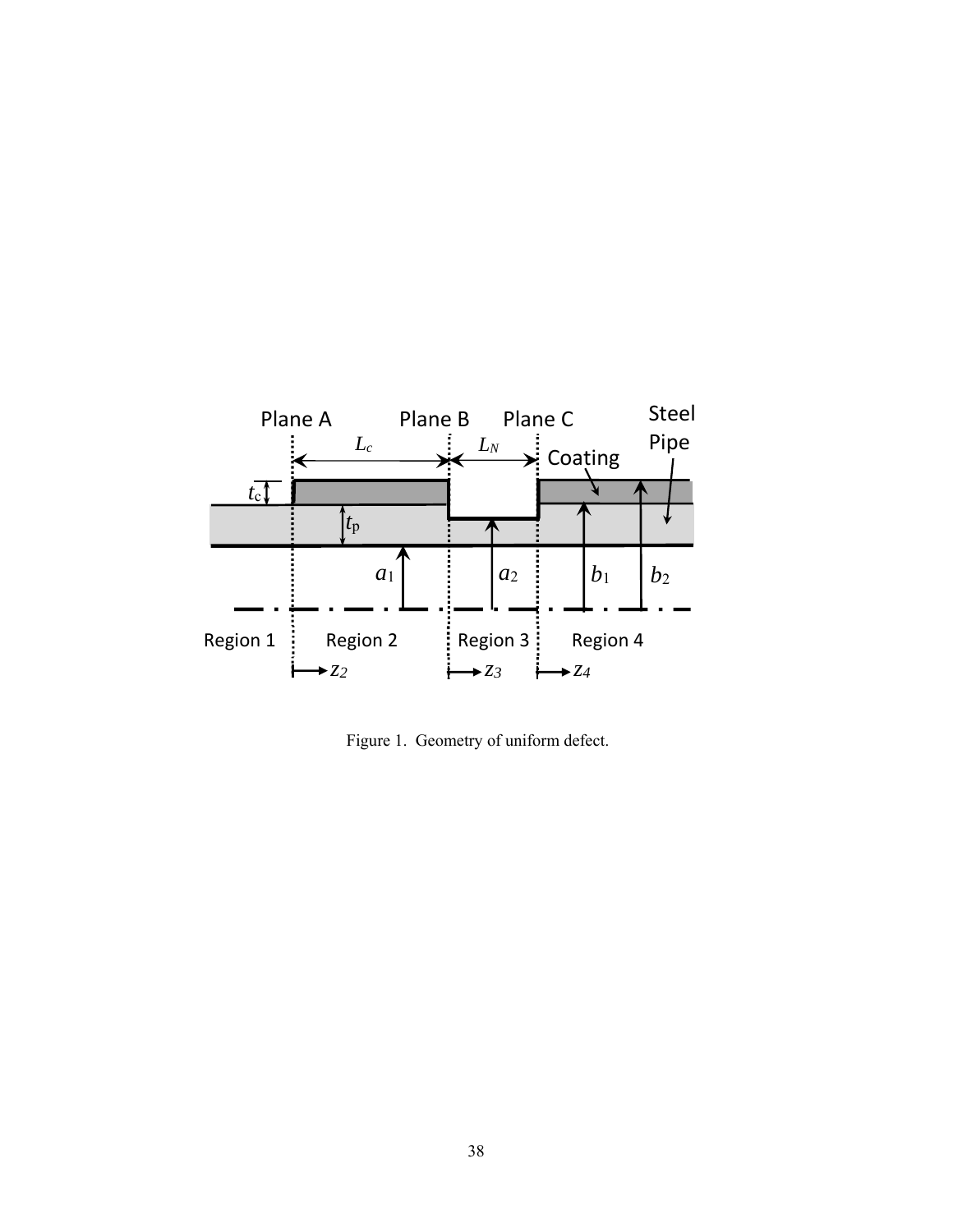Figure 1. Geometry of uniform defect.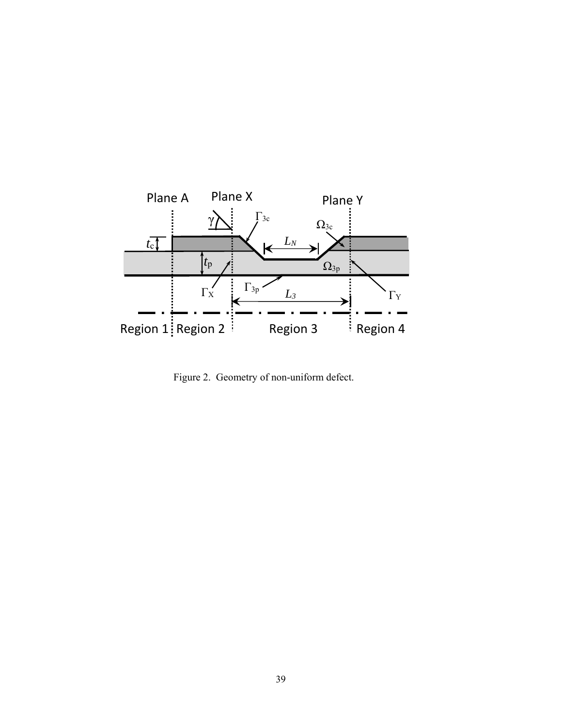Figure 2. Geometry of non-uniform defect.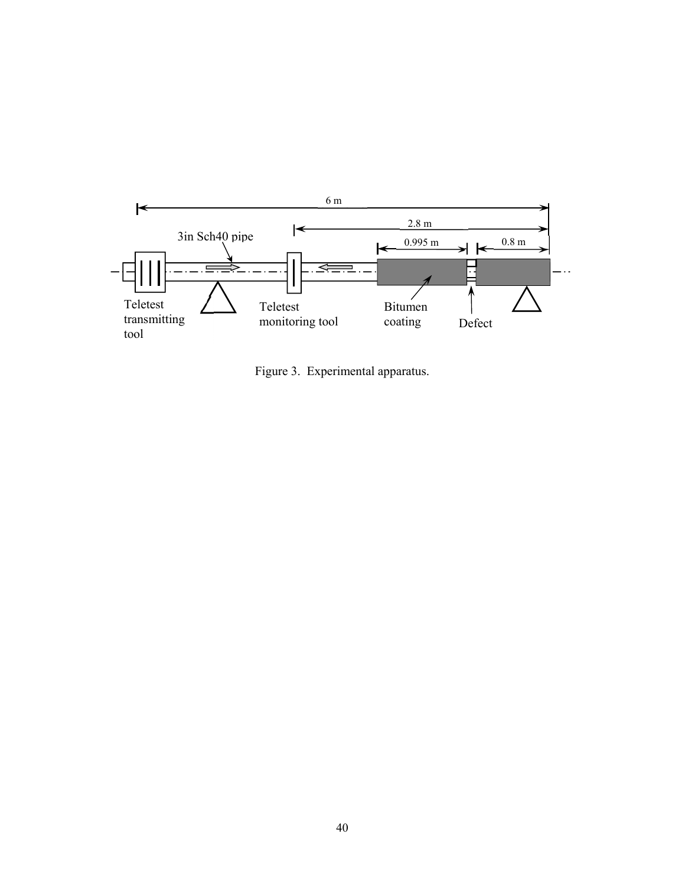Figure 3. Experimental apparatus.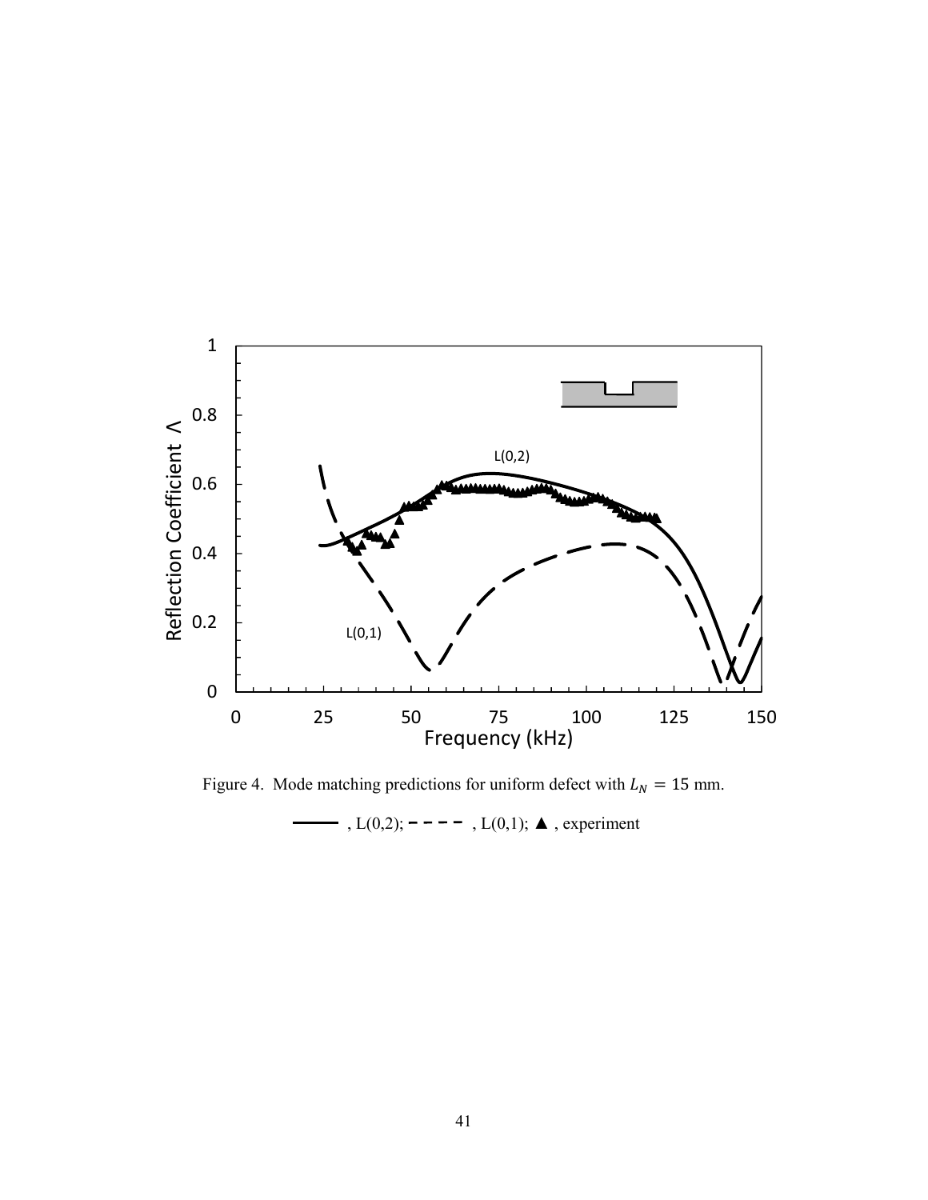Figure 4. Mode matching predictions for uniform defect with $L_N = 15$ mm.

——— , L(0,2); – – – – , L(0,1); ▲ , experiment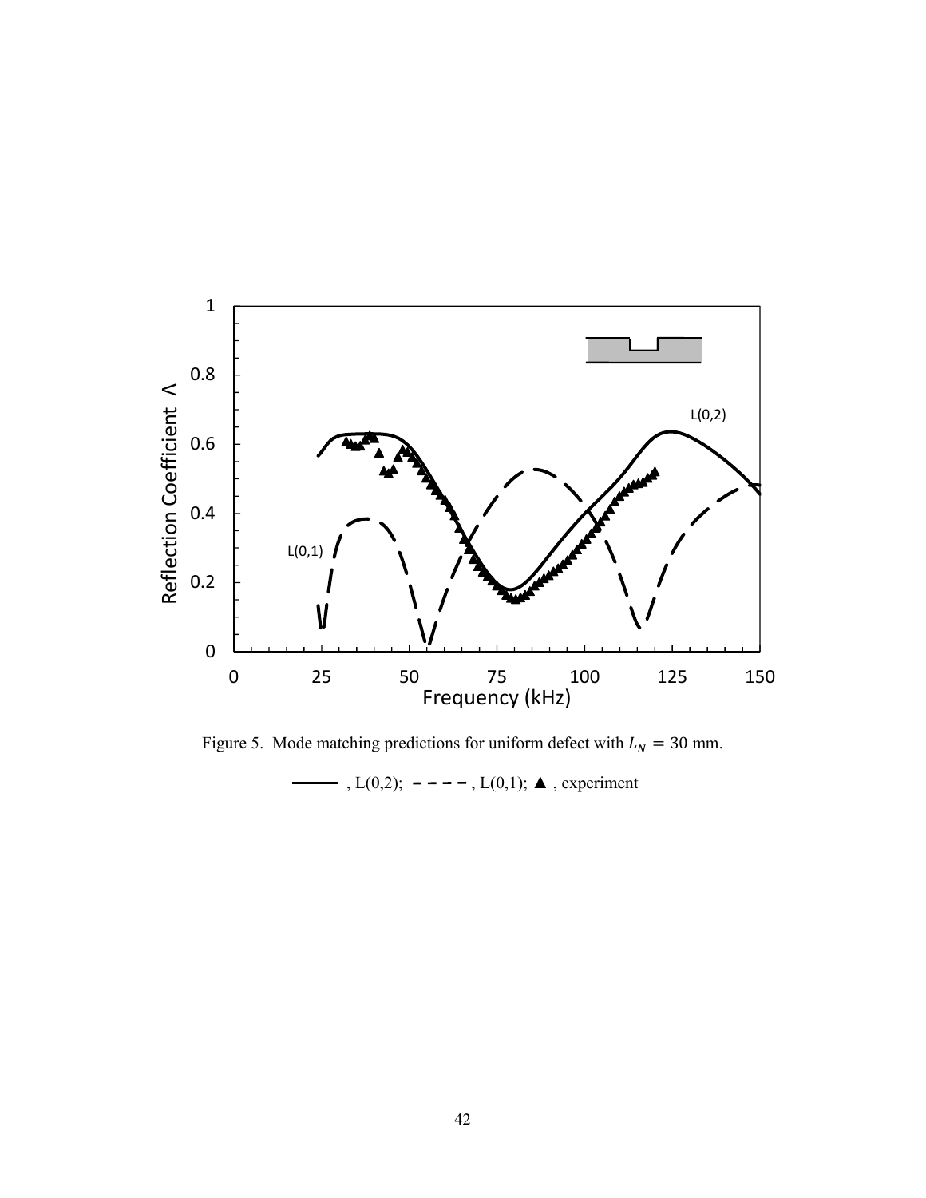Figure 5. Mode matching predictions for uniform defect with $L_N = 30$ mm.

———, L(0,2); - - - -, L(0,1); ▲, experiment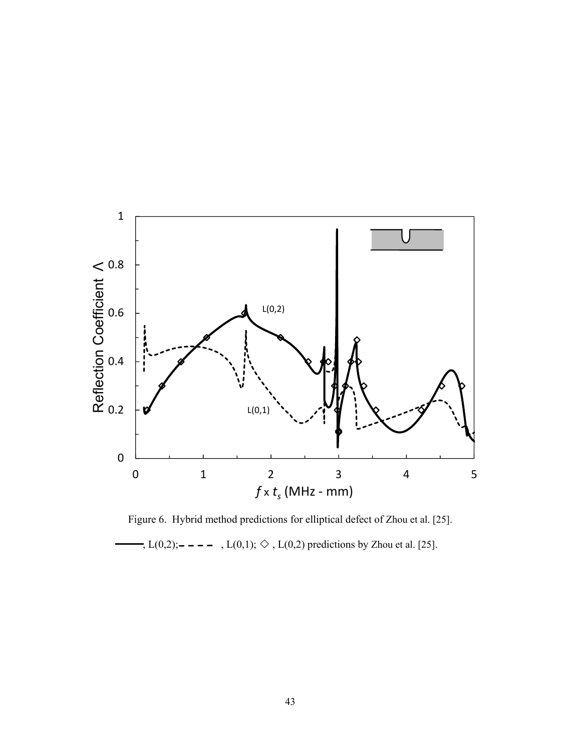Figure 6. Hybrid method predictions for elliptical defect of Zhou et al. [25].

———, L(0,2); – – – – , L(0,1); ◇ , L(0,2) predictions by Zhou et al. [25].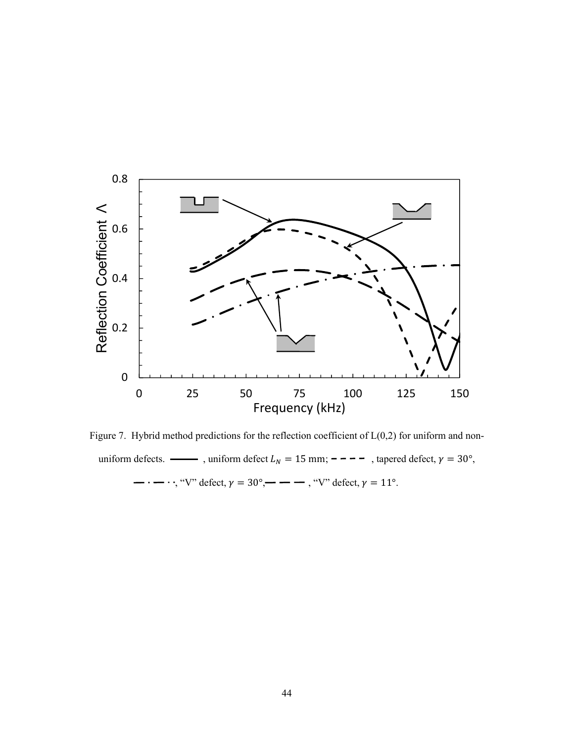Figure 7. Hybrid method predictions for the reflection coefficient of L(0,2) for uniform and non-uniform defects. ——— , uniform defect $L_N = 15$ mm; – – – – , tapered defect, $\gamma = 30°$, —·—·, "V" defect, $\gamma = 30°$, — — — , "V" defect, $\gamma = 11°$.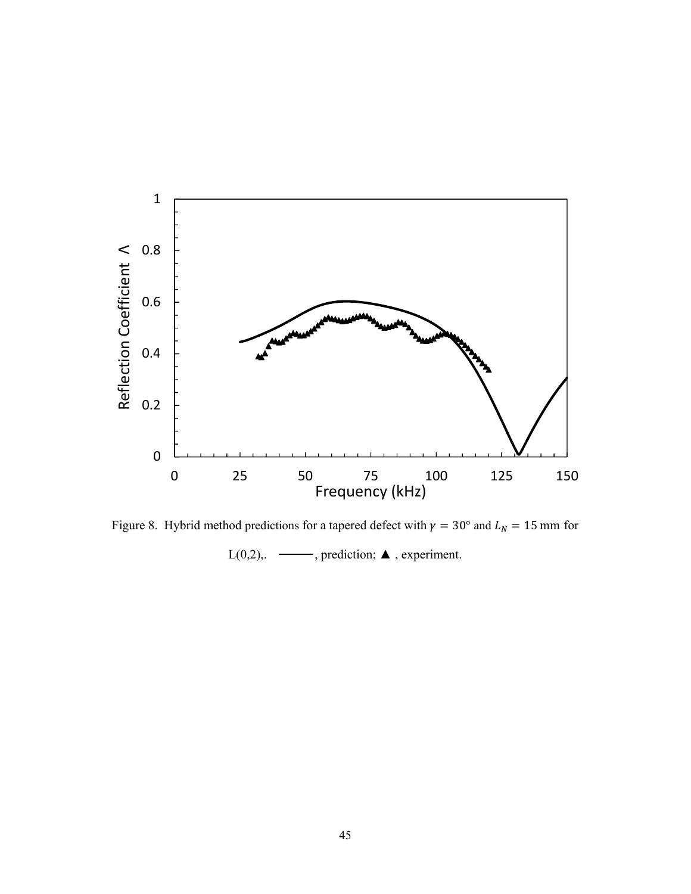Figure 8. Hybrid method predictions for a tapered defect with $\gamma = 30°$ and $L_N = 15$ mm for L(0,2),. ———, prediction; ▲ , experiment.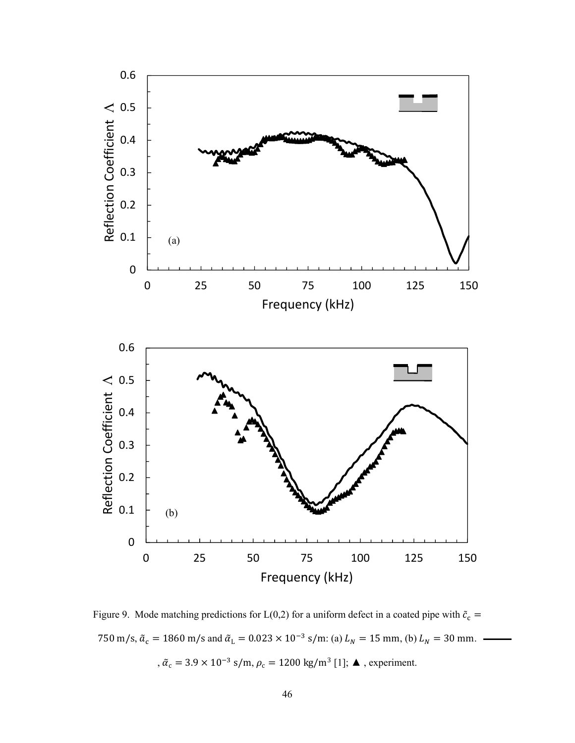Figure 9. Mode matching predictions for L(0,2) for a uniform defect in a coated pipe with $\tilde{c}_{\mathrm{c}} = 750$ m/s, $\tilde{a}_{\mathrm{c}} = 1860$ m/s and $\tilde{\alpha}_{\mathrm{L}} = 0.023 \times 10^{-3}$ s/m: (a) $L_N = 15$ mm, (b) $L_N = 30$ mm. ——— , $\tilde{\alpha}_{\mathrm{c}} = 3.9 \times 10^{-3}$ s/m, $\rho_{\mathrm{c}} = 1200$ kg/m$^3$ [1]; ▲ , experiment.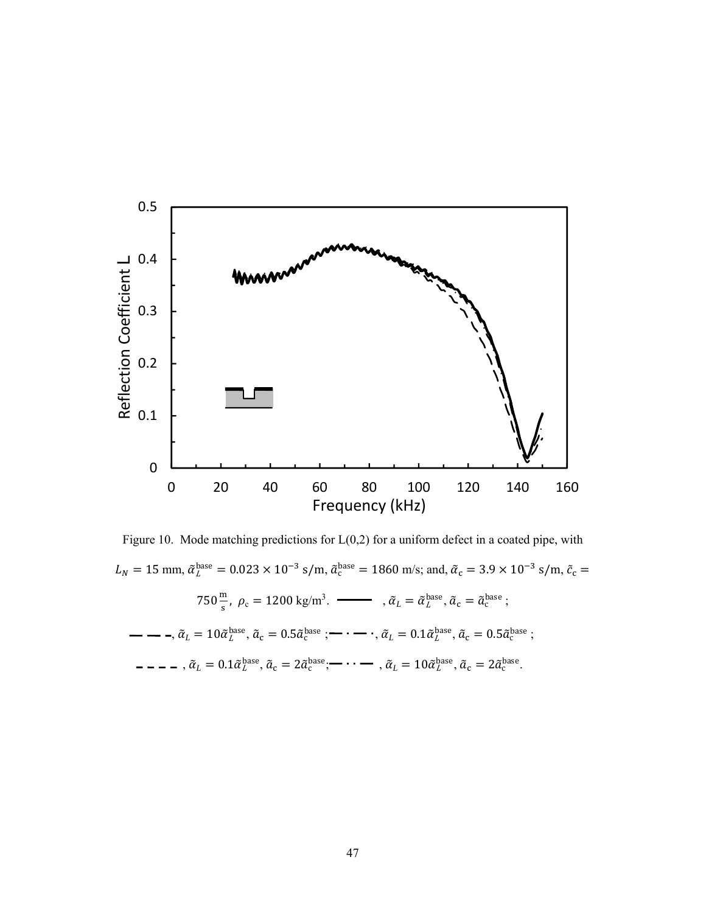Figure 10. Mode matching predictions for L(0,2) for a uniform defect in a coated pipe, with $L_N = 15$ mm, $\tilde{\alpha}_L^{\text{base}} = 0.023 \times 10^{-3}$ s/m, $\tilde{\alpha}_{\text{c}}^{\text{base}} = 1860$ m/s; and, $\tilde{\alpha}_{\text{c}} = 3.9 \times 10^{-3}$ s/m, $\tilde{c}_{\text{c}} = 750\,\frac{\text{m}}{\text{s}}$, $\rho_{\text{c}} = 1200$ kg/m$^3$. ——— , $\tilde{\alpha}_L = \tilde{\alpha}_L^{\text{base}}$, $\tilde{\alpha}_{\text{c}} = \tilde{\alpha}_{\text{c}}^{\text{base}}$ ; — — -, $\tilde{\alpha}_L = 10\tilde{\alpha}_L^{\text{base}}$, $\tilde{\alpha}_{\text{c}} = 0.5\tilde{\alpha}_{\text{c}}^{\text{base}}$ ; — · — ·, $\tilde{\alpha}_L = 0.1\tilde{\alpha}_L^{\text{base}}$, $\tilde{\alpha}_{\text{c}} = 0.5\tilde{\alpha}_{\text{c}}^{\text{base}}$ ; - - - - , $\tilde{\alpha}_L = 0.1\tilde{\alpha}_L^{\text{base}}$, $\tilde{\alpha}_{\text{c}} = 2\tilde{\alpha}_{\text{c}}^{\text{base}}$; — · · — , $\tilde{\alpha}_L = 10\tilde{\alpha}_L^{\text{base}}$, $\tilde{\alpha}_{\text{c}} = 2\tilde{\alpha}_{\text{c}}^{\text{base}}$.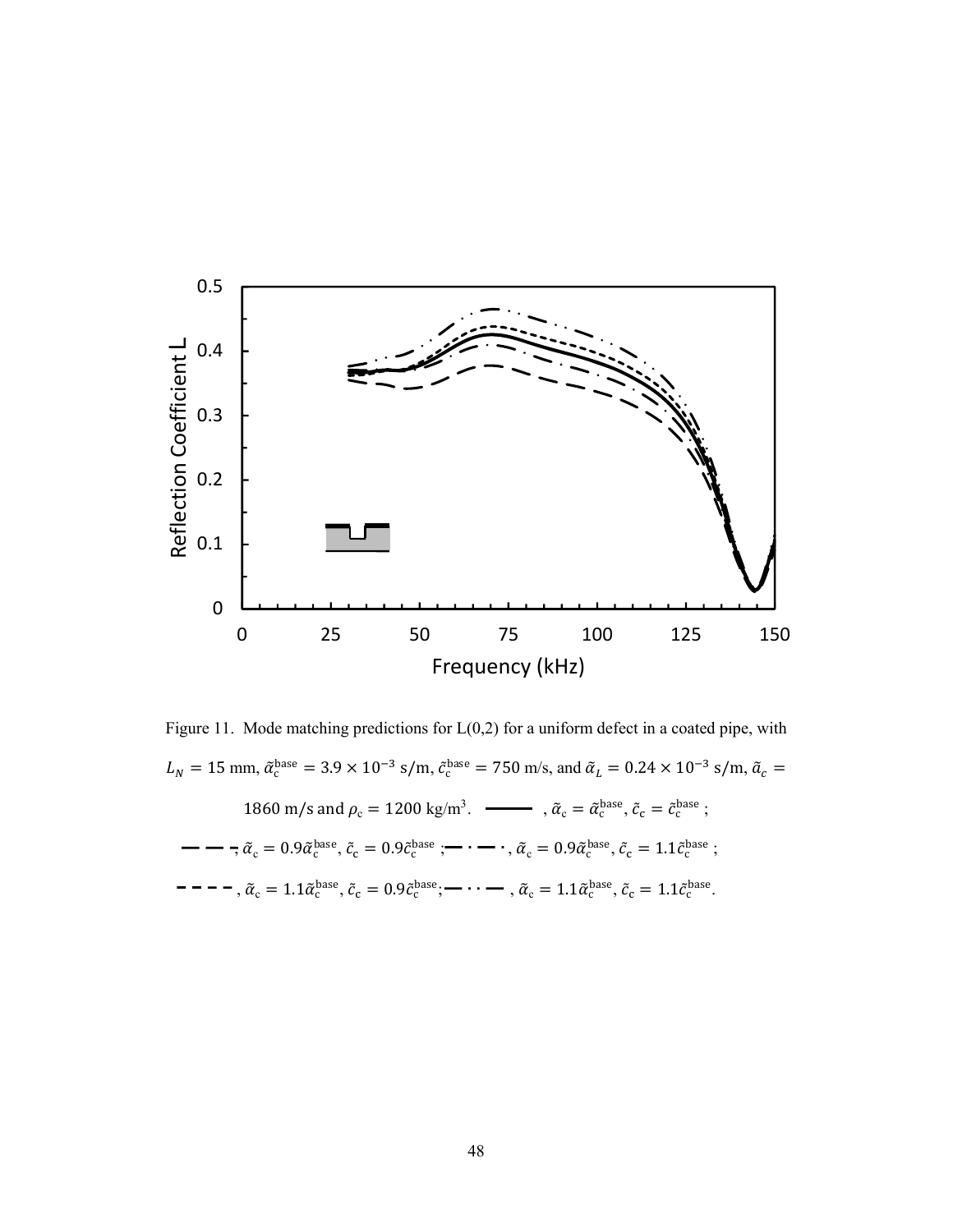Figure 11. Mode matching predictions for L(0,2) for a uniform defect in a coated pipe, with $L_N = 15$ mm, $\tilde{\alpha}_c^{\text{base}} = 3.9 \times 10^{-3}$ s/m, $\tilde{c}_c^{\text{base}} = 750$ m/s, and $\tilde{\alpha}_L = 0.24 \times 10^{-3}$ s/m, $\tilde{a}_c = 1860$ m/s and $\rho_c = 1200$ kg/m$^3$. ——— , $\tilde{\alpha}_c = \tilde{\alpha}_c^{\text{base}}$, $\tilde{c}_c = \tilde{c}_c^{\text{base}}$ ; — — —, $\tilde{\alpha}_c = 0.9\tilde{\alpha}_c^{\text{base}}$, $\tilde{c}_c = 0.9\tilde{c}_c^{\text{base}}$ ; — · — ·, $\tilde{\alpha}_c = 0.9\tilde{\alpha}_c^{\text{base}}$, $\tilde{c}_c = 1.1\tilde{c}_c^{\text{base}}$ ; - - - -, $\tilde{\alpha}_c = 1.1\tilde{\alpha}_c^{\text{base}}$, $\tilde{c}_c = 0.9\tilde{c}_c^{\text{base}}$; — · · —, $\tilde{\alpha}_c = 1.1\tilde{\alpha}_c^{\text{base}}$, $\tilde{c}_c = 1.1\tilde{c}_c^{\text{base}}$.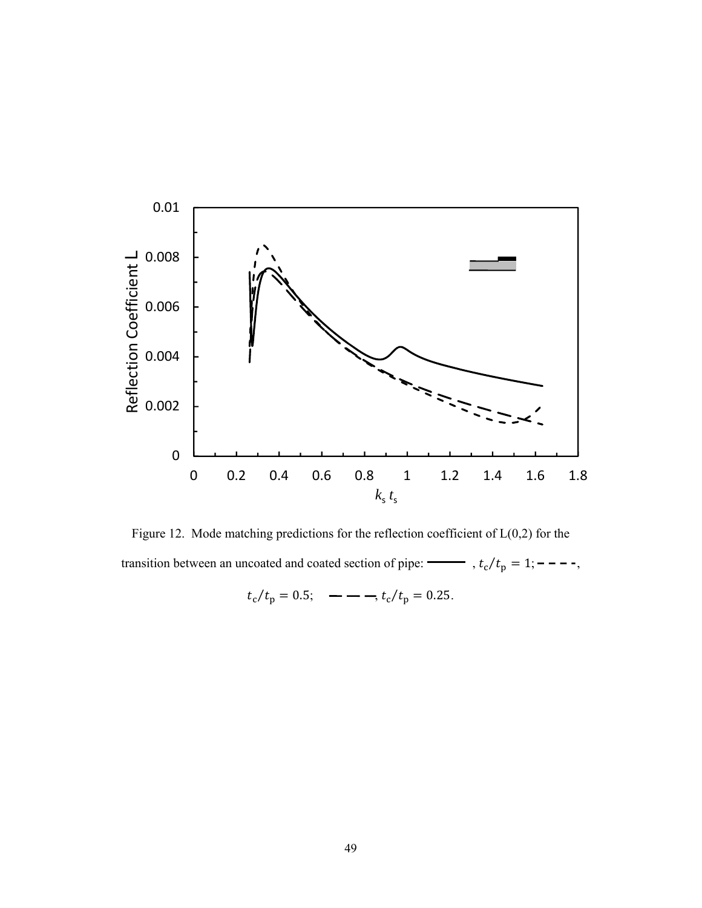Figure 12. Mode matching predictions for the reflection coefficient of L(0,2) for the transition between an uncoated and coated section of pipe: ———, $t_c/t_p = 1$; - - - -, $t_c/t_p = 0.5$; — — —, $t_c/t_p = 0.25$.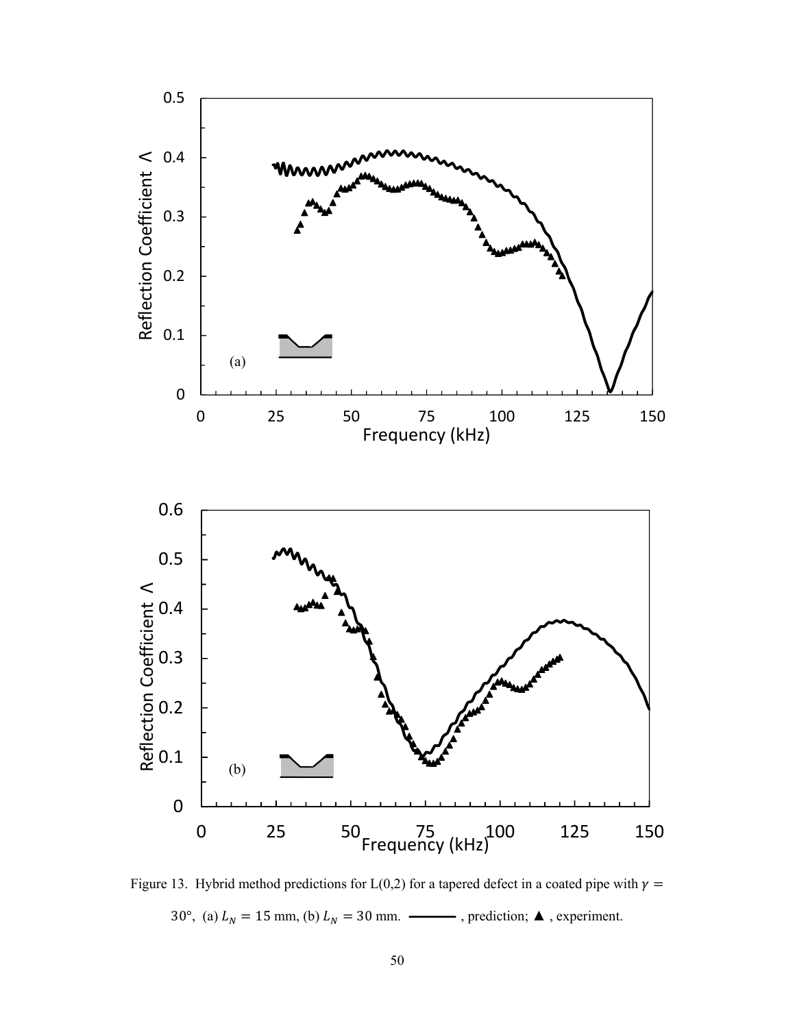0.5
0.4
0.3
0.2
0.1
0
Reflection Coefficient Λ
(a)
0 25 50 75 100 125 150
Frequency (kHz)

0.6
0.5
0.4
0.3
0.2
0.1
0
Reflection Coefficient Λ
(b)
0 25 50 75 100 125 150
Frequency (kHz)

Figure 13. Hybrid method predictions for L(0,2) for a tapered defect in a coated pipe with $\gamma = 30°$, (a) $L_N = 15$ mm, (b) $L_N = 30$ mm. ———— , prediction; ▲ , experiment.